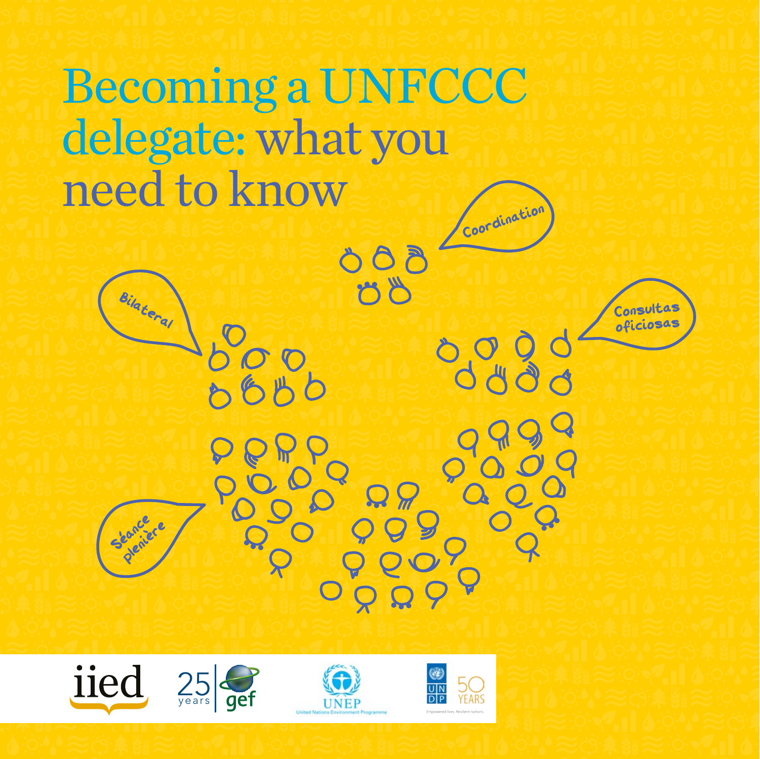# Becoming a UNFCCC delegate: what you need to know

Coordination

Bilateral

Consultas oficiosas

Séance plenière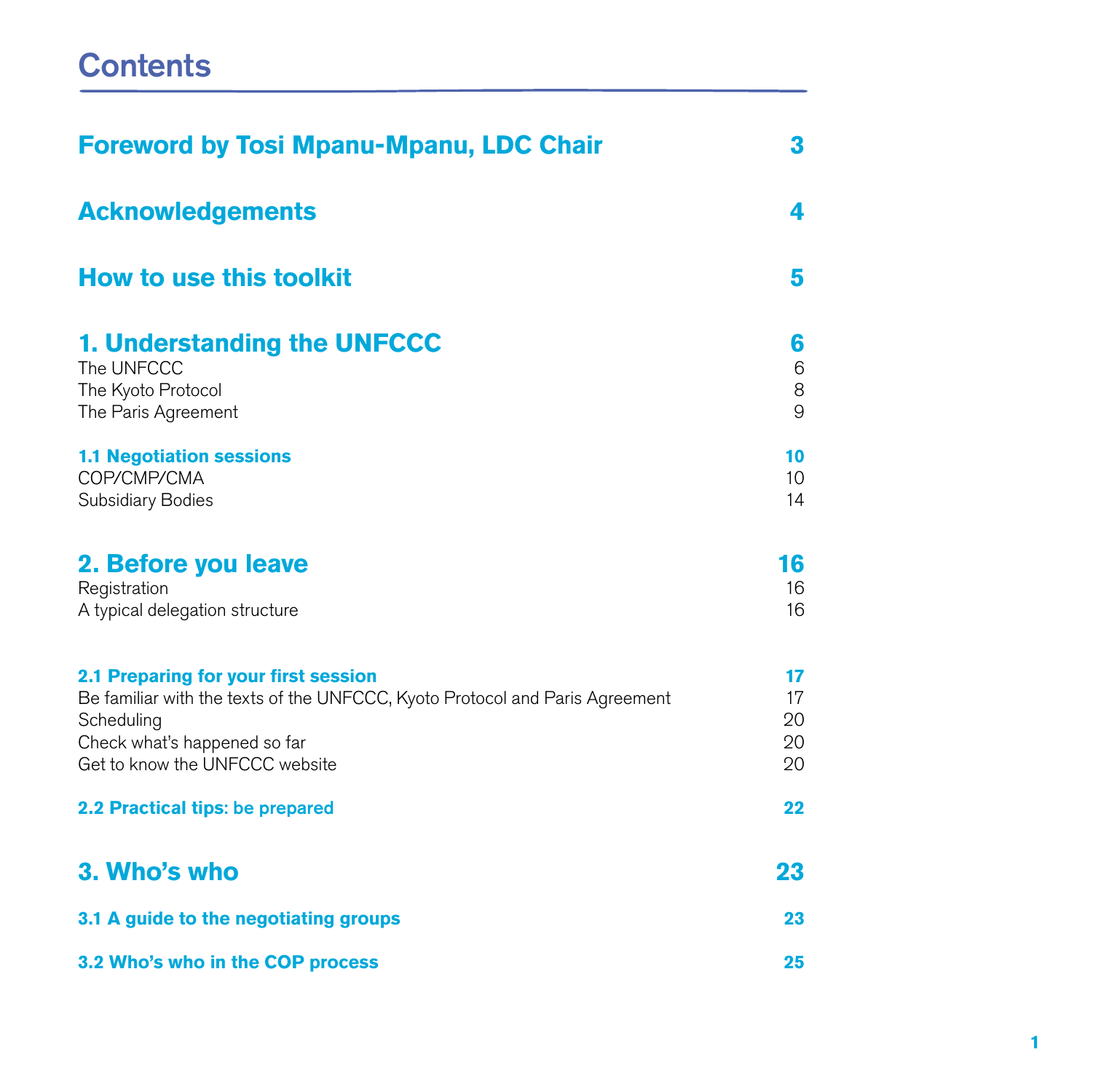# Contents

| | |
|---|---|
| **Foreword by Tosi Mpanu-Mpanu, LDC Chair** | **3** |
| **Acknowledgements** | **4** |
| **How to use this toolkit** | **5** |
| **1. Understanding the UNFCCC** | **6** |
| The UNFCCC | 6 |
| The Kyoto Protocol | 8 |
| The Paris Agreement | 9 |
| **1.1 Negotiation sessions** | **10** |
| COP/CMP/CMA | 10 |
| Subsidiary Bodies | 14 |
| **2. Before you leave** | **16** |
| Registration | 16 |
| A typical delegation structure | 16 |
| **2.1 Preparing for your first session** | **17** |
| Be familiar with the texts of the UNFCCC, Kyoto Protocol and Paris Agreement | 17 |
| Scheduling | 20 |
| Check what's happened so far | 20 |
| Get to know the UNFCCC website | 20 |
| **2.2 Practical tips: be prepared** | **22** |
| **3. Who's who** | **23** |
| **3.1 A guide to the negotiating groups** | **23** |
| **3.2 Who's who in the COP process** | **25** |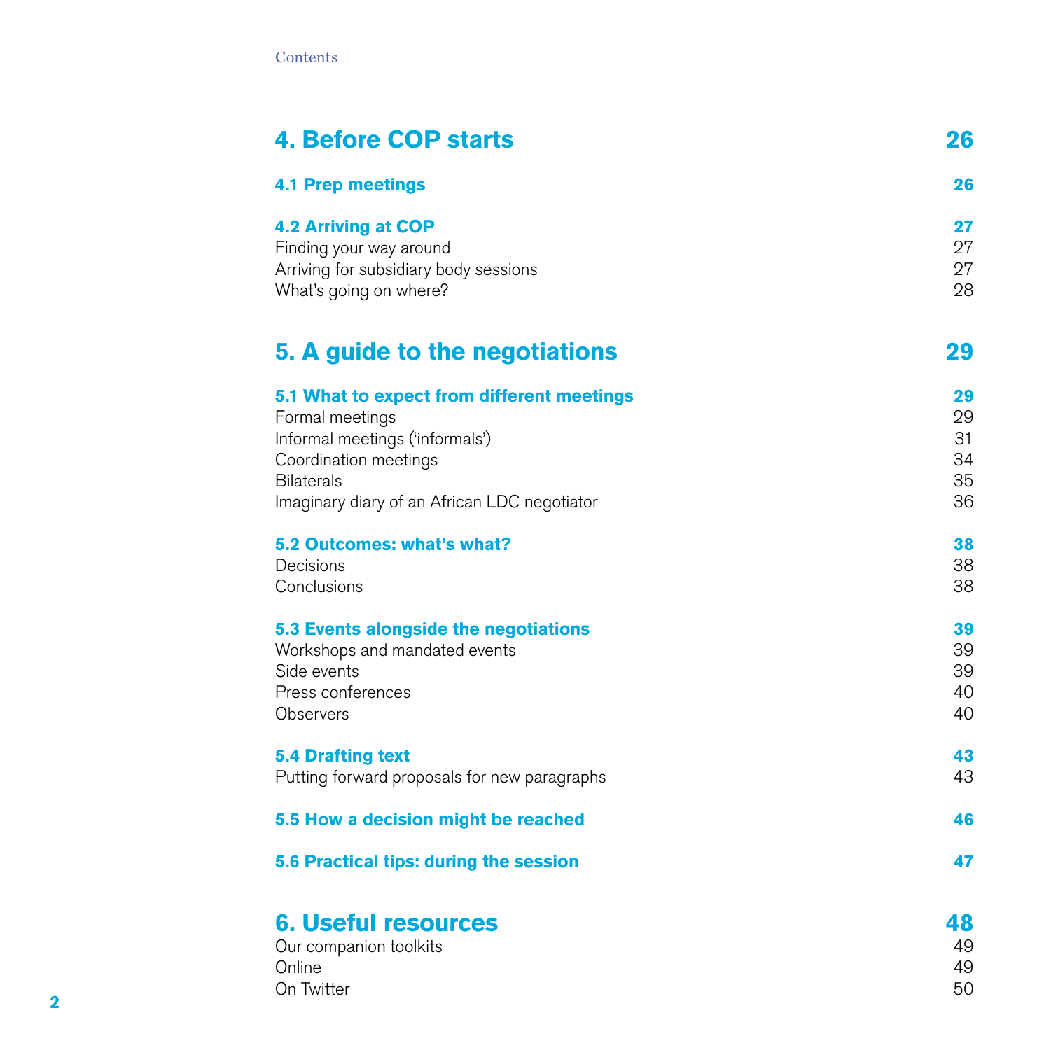Contents

| | |
|---|---|
| **4. Before COP starts** | **26** |
| **4.1 Prep meetings** | **26** |
| **4.2 Arriving at COP** | **27** |
| Finding your way around | 27 |
| Arriving for subsidiary body sessions | 27 |
| What's going on where? | 28 |
| **5. A guide to the negotiations** | **29** |
| **5.1 What to expect from different meetings** | **29** |
| Formal meetings | 29 |
| Informal meetings ('informals') | 31 |
| Coordination meetings | 34 |
| Bilaterals | 35 |
| Imaginary diary of an African LDC negotiator | 36 |
| **5.2 Outcomes: what's what?** | **38** |
| Decisions | 38 |
| Conclusions | 38 |
| **5.3 Events alongside the negotiations** | **39** |
| Workshops and mandated events | 39 |
| Side events | 39 |
| Press conferences | 40 |
| Observers | 40 |
| **5.4 Drafting text** | **43** |
| Putting forward proposals for new paragraphs | 43 |
| **5.5 How a decision might be reached** | **46** |
| **5.6 Practical tips: during the session** | **47** |
| **6. Useful resources** | **48** |
| Our companion toolkits | 49 |
| Online | 49 |
| On Twitter | 50 |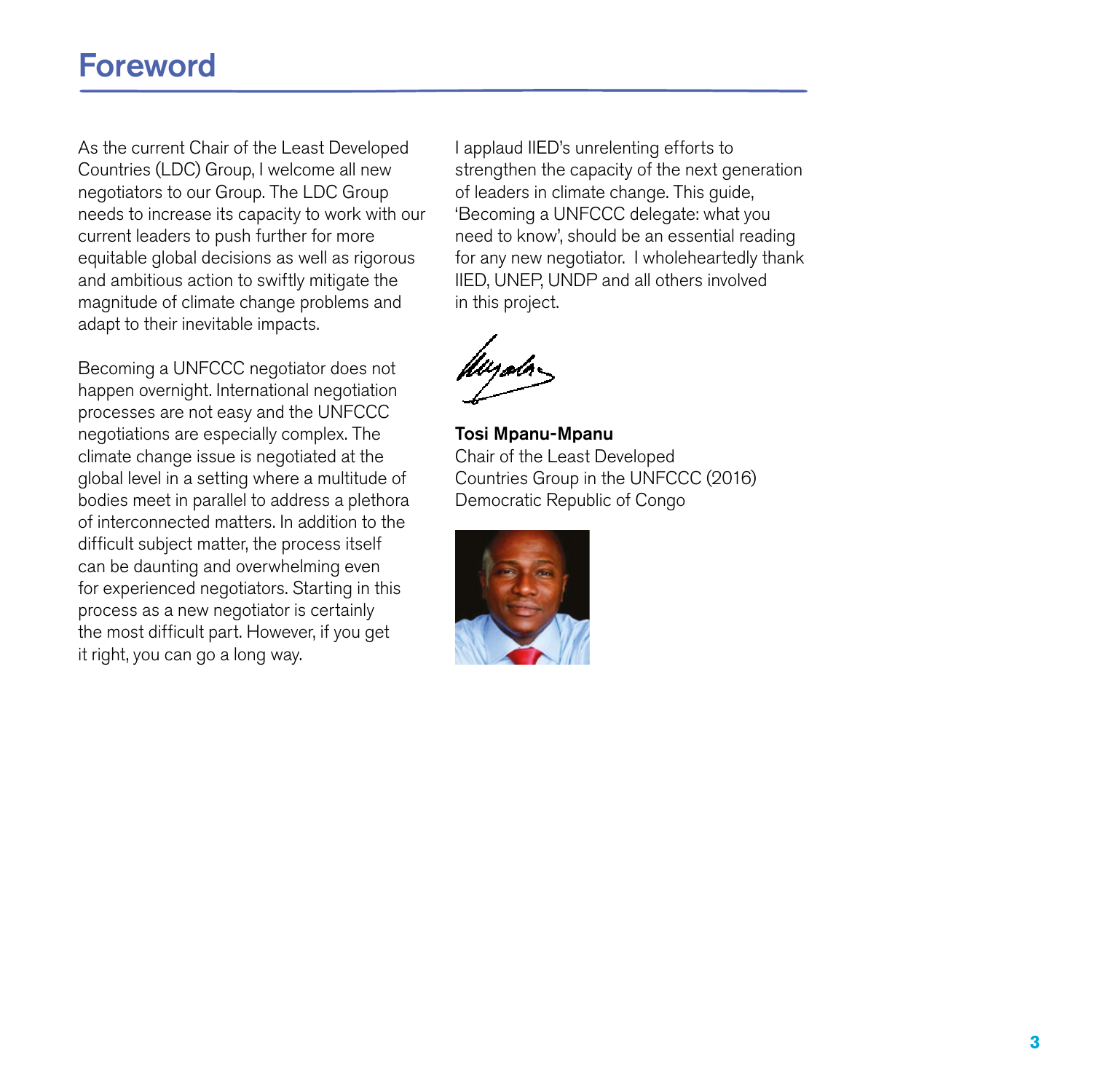# Foreword

As the current Chair of the Least Developed Countries (LDC) Group, I welcome all new negotiators to our Group. The LDC Group needs to increase its capacity to work with our current leaders to push further for more equitable global decisions as well as rigorous and ambitious action to swiftly mitigate the magnitude of climate change problems and adapt to their inevitable impacts.

Becoming a UNFCCC negotiator does not happen overnight. International negotiation processes are not easy and the UNFCCC negotiations are especially complex. The climate change issue is negotiated at the global level in a setting where a multitude of bodies meet in parallel to address a plethora of interconnected matters. In addition to the difficult subject matter, the process itself can be daunting and overwhelming even for experienced negotiators. Starting in this process as a new negotiator is certainly the most difficult part. However, if you get it right, you can go a long way.

I applaud IIED's unrelenting efforts to strengthen the capacity of the next generation of leaders in climate change. This guide, 'Becoming a UNFCCC delegate: what you need to know', should be an essential reading for any new negotiator. I wholeheartedly thank IIED, UNEP, UNDP and all others involved in this project.

**Tosi Mpanu-Mpanu**
Chair of the Least Developed Countries Group in the UNFCCC (2016)
Democratic Republic of Congo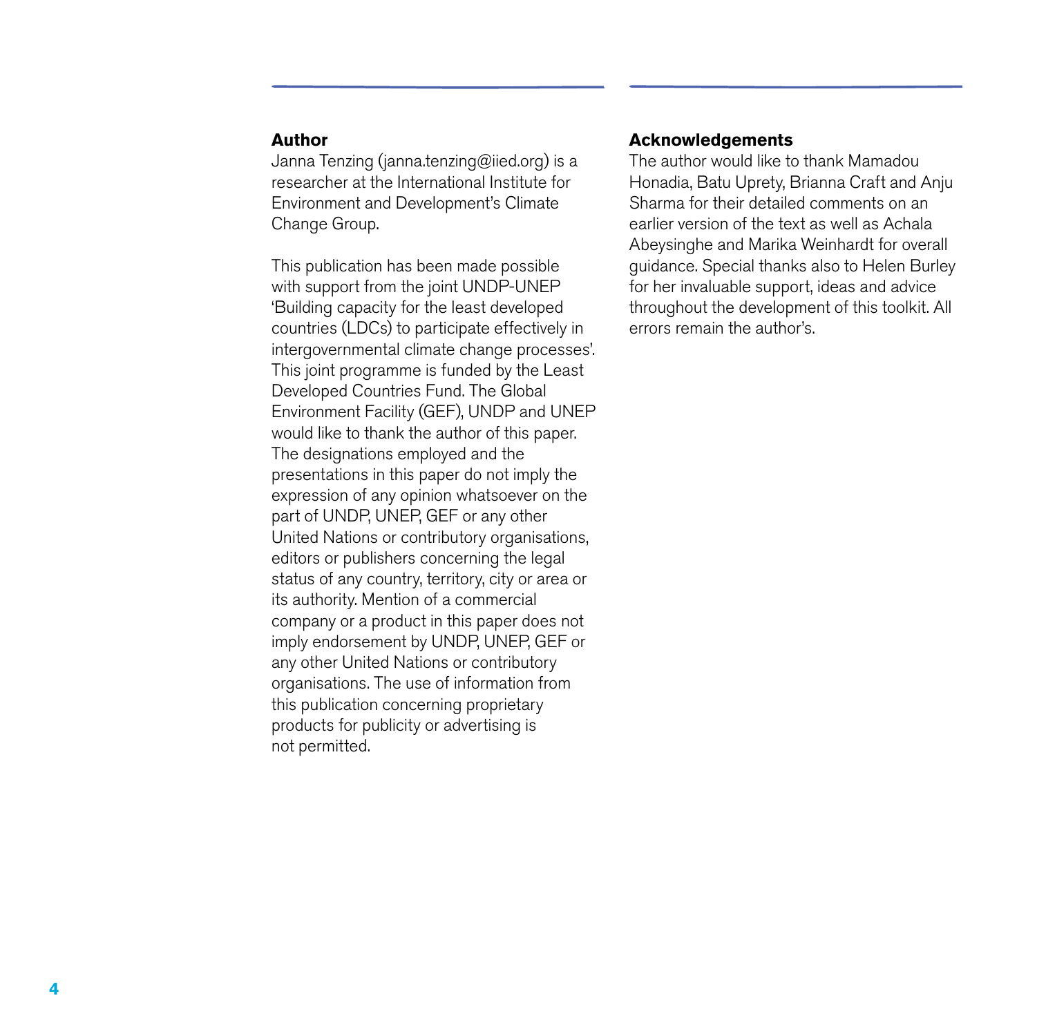## Author

Janna Tenzing (janna.tenzing@iied.org) is a researcher at the International Institute for Environment and Development's Climate Change Group.

This publication has been made possible with support from the joint UNDP-UNEP 'Building capacity for the least developed countries (LDCs) to participate effectively in intergovernmental climate change processes'. This joint programme is funded by the Least Developed Countries Fund. The Global Environment Facility (GEF), UNDP and UNEP would like to thank the author of this paper. The designations employed and the presentations in this paper do not imply the expression of any opinion whatsoever on the part of UNDP, UNEP, GEF or any other United Nations or contributory organisations, editors or publishers concerning the legal status of any country, territory, city or area or its authority. Mention of a commercial company or a product in this paper does not imply endorsement by UNDP, UNEP, GEF or any other United Nations or contributory organisations. The use of information from this publication concerning proprietary products for publicity or advertising is not permitted.

## Acknowledgements

The author would like to thank Mamadou Honadia, Batu Uprety, Brianna Craft and Anju Sharma for their detailed comments on an earlier version of the text as well as Achala Abeysinghe and Marika Weinhardt for overall guidance. Special thanks also to Helen Burley for her invaluable support, ideas and advice throughout the development of this toolkit. All errors remain the author's.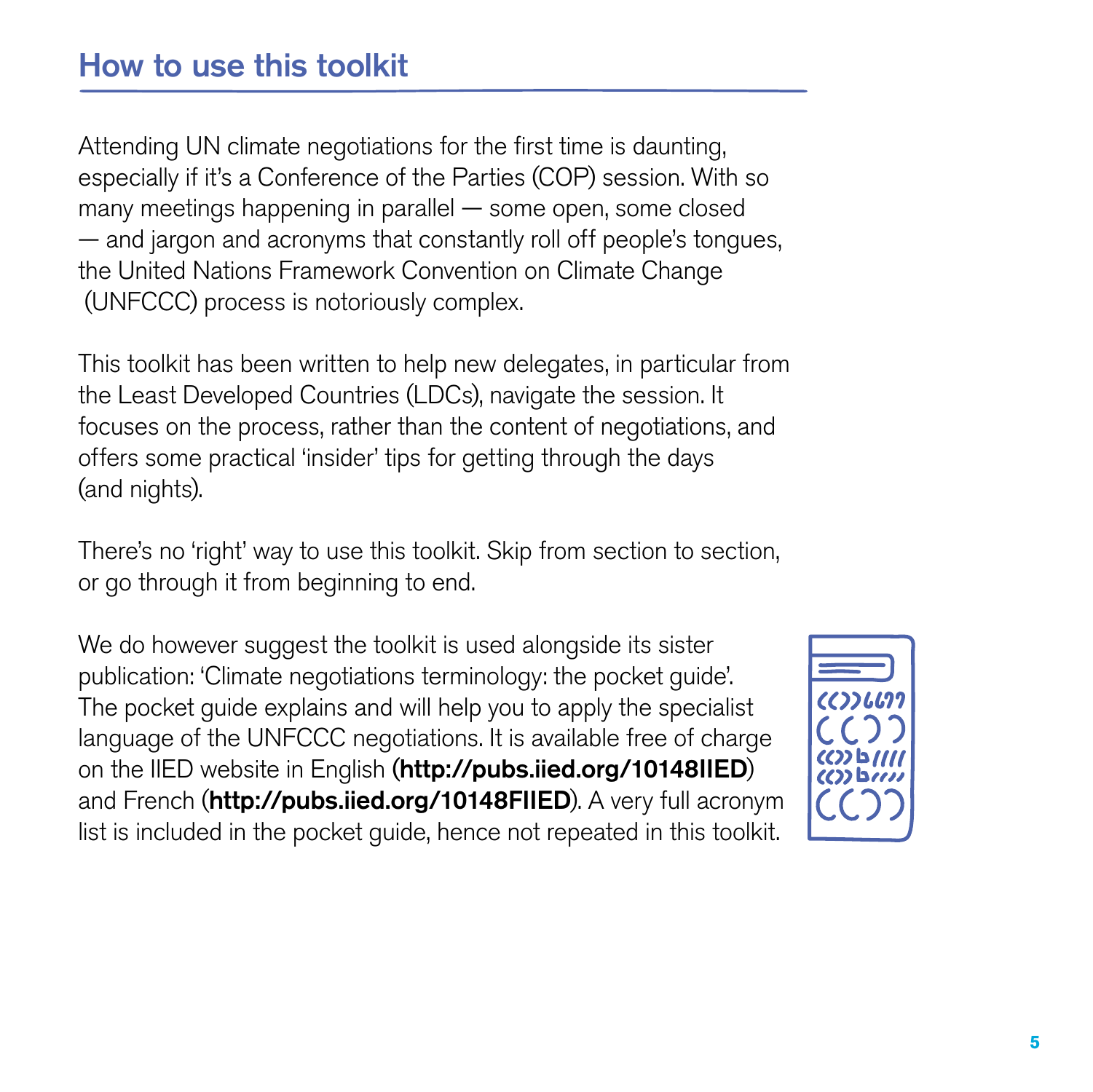## How to use this toolkit

Attending UN climate negotiations for the first time is daunting, especially if it's a Conference of the Parties (COP) session. With so many meetings happening in parallel — some open, some closed — and jargon and acronyms that constantly roll off people's tongues, the United Nations Framework Convention on Climate Change (UNFCCC) process is notoriously complex.

This toolkit has been written to help new delegates, in particular from the Least Developed Countries (LDCs), navigate the session. It focuses on the process, rather than the content of negotiations, and offers some practical 'insider' tips for getting through the days (and nights).

There's no 'right' way to use this toolkit. Skip from section to section, or go through it from beginning to end.

We do however suggest the toolkit is used alongside its sister publication: 'Climate negotiations terminology: the pocket guide'. The pocket guide explains and will help you to apply the specialist language of the UNFCCC negotiations. It is available free of charge on the IIED website in English (**http://pubs.iied.org/10148IIED**) and French (**http://pubs.iied.org/10148FIIED**). A very full acronym list is included in the pocket guide, hence not repeated in this toolkit.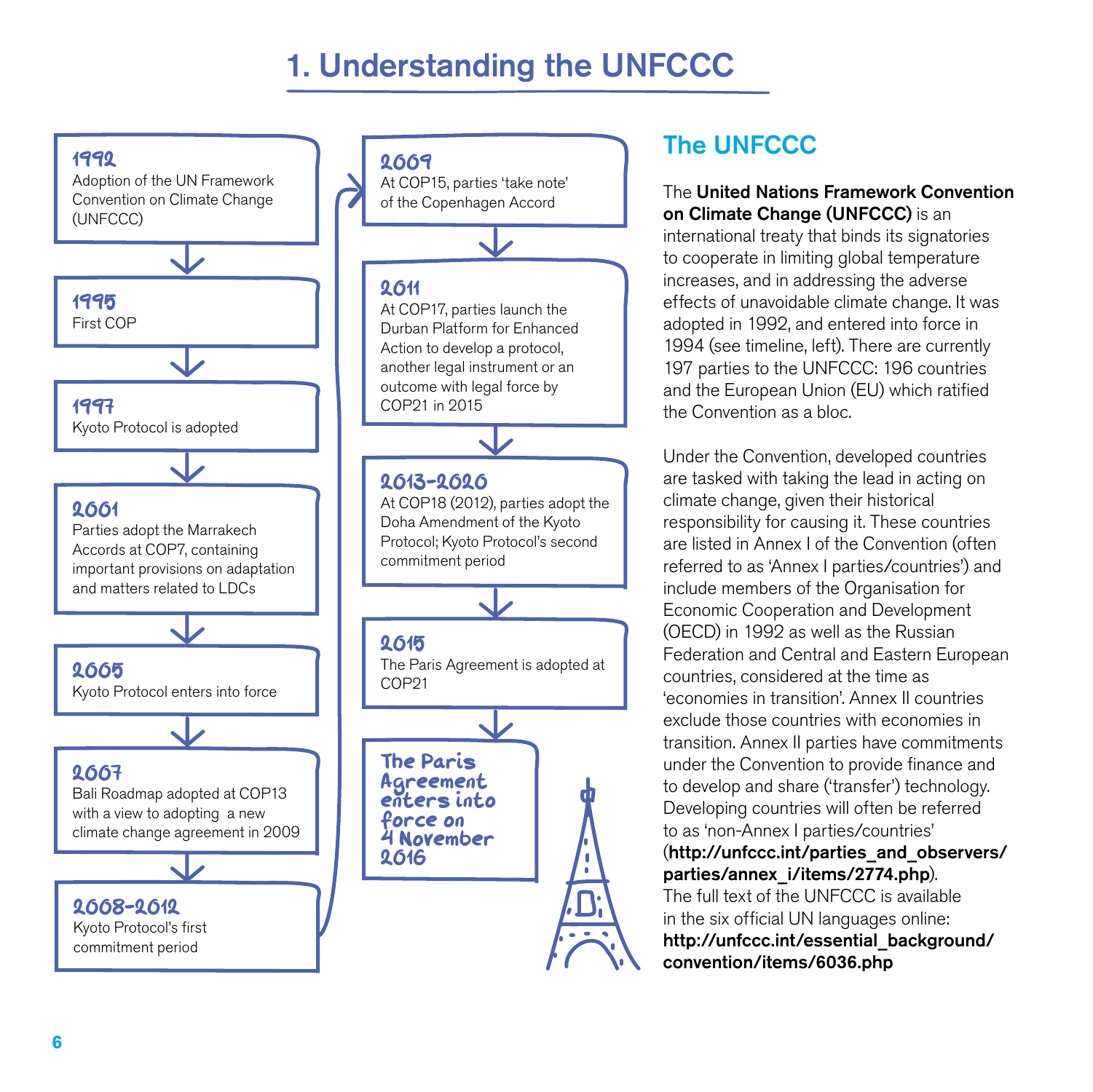# 1. Understanding the UNFCCC

**1992**
Adoption of the UN Framework Convention on Climate Change (UNFCCC)

**1995**
First COP

**1997**
Kyoto Protocol is adopted

**2001**
Parties adopt the Marrakech Accords at COP7, containing important provisions on adaptation and matters related to LDCs

**2005**
Kyoto Protocol enters into force

**2007**
Bali Roadmap adopted at COP13 with a view to adopting a new climate change agreement in 2009

**2008-2012**
Kyoto Protocol's first commitment period

**2009**
At COP15, parties 'take note' of the Copenhagen Accord

**2011**
At COP17, parties launch the Durban Platform for Enhanced Action to develop a protocol, another legal instrument or an outcome with legal force by COP21 in 2015

**2013-2020**
At COP18 (2012), parties adopt the Doha Amendment of the Kyoto Protocol; Kyoto Protocol's second commitment period

**2015**
The Paris Agreement is adopted at COP21

**The Paris Agreement enters into force on 4 November 2016**

## The UNFCCC

The **United Nations Framework Convention on Climate Change (UNFCCC)** is an international treaty that binds its signatories to cooperate in limiting global temperature increases, and in addressing the adverse effects of unavoidable climate change. It was adopted in 1992, and entered into force in 1994 (see timeline, left). There are currently 197 parties to the UNFCCC: 196 countries and the European Union (EU) which ratified the Convention as a bloc.

Under the Convention, developed countries are tasked with taking the lead in acting on climate change, given their historical responsibility for causing it. These countries are listed in Annex I of the Convention (often referred to as 'Annex I parties/countries') and include members of the Organisation for Economic Cooperation and Development (OECD) in 1992 as well as the Russian Federation and Central and Eastern European countries, considered at the time as 'economies in transition'. Annex II countries exclude those countries with economies in transition. Annex II parties have commitments under the Convention to provide finance and to develop and share ('transfer') technology. Developing countries will often be referred to as 'non-Annex I parties/countries' (**http://unfccc.int/parties_and_observers/parties/annex_i/items/2774.php**). The full text of the UNFCCC is available in the six official UN languages online: **http://unfccc.int/essential_background/convention/items/6036.php**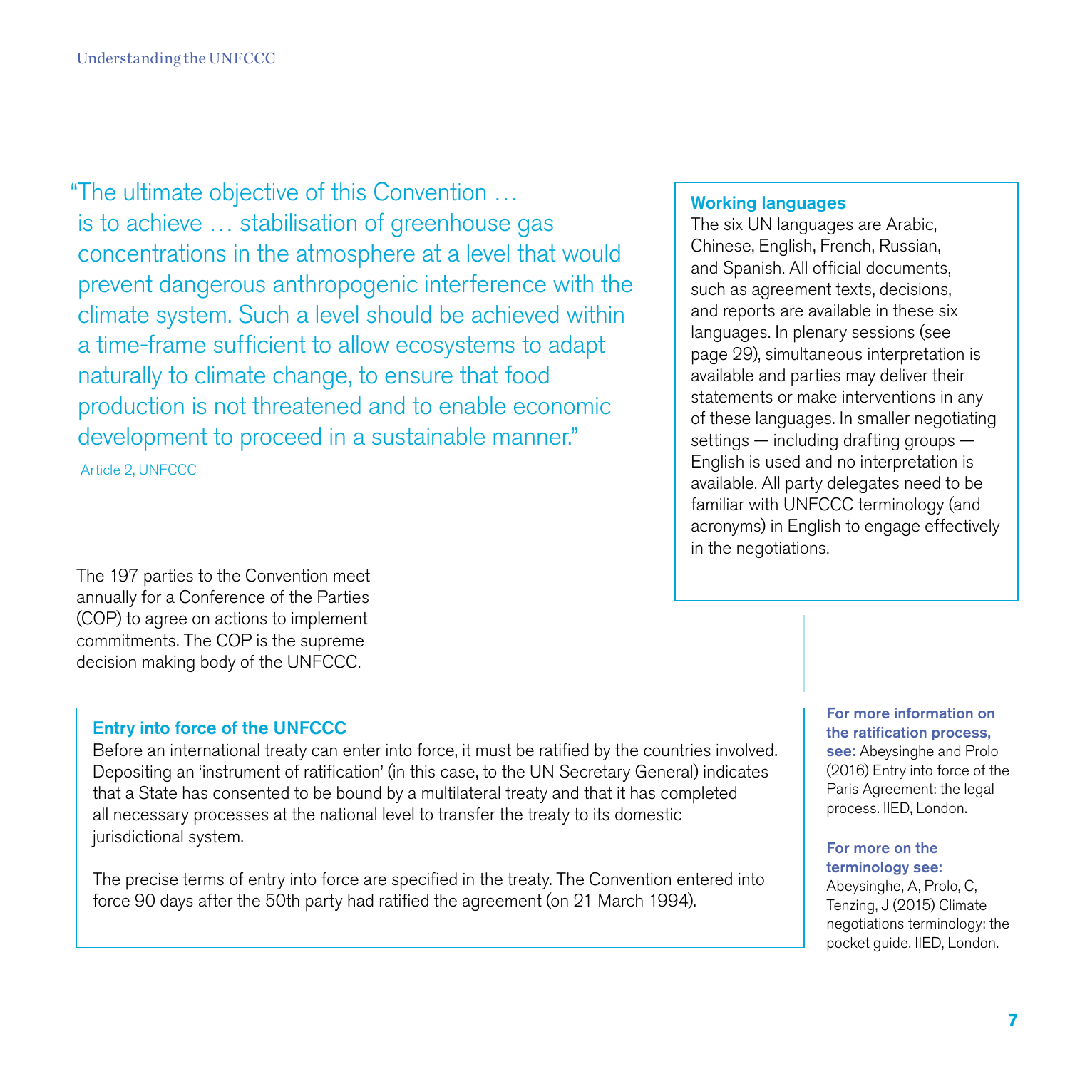> "The ultimate objective of this Convention … is to achieve … stabilisation of greenhouse gas concentrations in the atmosphere at a level that would prevent dangerous anthropogenic interference with the climate system. Such a level should be achieved within a time-frame sufficient to allow ecosystems to adapt naturally to climate change, to ensure that food production is not threatened and to enable economic development to proceed in a sustainable manner."
>
> Article 2, UNFCCC

The 197 parties to the Convention meet annually for a Conference of the Parties (COP) to agree on actions to implement commitments. The COP is the supreme decision making body of the UNFCCC.

### Working languages

The six UN languages are Arabic, Chinese, English, French, Russian, and Spanish. All official documents, such as agreement texts, decisions, and reports are available in these six languages. In plenary sessions (see page 29), simultaneous interpretation is available and parties may deliver their statements or make interventions in any of these languages. In smaller negotiating settings — including drafting groups — English is used and no interpretation is available. All party delegates need to be familiar with UNFCCC terminology (and acronyms) in English to engage effectively in the negotiations.

### Entry into force of the UNFCCC

Before an international treaty can enter into force, it must be ratified by the countries involved. Depositing an 'instrument of ratification' (in this case, to the UN Secretary General) indicates that a State has consented to be bound by a multilateral treaty and that it has completed all necessary processes at the national level to transfer the treaty to its domestic jurisdictional system.

The precise terms of entry into force are specified in the treaty. The Convention entered into force 90 days after the 50th party had ratified the agreement (on 21 March 1994).

**For more information on the ratification process, see:** Abeysinghe and Prolo (2016) Entry into force of the Paris Agreement: the legal process. IIED, London.

**For more on the terminology see:** Abeysinghe, A, Prolo, C, Tenzing, J (2015) Climate negotiations terminology: the pocket guide. IIED, London.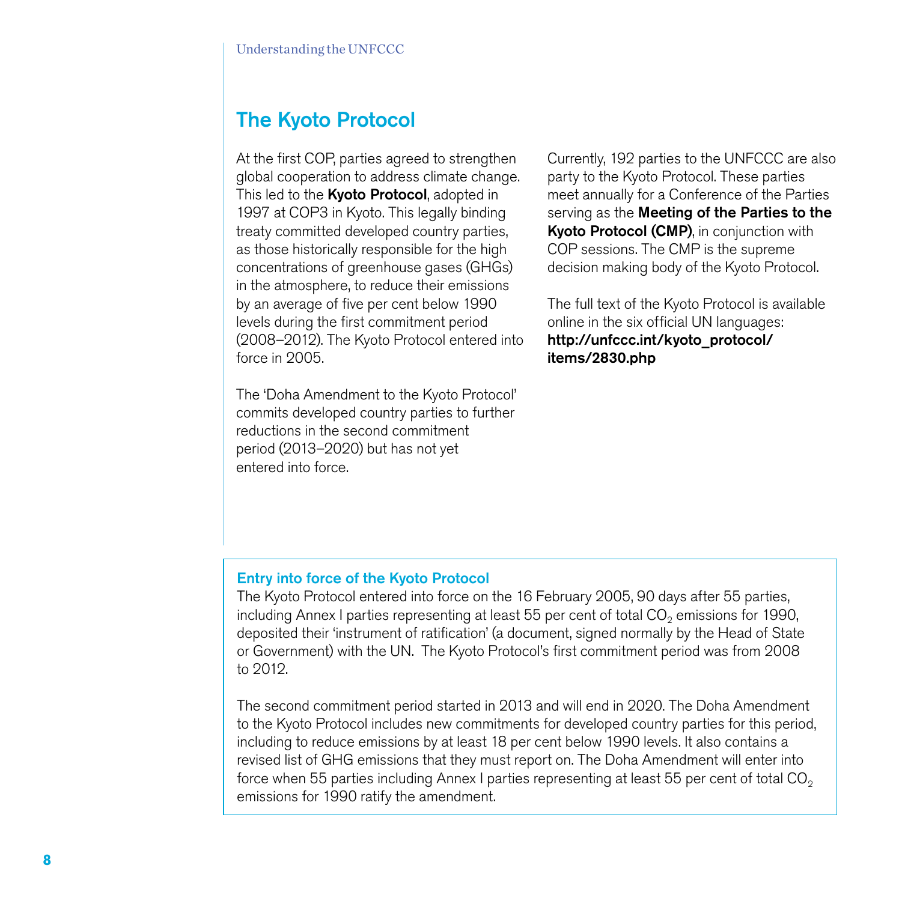## The Kyoto Protocol

At the first COP, parties agreed to strengthen global cooperation to address climate change. This led to the **Kyoto Protocol**, adopted in 1997 at COP3 in Kyoto. This legally binding treaty committed developed country parties, as those historically responsible for the high concentrations of greenhouse gases (GHGs) in the atmosphere, to reduce their emissions by an average of five per cent below 1990 levels during the first commitment period (2008–2012). The Kyoto Protocol entered into force in 2005.

The 'Doha Amendment to the Kyoto Protocol' commits developed country parties to further reductions in the second commitment period (2013–2020) but has not yet entered into force.

Currently, 192 parties to the UNFCCC are also party to the Kyoto Protocol. These parties meet annually for a Conference of the Parties serving as the **Meeting of the Parties to the Kyoto Protocol (CMP)**, in conjunction with COP sessions. The CMP is the supreme decision making body of the Kyoto Protocol.

The full text of the Kyoto Protocol is available online in the six official UN languages: **http://unfccc.int/kyoto_protocol/items/2830.php**

### Entry into force of the Kyoto Protocol

The Kyoto Protocol entered into force on the 16 February 2005, 90 days after 55 parties, including Annex I parties representing at least 55 per cent of total $CO_2$ emissions for 1990, deposited their 'instrument of ratification' (a document, signed normally by the Head of State or Government) with the UN. The Kyoto Protocol's first commitment period was from 2008 to 2012.

The second commitment period started in 2013 and will end in 2020. The Doha Amendment to the Kyoto Protocol includes new commitments for developed country parties for this period, including to reduce emissions by at least 18 per cent below 1990 levels. It also contains a revised list of GHG emissions that they must report on. The Doha Amendment will enter into force when 55 parties including Annex I parties representing at least 55 per cent of total $CO_2$ emissions for 1990 ratify the amendment.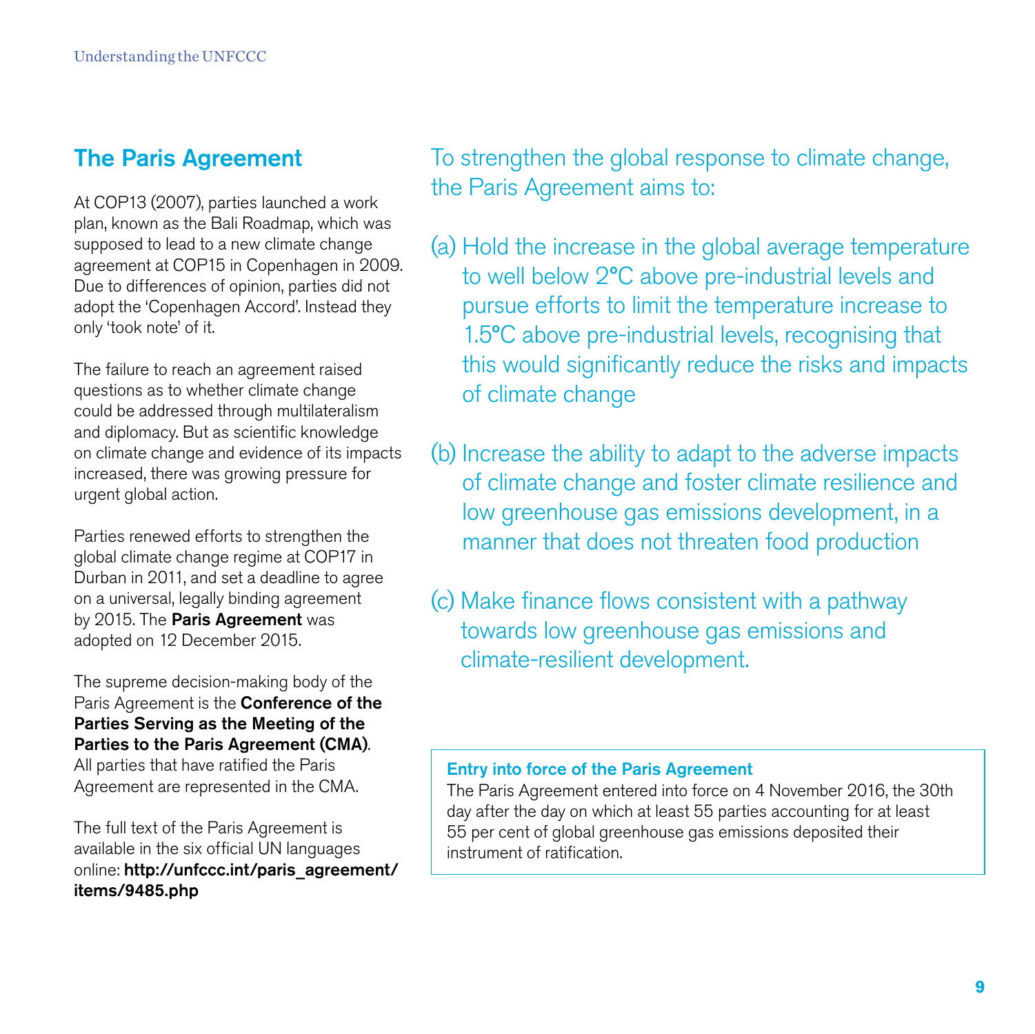## The Paris Agreement

At COP13 (2007), parties launched a work plan, known as the Bali Roadmap, which was supposed to lead to a new climate change agreement at COP15 in Copenhagen in 2009. Due to differences of opinion, parties did not adopt the 'Copenhagen Accord'. Instead they only 'took note' of it.

The failure to reach an agreement raised questions as to whether climate change could be addressed through multilateralism and diplomacy. But as scientific knowledge on climate change and evidence of its impacts increased, there was growing pressure for urgent global action.

Parties renewed efforts to strengthen the global climate change regime at COP17 in Durban in 2011, and set a deadline to agree on a universal, legally binding agreement by 2015. The **Paris Agreement** was adopted on 12 December 2015.

The supreme decision-making body of the Paris Agreement is the **Conference of the Parties Serving as the Meeting of the Parties to the Paris Agreement (CMA)**. All parties that have ratified the Paris Agreement are represented in the CMA.

The full text of the Paris Agreement is available in the six official UN languages online: **http://unfccc.int/paris_agreement/items/9485.php**

To strengthen the global response to climate change, the Paris Agreement aims to:

(a) Hold the increase in the global average temperature to well below 2°C above pre-industrial levels and pursue efforts to limit the temperature increase to 1.5°C above pre-industrial levels, recognising that this would significantly reduce the risks and impacts of climate change

(b) Increase the ability to adapt to the adverse impacts of climate change and foster climate resilience and low greenhouse gas emissions development, in a manner that does not threaten food production

(c) Make finance flows consistent with a pathway towards low greenhouse gas emissions and climate-resilient development.

**Entry into force of the Paris Agreement**

The Paris Agreement entered into force on 4 November 2016, the 30th day after the day on which at least 55 parties accounting for at least 55 per cent of global greenhouse gas emissions deposited their instrument of ratification.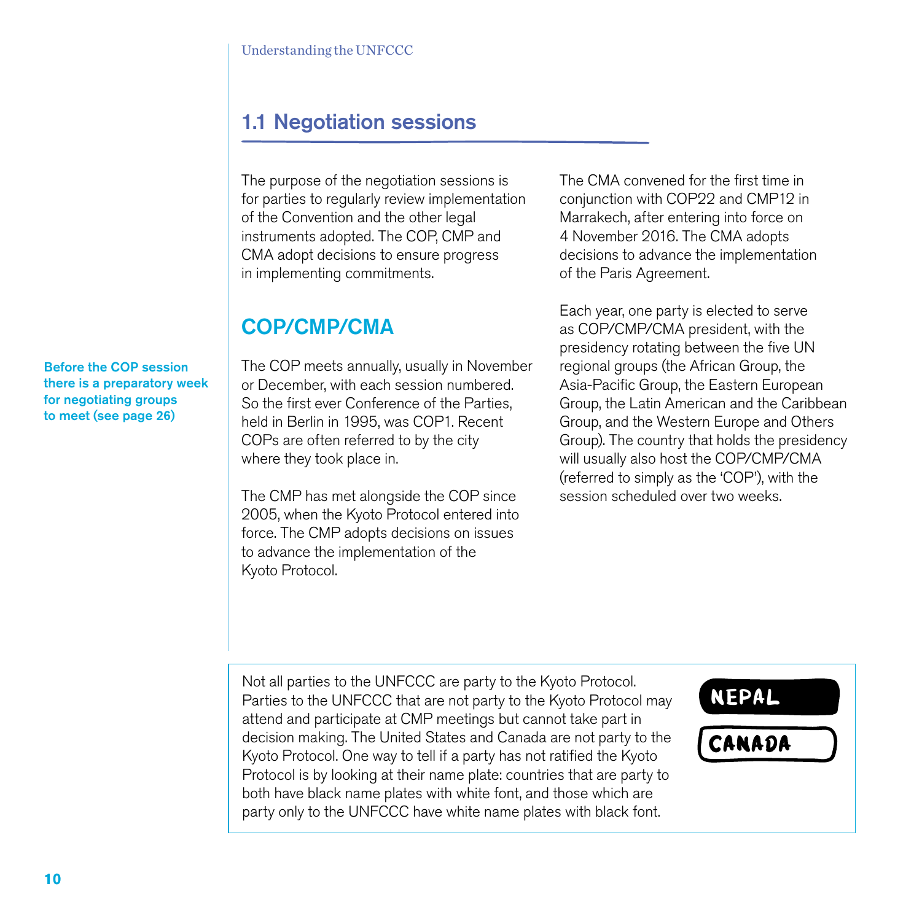## 1.1 Negotiation sessions

The purpose of the negotiation sessions is for parties to regularly review implementation of the Convention and the other legal instruments adopted. The COP, CMP and CMA adopt decisions to ensure progress in implementing commitments.

### COP/CMP/CMA

**Before the COP session there is a preparatory week for negotiating groups to meet (see page 26)**

The COP meets annually, usually in November or December, with each session numbered. So the first ever Conference of the Parties, held in Berlin in 1995, was COP1. Recent COPs are often referred to by the city where they took place in.

The CMP has met alongside the COP since 2005, when the Kyoto Protocol entered into force. The CMP adopts decisions on issues to advance the implementation of the Kyoto Protocol.

The CMA convened for the first time in conjunction with COP22 and CMP12 in Marrakech, after entering into force on 4 November 2016. The CMA adopts decisions to advance the implementation of the Paris Agreement.

Each year, one party is elected to serve as COP/CMP/CMA president, with the presidency rotating between the five UN regional groups (the African Group, the Asia-Pacific Group, the Eastern European Group, the Latin American and the Caribbean Group, and the Western Europe and Others Group). The country that holds the presidency will usually also host the COP/CMP/CMA (referred to simply as the 'COP'), with the session scheduled over two weeks.

Not all parties to the UNFCCC are party to the Kyoto Protocol. Parties to the UNFCCC that are not party to the Kyoto Protocol may attend and participate at CMP meetings but cannot take part in decision making. The United States and Canada are not party to the Kyoto Protocol. One way to tell if a party has not ratified the Kyoto Protocol is by looking at their name plate: countries that are party to both have black name plates with white font, and those which are party only to the UNFCCC have white name plates with black font.

NEPAL

CANADA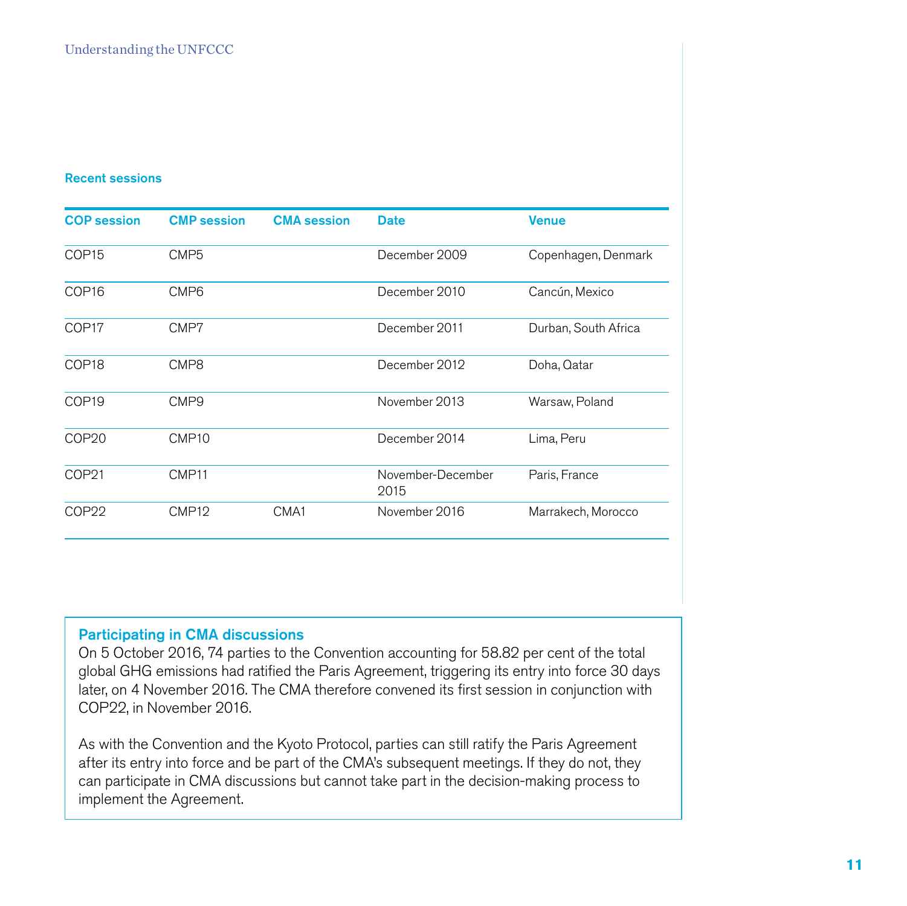### Recent sessions

| COP session | CMP session | CMA session | Date | Venue |
|---|---|---|---|---|
| COP15 | CMP5 | | December 2009 | Copenhagen, Denmark |
| COP16 | CMP6 | | December 2010 | Cancún, Mexico |
| COP17 | CMP7 | | December 2011 | Durban, South Africa |
| COP18 | CMP8 | | December 2012 | Doha, Qatar |
| COP19 | CMP9 | | November 2013 | Warsaw, Poland |
| COP20 | CMP10 | | December 2014 | Lima, Peru |
| COP21 | CMP11 | | November-December 2015 | Paris, France |
| COP22 | CMP12 | CMA1 | November 2016 | Marrakech, Morocco |

### Participating in CMA discussions

On 5 October 2016, 74 parties to the Convention accounting for 58.82 per cent of the total global GHG emissions had ratified the Paris Agreement, triggering its entry into force 30 days later, on 4 November 2016. The CMA therefore convened its first session in conjunction with COP22, in November 2016.

As with the Convention and the Kyoto Protocol, parties can still ratify the Paris Agreement after its entry into force and be part of the CMA's subsequent meetings. If they do not, they can participate in CMA discussions but cannot take part in the decision-making process to implement the Agreement.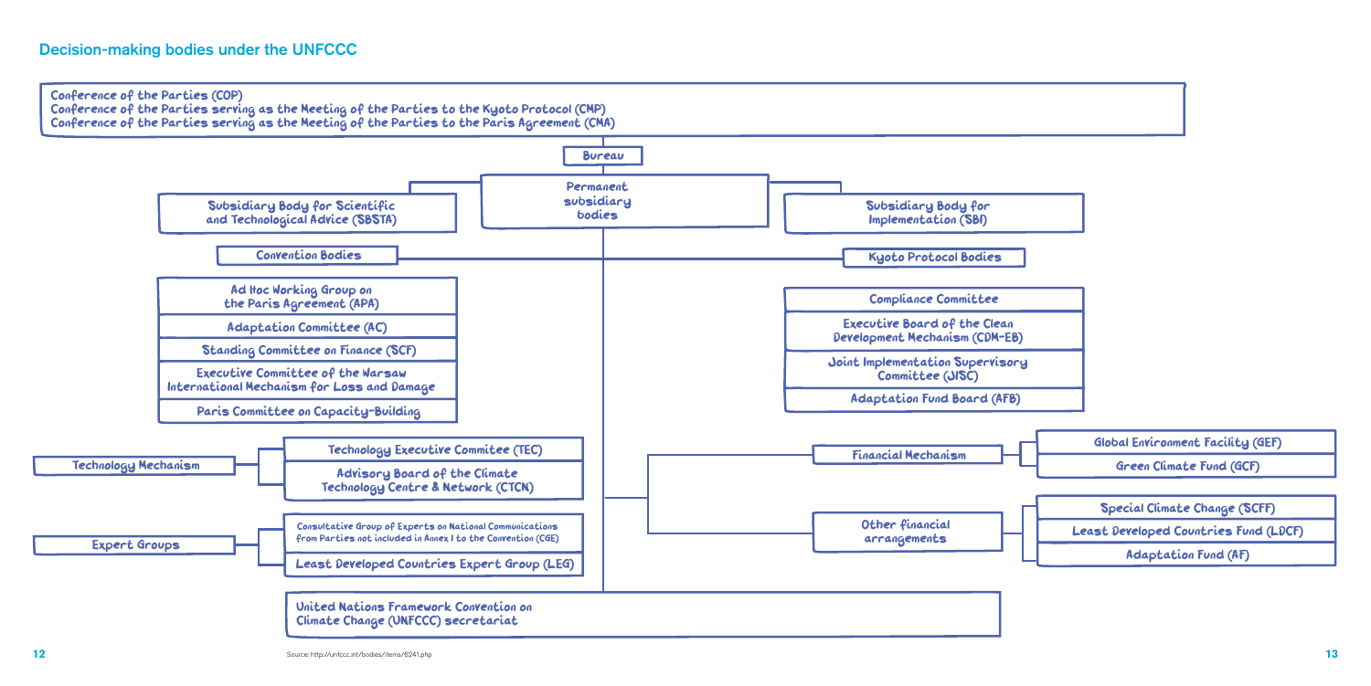## Decision-making bodies under the UNFCCC

Conference of the Parties (COP)
Conference of the Parties serving as the Meeting of the Parties to the Kyoto Protocol (CMP)
Conference of the Parties serving as the Meeting of the Parties to the Paris Agreement (CMA)

Bureau

Permanent subsidiary bodies

- Subsidiary Body for Scientific and Technological Advice (SBSTA)
- Subsidiary Body for Implementation (SBI)

**Convention Bodies**

- Ad Hoc Working Group on the Paris Agreement (APA)
- Adaptation Committee (AC)
- Standing Committee on Finance (SCF)
- Executive Committee of the Warsaw International Mechanism for Loss and Damage
- Paris Committee on Capacity-Building

**Kyoto Protocol Bodies**

- Compliance Committee
- Executive Board of the Clean Development Mechanism (CDM-EB)
- Joint Implementation Supervisory Committee (JISC)
- Adaptation Fund Board (AFB)

**Technology Mechanism**

- Technology Executive Commitee (TEC)
- Advisory Board of the Climate Technology Centre & Network (CTCN)

**Expert Groups**

- Consultative Group of Experts on National Communications from Parties not included in Annex I to the Convention (CGE)
- Least Developed Countries Expert Group (LEG)

**Financial Mechanism**

- Global Environment Facility (GEF)
- Green Climate Fund (GCF)

**Other financial arrangements**

- Special Climate Change (SCFF)
- Least Developed Countries Fund (LDCF)
- Adaptation Fund (AF)

United Nations Framework Convention on Climate Change (UNFCCC) secretariat

Source: http://unfccc.int/bodies/items/6241.php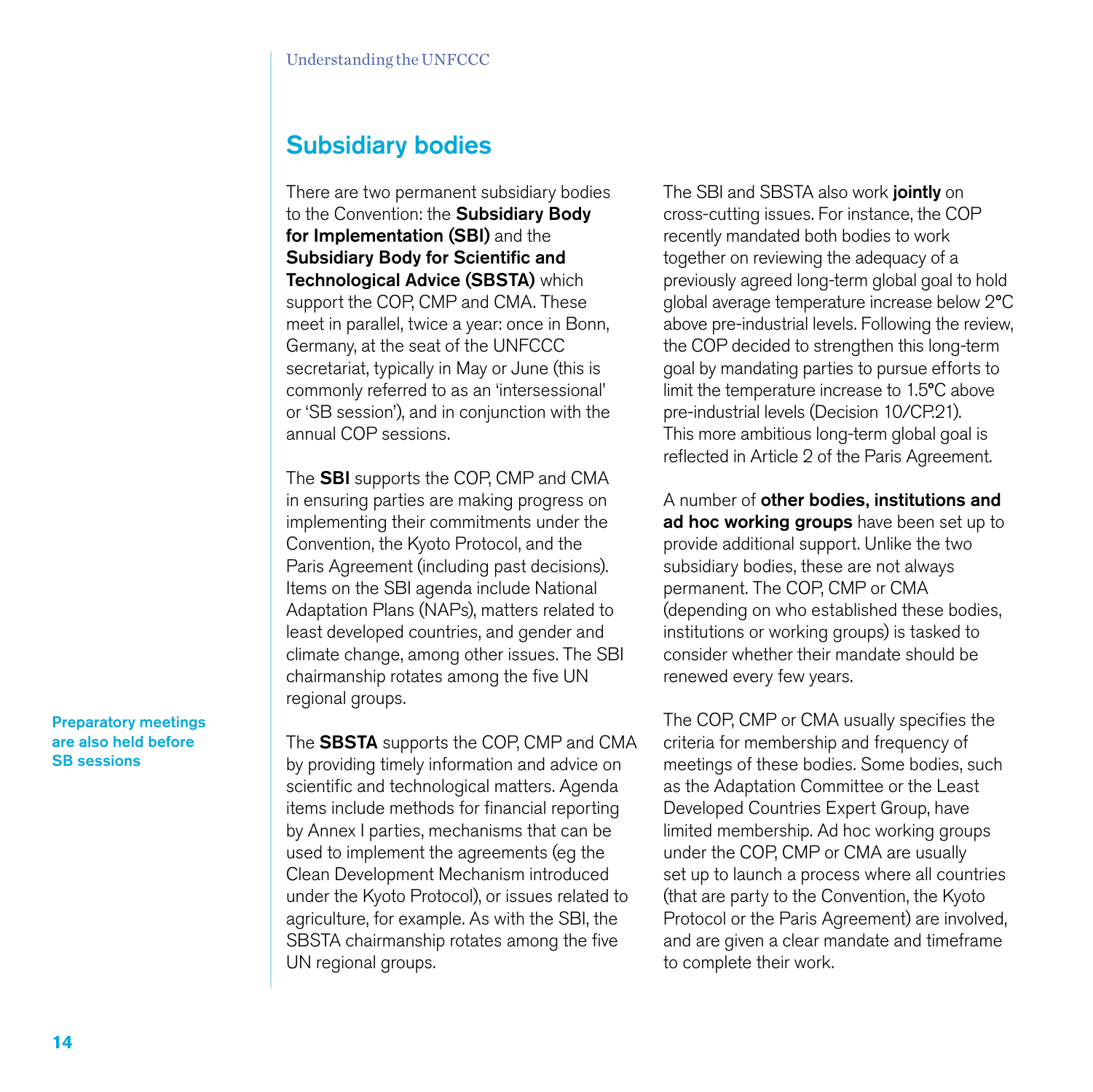## Subsidiary bodies

There are two permanent subsidiary bodies to the Convention: the **Subsidiary Body for Implementation (SBI)** and the **Subsidiary Body for Scientific and Technological Advice (SBSTA)** which support the COP, CMP and CMA. These meet in parallel, twice a year: once in Bonn, Germany, at the seat of the UNFCCC secretariat, typically in May or June (this is commonly referred to as an 'intersessional' or 'SB session'), and in conjunction with the annual COP sessions.

**Preparatory meetings are also held before SB sessions**

The **SBI** supports the COP, CMP and CMA in ensuring parties are making progress on implementing their commitments under the Convention, the Kyoto Protocol, and the Paris Agreement (including past decisions). Items on the SBI agenda include National Adaptation Plans (NAPs), matters related to least developed countries, and gender and climate change, among other issues. The SBI chairmanship rotates among the five UN regional groups.

The **SBSTA** supports the COP, CMP and CMA by providing timely information and advice on scientific and technological matters. Agenda items include methods for financial reporting by Annex I parties, mechanisms that can be used to implement the agreements (eg the Clean Development Mechanism introduced under the Kyoto Protocol), or issues related to agriculture, for example. As with the SBI, the SBSTA chairmanship rotates among the five UN regional groups.

The SBI and SBSTA also work **jointly** on cross-cutting issues. For instance, the COP recently mandated both bodies to work together on reviewing the adequacy of a previously agreed long-term global goal to hold global average temperature increase below 2°C above pre-industrial levels. Following the review, the COP decided to strengthen this long-term goal by mandating parties to pursue efforts to limit the temperature increase to 1.5°C above pre-industrial levels (Decision 10/CP.21). This more ambitious long-term global goal is reflected in Article 2 of the Paris Agreement.

A number of **other bodies, institutions and ad hoc working groups** have been set up to provide additional support. Unlike the two subsidiary bodies, these are not always permanent. The COP, CMP or CMA (depending on who established these bodies, institutions or working groups) is tasked to consider whether their mandate should be renewed every few years.

The COP, CMP or CMA usually specifies the criteria for membership and frequency of meetings of these bodies. Some bodies, such as the Adaptation Committee or the Least Developed Countries Expert Group, have limited membership. Ad hoc working groups under the COP, CMP or CMA are usually set up to launch a process where all countries (that are party to the Convention, the Kyoto Protocol or the Paris Agreement) are involved, and are given a clear mandate and timeframe to complete their work.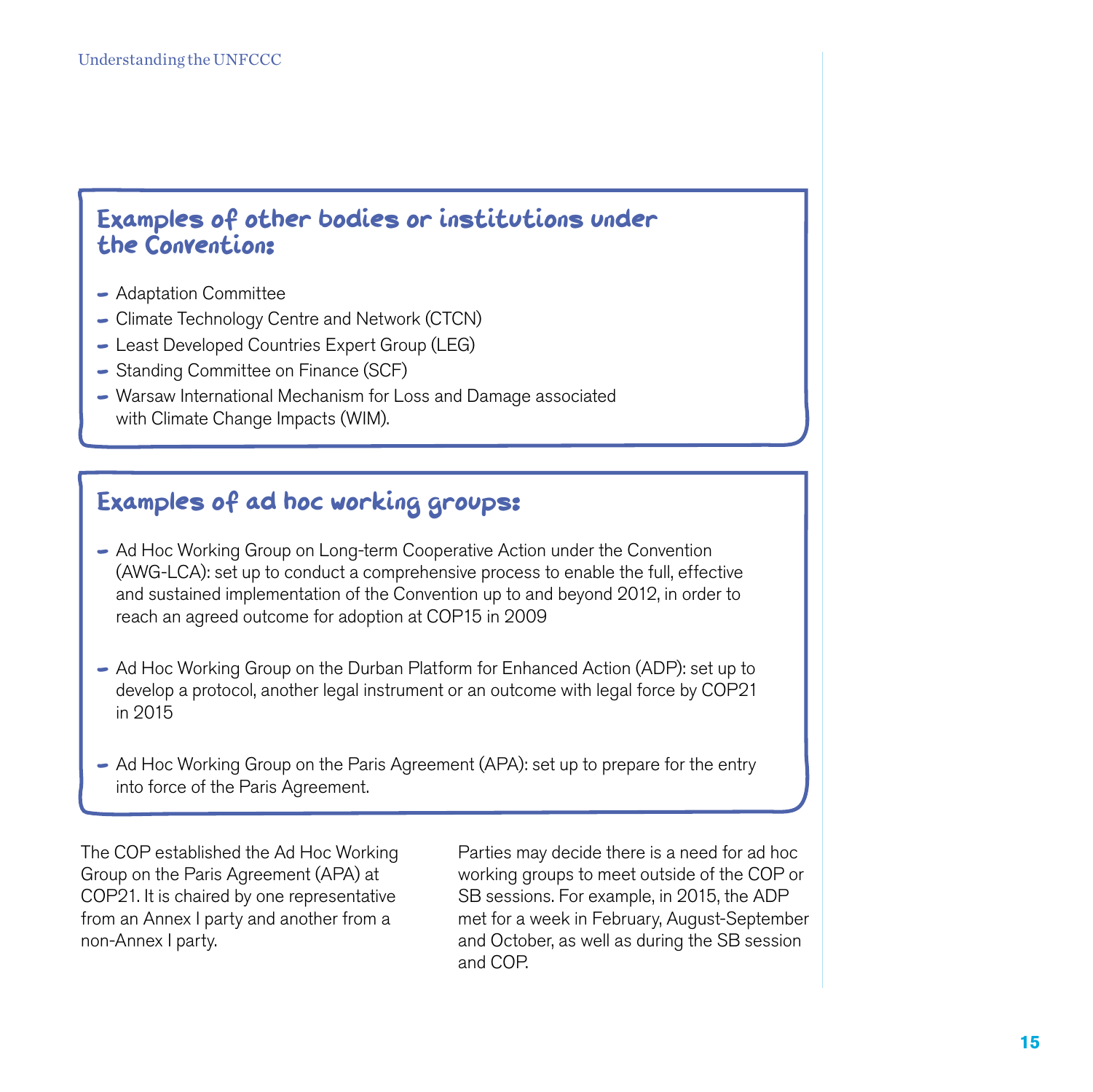### Examples of other bodies or institutions under the Convention:

- Adaptation Committee
- Climate Technology Centre and Network (CTCN)
- Least Developed Countries Expert Group (LEG)
- Standing Committee on Finance (SCF)
- Warsaw International Mechanism for Loss and Damage associated with Climate Change Impacts (WIM).

### Examples of ad hoc working groups:

- Ad Hoc Working Group on Long-term Cooperative Action under the Convention (AWG-LCA): set up to conduct a comprehensive process to enable the full, effective and sustained implementation of the Convention up to and beyond 2012, in order to reach an agreed outcome for adoption at COP15 in 2009

- Ad Hoc Working Group on the Durban Platform for Enhanced Action (ADP): set up to develop a protocol, another legal instrument or an outcome with legal force by COP21 in 2015

- Ad Hoc Working Group on the Paris Agreement (APA): set up to prepare for the entry into force of the Paris Agreement.

The COP established the Ad Hoc Working Group on the Paris Agreement (APA) at COP21. It is chaired by one representative from an Annex I party and another from a non-Annex I party.

Parties may decide there is a need for ad hoc working groups to meet outside of the COP or SB sessions. For example, in 2015, the ADP met for a week in February, August-September and October, as well as during the SB session and COP.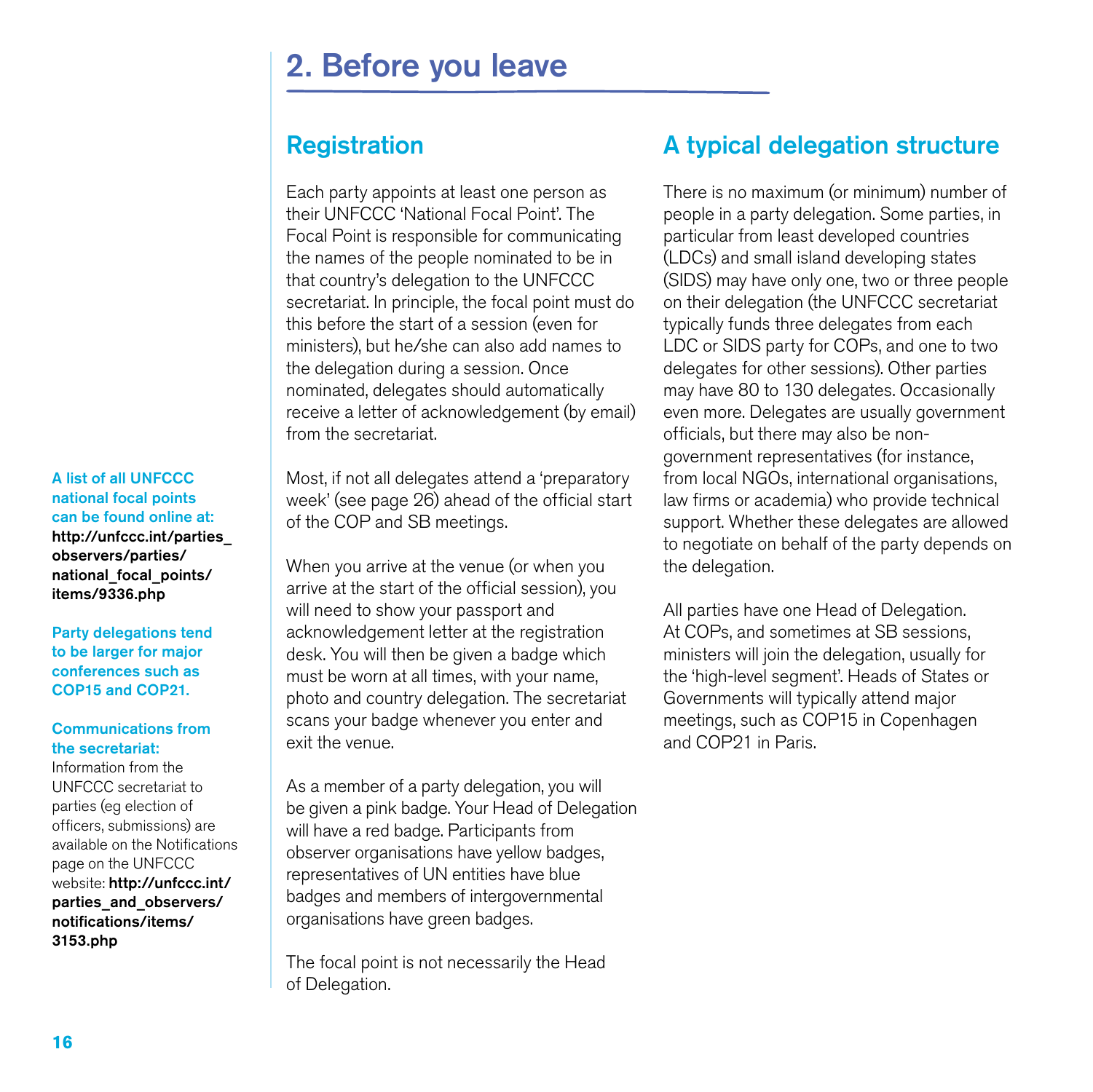# 2. Before you leave

## Registration

Each party appoints at least one person as their UNFCCC 'National Focal Point'. The Focal Point is responsible for communicating the names of the people nominated to be in that country's delegation to the UNFCCC secretariat. In principle, the focal point must do this before the start of a session (even for ministers), but he/she can also add names to the delegation during a session. Once nominated, delegates should automatically receive a letter of acknowledgement (by email) from the secretariat.

Most, if not all delegates attend a 'preparatory week' (see page 26) ahead of the official start of the COP and SB meetings.

When you arrive at the venue (or when you arrive at the start of the official session), you will need to show your passport and acknowledgement letter at the registration desk. You will then be given a badge which must be worn at all times, with your name, photo and country delegation. The secretariat scans your badge whenever you enter and exit the venue.

As a member of a party delegation, you will be given a pink badge. Your Head of Delegation will have a red badge. Participants from observer organisations have yellow badges, representatives of UN entities have blue badges and members of intergovernmental organisations have green badges.

The focal point is not necessarily the Head of Delegation.

**A list of all UNFCCC national focal points can be found online at: http://unfccc.int/parties_observers/parties/national_focal_points/items/9336.php**

**Party delegations tend to be larger for major conferences such as COP15 and COP21.**

**Communications from the secretariat:**
Information from the UNFCCC secretariat to parties (eg election of officers, submissions) are available on the Notifications page on the UNFCCC website: **http://unfccc.int/parties_and_observers/notifications/items/3153.php**

## A typical delegation structure

There is no maximum (or minimum) number of people in a party delegation. Some parties, in particular from least developed countries (LDCs) and small island developing states (SIDS) may have only one, two or three people on their delegation (the UNFCCC secretariat typically funds three delegates from each LDC or SIDS party for COPs, and one to two delegates for other sessions). Other parties may have 80 to 130 delegates. Occasionally even more. Delegates are usually government officials, but there may also be non-government representatives (for instance, from local NGOs, international organisations, law firms or academia) who provide technical support. Whether these delegates are allowed to negotiate on behalf of the party depends on the delegation.

All parties have one Head of Delegation. At COPs, and sometimes at SB sessions, ministers will join the delegation, usually for the 'high-level segment'. Heads of States or Governments will typically attend major meetings, such as COP15 in Copenhagen and COP21 in Paris.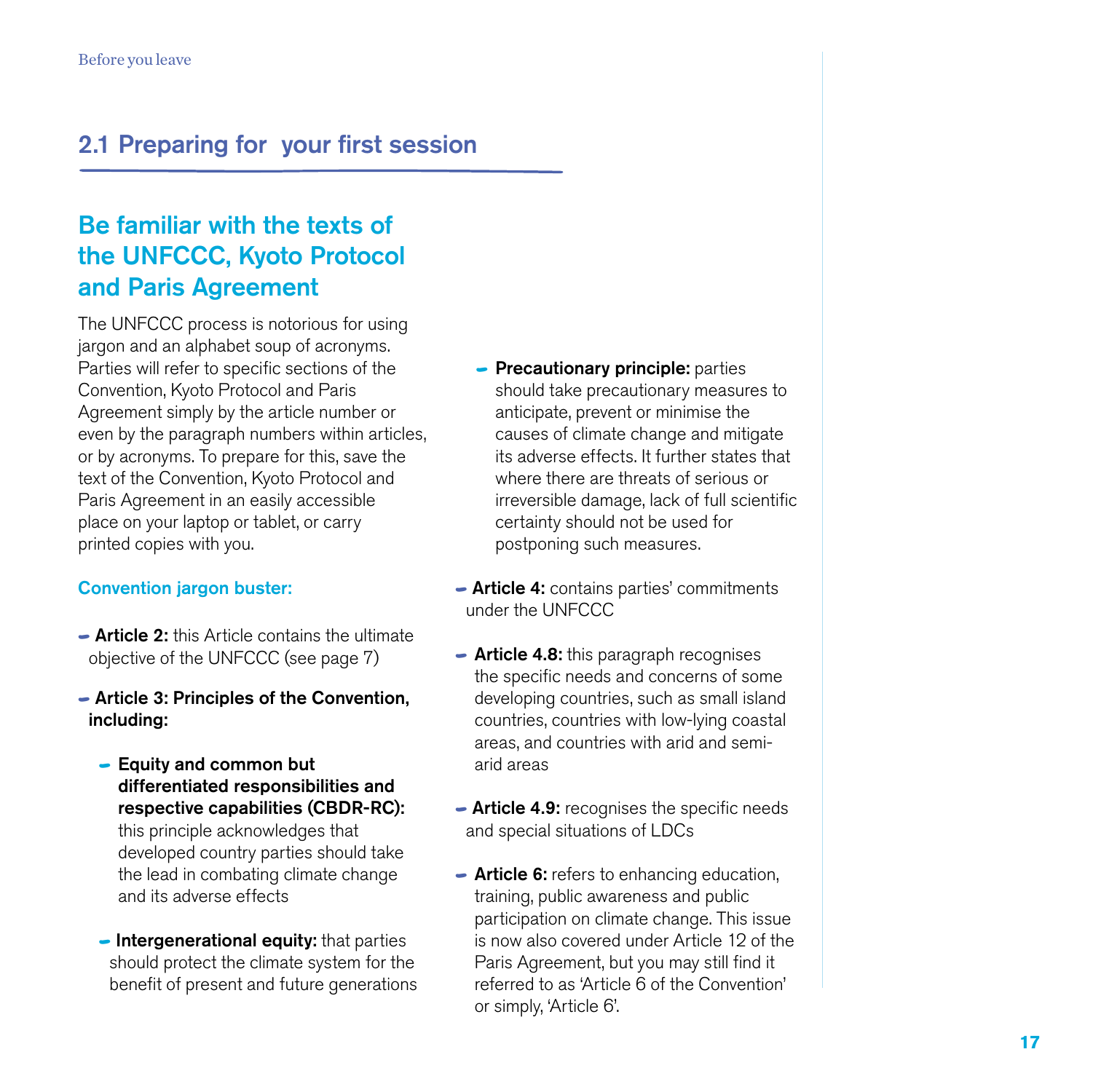## 2.1 Preparing for your first session

### Be familiar with the texts of the UNFCCC, Kyoto Protocol and Paris Agreement

The UNFCCC process is notorious for using jargon and an alphabet soup of acronyms. Parties will refer to specific sections of the Convention, Kyoto Protocol and Paris Agreement simply by the article number or even by the paragraph numbers within articles, or by acronyms. To prepare for this, save the text of the Convention, Kyoto Protocol and Paris Agreement in an easily accessible place on your laptop or tablet, or carry printed copies with you.

#### Convention jargon buster:

- **Article 2:** this Article contains the ultimate objective of the UNFCCC (see page 7)
- **Article 3: Principles of the Convention, including:**
  - **Equity and common but differentiated responsibilities and respective capabilities (CBDR-RC):** this principle acknowledges that developed country parties should take the lead in combating climate change and its adverse effects
  - **Intergenerational equity:** that parties should protect the climate system for the benefit of present and future generations
  - **Precautionary principle:** parties should take precautionary measures to anticipate, prevent or minimise the causes of climate change and mitigate its adverse effects. It further states that where there are threats of serious or irreversible damage, lack of full scientific certainty should not be used for postponing such measures.
- **Article 4:** contains parties' commitments under the UNFCCC
- **Article 4.8:** this paragraph recognises the specific needs and concerns of some developing countries, such as small island countries, countries with low-lying coastal areas, and countries with arid and semi-arid areas
- **Article 4.9:** recognises the specific needs and special situations of LDCs
- **Article 6:** refers to enhancing education, training, public awareness and public participation on climate change. This issue is now also covered under Article 12 of the Paris Agreement, but you may still find it referred to as 'Article 6 of the Convention' or simply, 'Article 6'.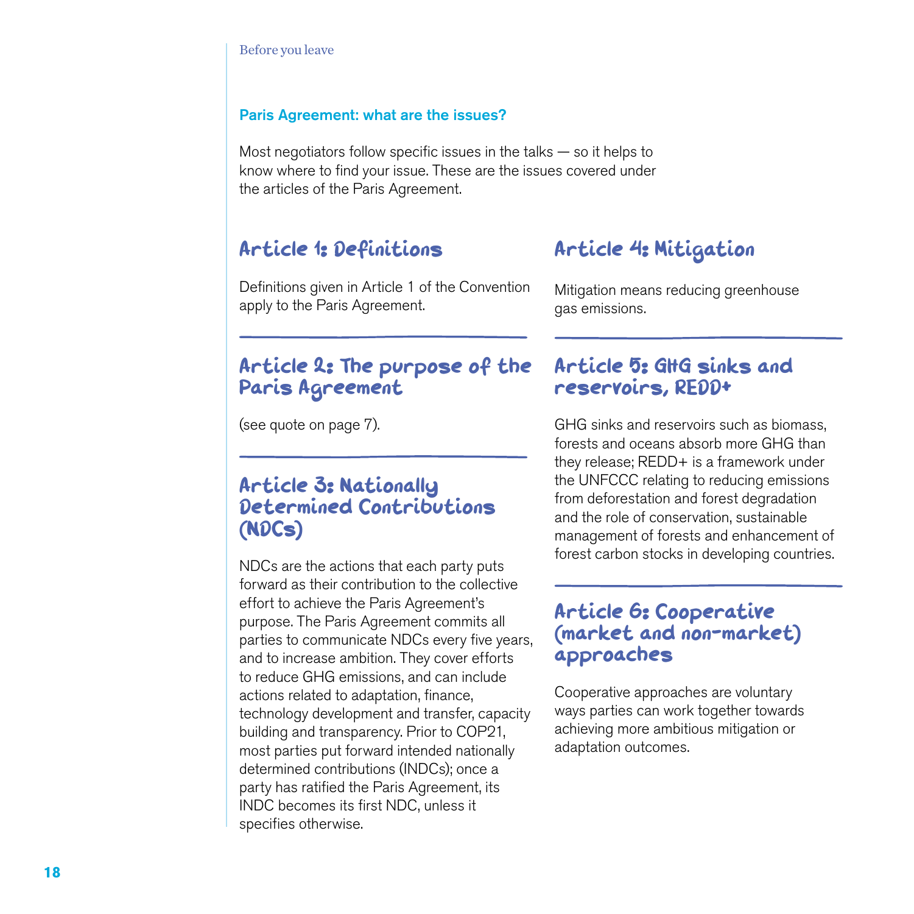## Paris Agreement: what are the issues?

Most negotiators follow specific issues in the talks — so it helps to know where to find your issue. These are the issues covered under the articles of the Paris Agreement.

### Article 1: Definitions

Definitions given in Article 1 of the Convention apply to the Paris Agreement.

### Article 2: The purpose of the Paris Agreement

(see quote on page 7).

### Article 3: Nationally Determined Contributions (NDCs)

NDCs are the actions that each party puts forward as their contribution to the collective effort to achieve the Paris Agreement's purpose. The Paris Agreement commits all parties to communicate NDCs every five years, and to increase ambition. They cover efforts to reduce GHG emissions, and can include actions related to adaptation, finance, technology development and transfer, capacity building and transparency. Prior to COP21, most parties put forward intended nationally determined contributions (INDCs); once a party has ratified the Paris Agreement, its INDC becomes its first NDC, unless it specifies otherwise.

### Article 4: Mitigation

Mitigation means reducing greenhouse gas emissions.

### Article 5: GHG sinks and reservoirs, REDD+

GHG sinks and reservoirs such as biomass, forests and oceans absorb more GHG than they release; REDD+ is a framework under the UNFCCC relating to reducing emissions from deforestation and forest degradation and the role of conservation, sustainable management of forests and enhancement of forest carbon stocks in developing countries.

### Article 6: Cooperative (market and non-market) approaches

Cooperative approaches are voluntary ways parties can work together towards achieving more ambitious mitigation or adaptation outcomes.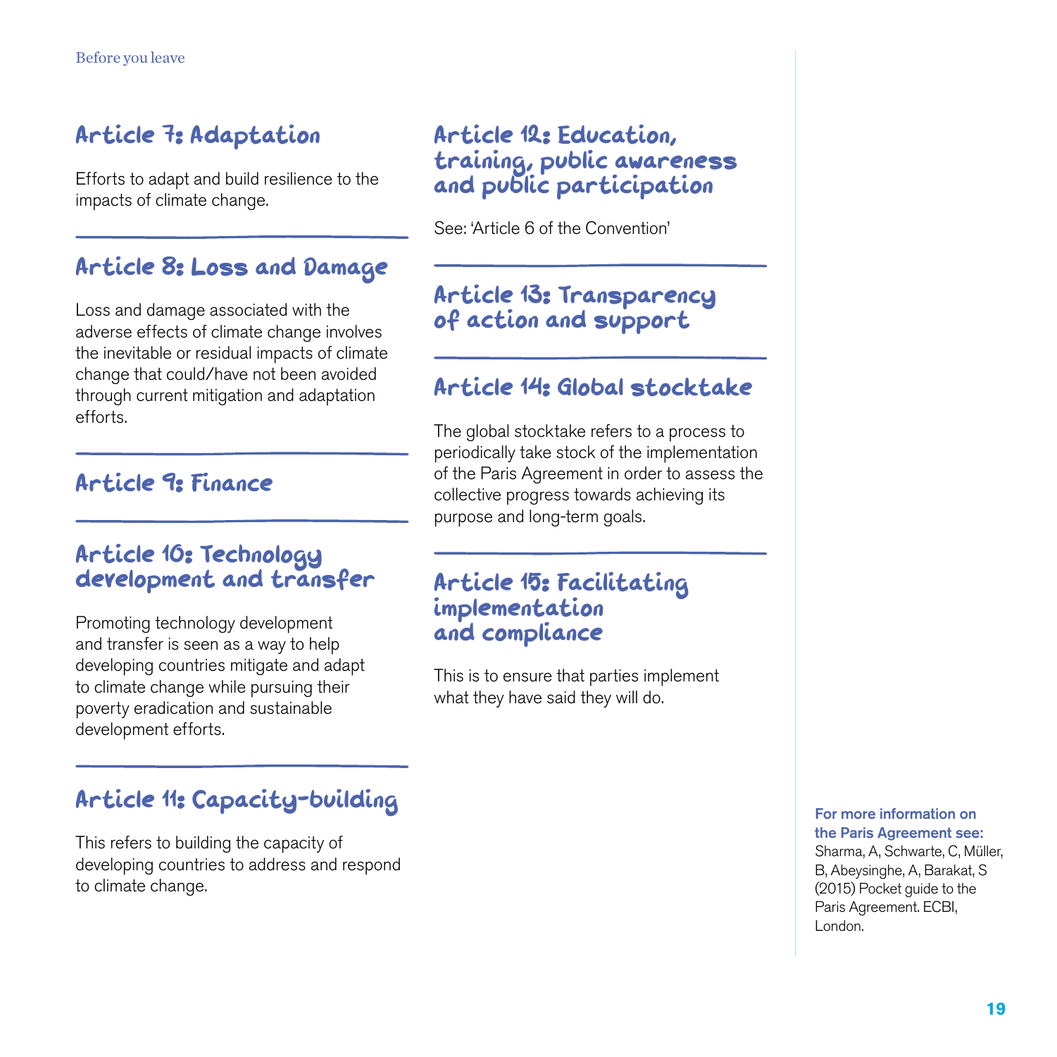## Article 7: Adaptation

Efforts to adapt and build resilience to the impacts of climate change.

## Article 8: Loss and Damage

Loss and damage associated with the adverse effects of climate change involves the inevitable or residual impacts of climate change that could/have not been avoided through current mitigation and adaptation efforts.

## Article 9: Finance

## Article 10: Technology development and transfer

Promoting technology development and transfer is seen as a way to help developing countries mitigate and adapt to climate change while pursuing their poverty eradication and sustainable development efforts.

## Article 11: Capacity-building

This refers to building the capacity of developing countries to address and respond to climate change.

## Article 12: Education, training, public awareness and public participation

See: 'Article 6 of the Convention'

## Article 13: Transparency of action and support

## Article 14: Global stocktake

The global stocktake refers to a process to periodically take stock of the implementation of the Paris Agreement in order to assess the collective progress towards achieving its purpose and long-term goals.

## Article 15: Facilitating implementation and compliance

This is to ensure that parties implement what they have said they will do.

**For more information on the Paris Agreement see:**
Sharma, A, Schwarte, C, Müller, B, Abeysinghe, A, Barakat, S (2015) Pocket guide to the Paris Agreement. ECBI, London.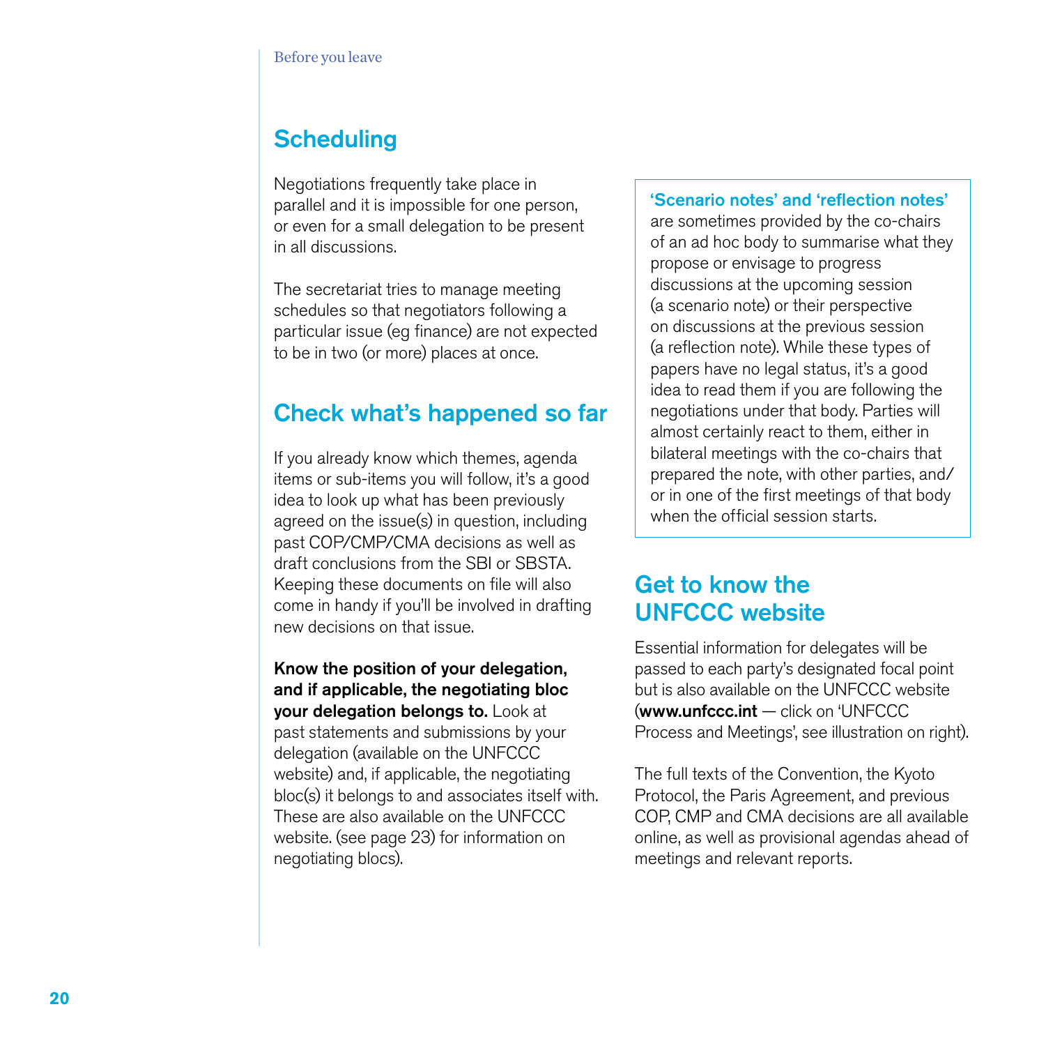## Scheduling

Negotiations frequently take place in parallel and it is impossible for one person, or even for a small delegation to be present in all discussions.

The secretariat tries to manage meeting schedules so that negotiators following a particular issue (eg finance) are not expected to be in two (or more) places at once.

## Check what's happened so far

If you already know which themes, agenda items or sub-items you will follow, it's a good idea to look up what has been previously agreed on the issue(s) in question, including past COP/CMP/CMA decisions as well as draft conclusions from the SBI or SBSTA. Keeping these documents on file will also come in handy if you'll be involved in drafting new decisions on that issue.

**Know the position of your delegation, and if applicable, the negotiating bloc your delegation belongs to.** Look at past statements and submissions by your delegation (available on the UNFCCC website) and, if applicable, the negotiating bloc(s) it belongs to and associates itself with. These are also available on the UNFCCC website. (see page 23) for information on negotiating blocs).

**'Scenario notes' and 'reflection notes'** are sometimes provided by the co-chairs of an ad hoc body to summarise what they propose or envisage to progress discussions at the upcoming session (a scenario note) or their perspective on discussions at the previous session (a reflection note). While these types of papers have no legal status, it's a good idea to read them if you are following the negotiations under that body. Parties will almost certainly react to them, either in bilateral meetings with the co-chairs that prepared the note, with other parties, and/or in one of the first meetings of that body when the official session starts.

## Get to know the UNFCCC website

Essential information for delegates will be passed to each party's designated focal point but is also available on the UNFCCC website (**www.unfccc.int** — click on 'UNFCCC Process and Meetings', see illustration on right).

The full texts of the Convention, the Kyoto Protocol, the Paris Agreement, and previous COP, CMP and CMA decisions are all available online, as well as provisional agendas ahead of meetings and relevant reports.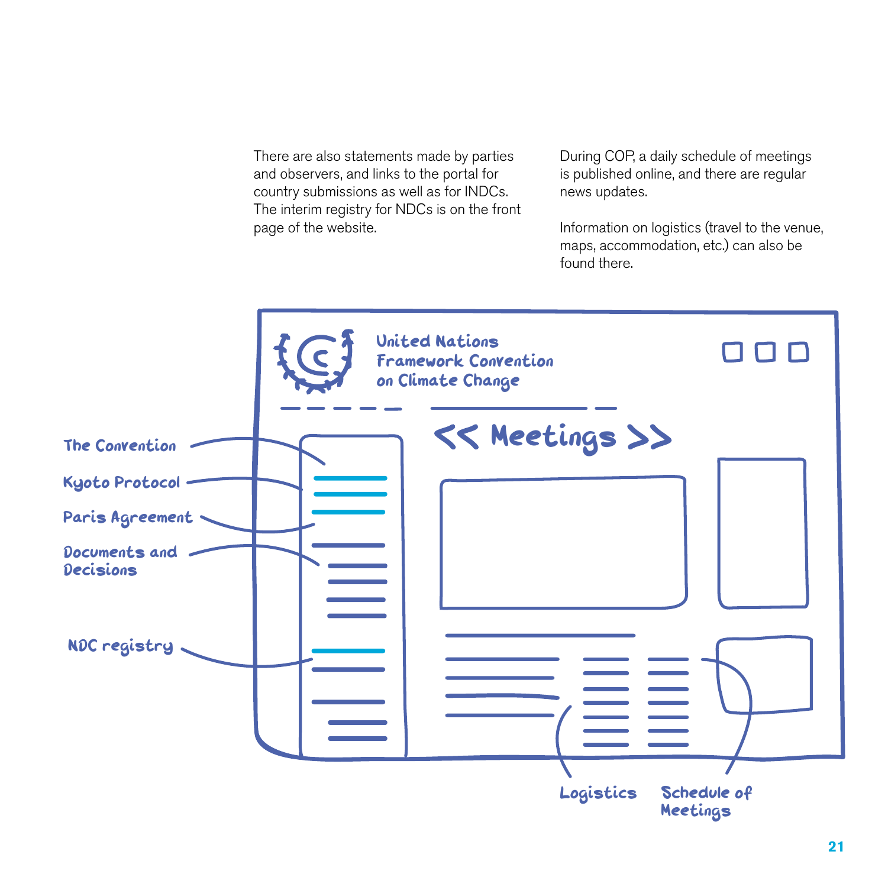There are also statements made by parties and observers, and links to the portal for country submissions as well as for INDCs. The interim registry for NDCs is on the front page of the website.

During COP, a daily schedule of meetings is published online, and there are regular news updates.

Information on logistics (travel to the venue, maps, accommodation, etc.) can also be found there.

United Nations Framework Convention on Climate Change

<< Meetings >>

The Convention

Kyoto Protocol

Paris Agreement

Documents and Decisions

NDC registry

Logistics

Schedule of Meetings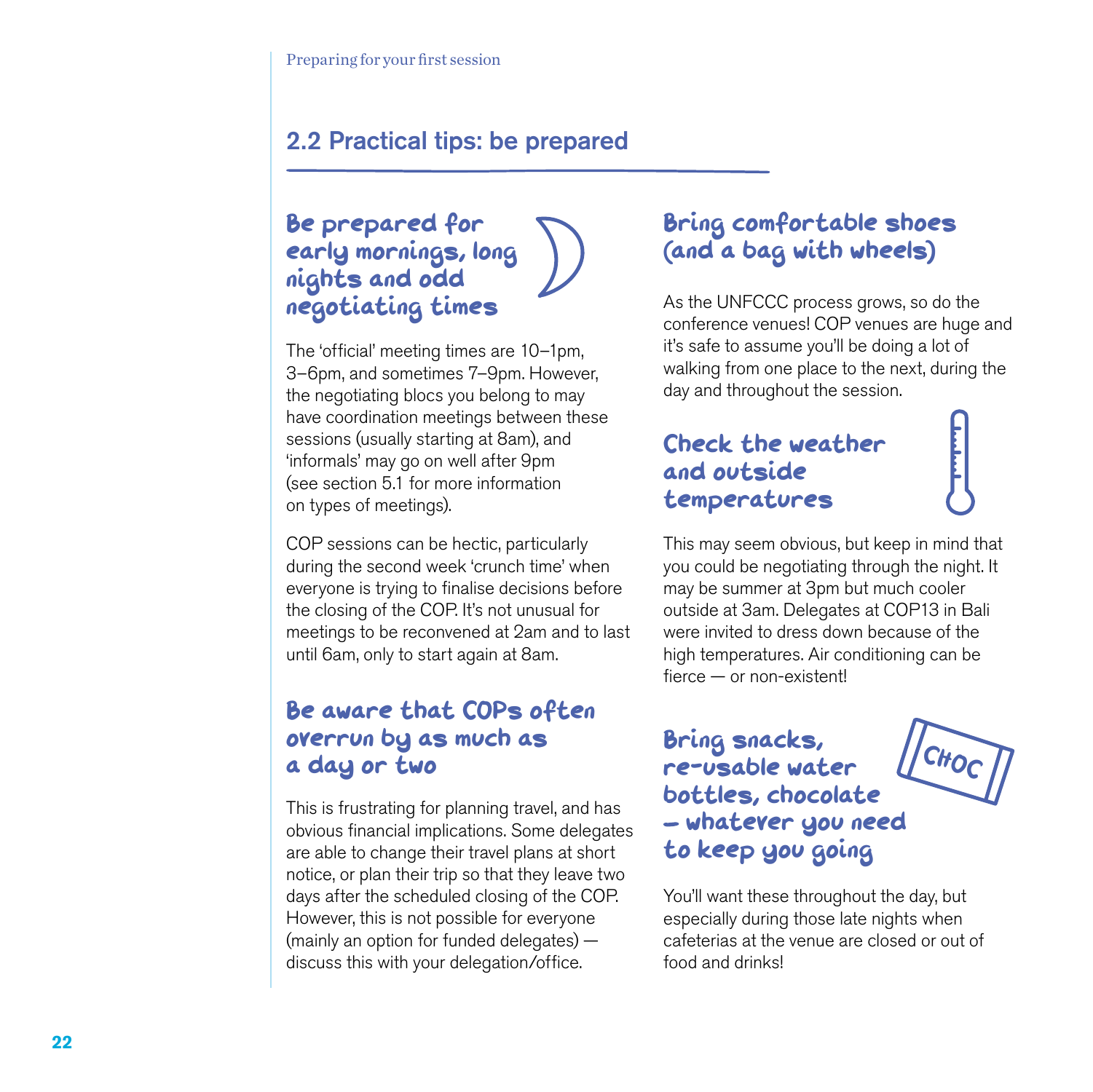## 2.2 Practical tips: be prepared

### Be prepared for early mornings, long nights and odd negotiating times

The 'official' meeting times are 10–1pm, 3–6pm, and sometimes 7–9pm. However, the negotiating blocs you belong to may have coordination meetings between these sessions (usually starting at 8am), and 'informals' may go on well after 9pm (see section 5.1 for more information on types of meetings).

COP sessions can be hectic, particularly during the second week 'crunch time' when everyone is trying to finalise decisions before the closing of the COP. It's not unusual for meetings to be reconvened at 2am and to last until 6am, only to start again at 8am.

### Be aware that COPs often overrun by as much as a day or two

This is frustrating for planning travel, and has obvious financial implications. Some delegates are able to change their travel plans at short notice, or plan their trip so that they leave two days after the scheduled closing of the COP. However, this is not possible for everyone (mainly an option for funded delegates) — discuss this with your delegation/office.

### Bring comfortable shoes (and a bag with wheels)

As the UNFCCC process grows, so do the conference venues! COP venues are huge and it's safe to assume you'll be doing a lot of walking from one place to the next, during the day and throughout the session.

### Check the weather and outside temperatures

This may seem obvious, but keep in mind that you could be negotiating through the night. It may be summer at 3pm but much cooler outside at 3am. Delegates at COP13 in Bali were invited to dress down because of the high temperatures. Air conditioning can be fierce — or non-existent!

### Bring snacks, re-usable water bottles, chocolate – whatever you need to keep you going

You'll want these throughout the day, but especially during those late nights when cafeterias at the venue are closed or out of food and drinks!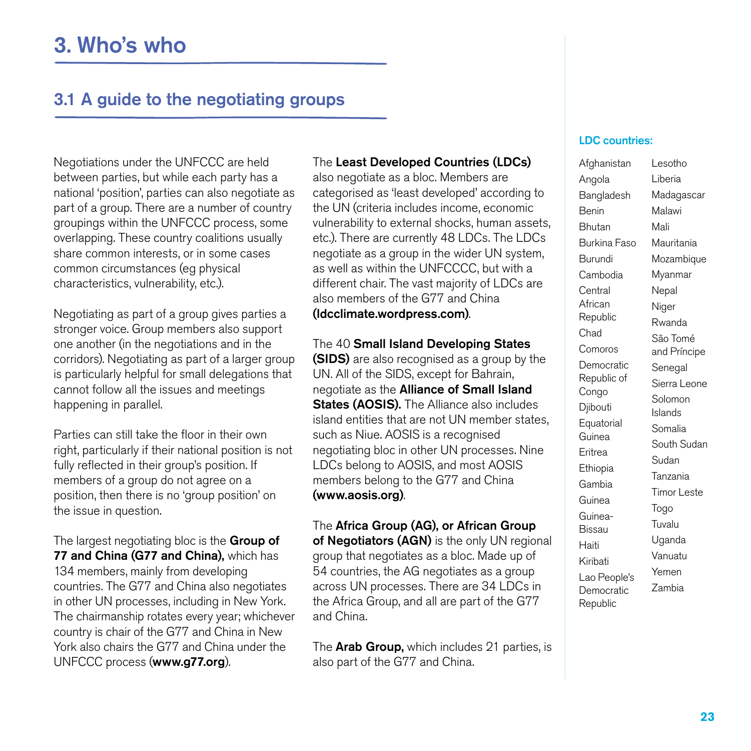# 3. Who's who

## 3.1 A guide to the negotiating groups

Negotiations under the UNFCCC are held between parties, but while each party has a national 'position', parties can also negotiate as part of a group. There are a number of country groupings within the UNFCCC process, some overlapping. These country coalitions usually share common interests, or in some cases common circumstances (eg physical characteristics, vulnerability, etc.).

Negotiating as part of a group gives parties a stronger voice. Group members also support one another (in the negotiations and in the corridors). Negotiating as part of a larger group is particularly helpful for small delegations that cannot follow all the issues and meetings happening in parallel.

Parties can still take the floor in their own right, particularly if their national position is not fully reflected in their group's position. If members of a group do not agree on a position, then there is no 'group position' on the issue in question.

The largest negotiating bloc is the **Group of 77 and China (G77 and China),** which has 134 members, mainly from developing countries. The G77 and China also negotiates in other UN processes, including in New York. The chairmanship rotates every year; whichever country is chair of the G77 and China in New York also chairs the G77 and China under the UNFCCC process (**www.g77.org**).

The **Least Developed Countries (LDCs)** also negotiate as a bloc. Members are categorised as 'least developed' according to the UN (criteria includes income, economic vulnerability to external shocks, human assets, etc.). There are currently 48 LDCs. The LDCs negotiate as a group in the wider UN system, as well as within the UNFCCC, but with a different chair. The vast majority of LDCs are also members of the G77 and China **(ldcclimate.wordpress.com)**.

The 40 **Small Island Developing States (SIDS)** are also recognised as a group by the UN. All of the SIDS, except for Bahrain, negotiate as the **Alliance of Small Island States (AOSIS).** The Alliance also includes island entities that are not UN member states, such as Niue. AOSIS is a recognised negotiating bloc in other UN processes. Nine LDCs belong to AOSIS, and most AOSIS members belong to the G77 and China **(www.aosis.org)**.

The **Africa Group (AG), or African Group of Negotiators (AGN)** is the only UN regional group that negotiates as a bloc. Made up of 54 countries, the AG negotiates as a group across UN processes. There are 34 LDCs in the Africa Group, and all are part of the G77 and China.

The **Arab Group,** which includes 21 parties, is also part of the G77 and China.

**LDC countries:**

- Afghanistan
- Angola
- Bangladesh
- Benin
- Bhutan
- Burkina Faso
- Burundi
- Cambodia
- Central African Republic
- Chad
- Comoros
- Democratic Republic of Congo
- Djibouti
- Equatorial Guinea
- Eritrea
- Ethiopia
- Gambia
- Guinea
- Guinea-Bissau
- Haiti
- Kiribati
- Lao People's Democratic Republic
- Lesotho
- Liberia
- Madagascar
- Malawi
- Mali
- Mauritania
- Mozambique
- Myanmar
- Nepal
- Niger
- Rwanda
- São Tomé and Príncipe
- Senegal
- Sierra Leone
- Solomon Islands
- Somalia
- South Sudan
- Sudan
- Tanzania
- Timor Leste
- Togo
- Tuvalu
- Uganda
- Vanuatu
- Yemen
- Zambia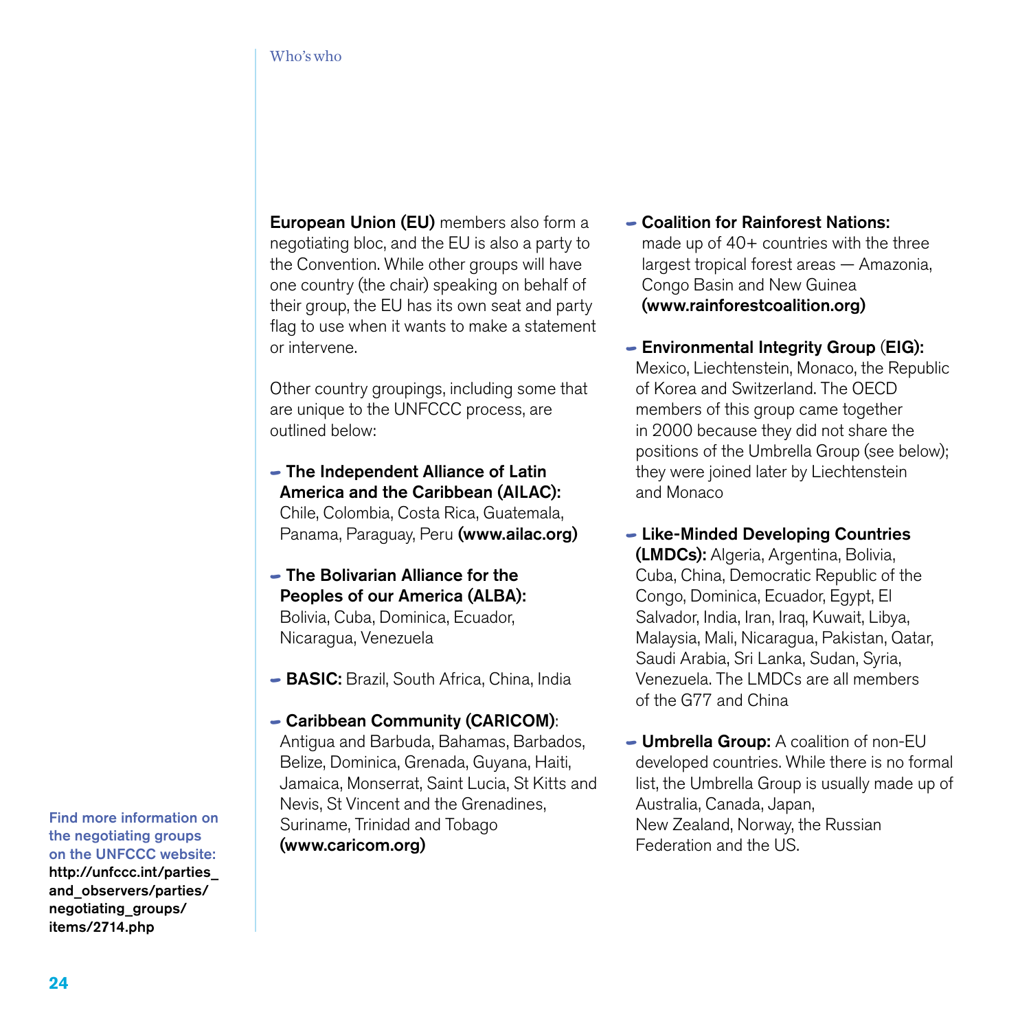**European Union (EU)** members also form a negotiating bloc, and the EU is also a party to the Convention. While other groups will have one country (the chair) speaking on behalf of their group, the EU has its own seat and party flag to use when it wants to make a statement or intervene.

Other country groupings, including some that are unique to the UNFCCC process, are outlined below:

- **The Independent Alliance of Latin America and the Caribbean (AILAC):** Chile, Colombia, Costa Rica, Guatemala, Panama, Paraguay, Peru **(www.ailac.org)**
- **The Bolivarian Alliance for the Peoples of our America (ALBA):** Bolivia, Cuba, Dominica, Ecuador, Nicaragua, Venezuela
- **BASIC:** Brazil, South Africa, China, India
- **Caribbean Community (CARICOM)**: Antigua and Barbuda, Bahamas, Barbados, Belize, Dominica, Grenada, Guyana, Haiti, Jamaica, Monserrat, Saint Lucia, St Kitts and Nevis, St Vincent and the Grenadines, Suriname, Trinidad and Tobago **(www.caricom.org)**
- **Coalition for Rainforest Nations:** made up of 40+ countries with the three largest tropical forest areas — Amazonia, Congo Basin and New Guinea **(www.rainforestcoalition.org)**
- **Environmental Integrity Group (EIG):** Mexico, Liechtenstein, Monaco, the Republic of Korea and Switzerland. The OECD members of this group came together in 2000 because they did not share the positions of the Umbrella Group (see below); they were joined later by Liechtenstein and Monaco
- **Like-Minded Developing Countries (LMDCs):** Algeria, Argentina, Bolivia, Cuba, China, Democratic Republic of the Congo, Dominica, Ecuador, Egypt, El Salvador, India, Iran, Iraq, Kuwait, Libya, Malaysia, Mali, Nicaragua, Pakistan, Qatar, Saudi Arabia, Sri Lanka, Sudan, Syria, Venezuela. The LMDCs are all members of the G77 and China
- **Umbrella Group:** A coalition of non-EU developed countries. While there is no formal list, the Umbrella Group is usually made up of Australia, Canada, Japan, New Zealand, Norway, the Russian Federation and the US.

**Find more information on the negotiating groups on the UNFCCC website:** http://unfccc.int/parties_and_observers/parties/negotiating_groups/items/2714.php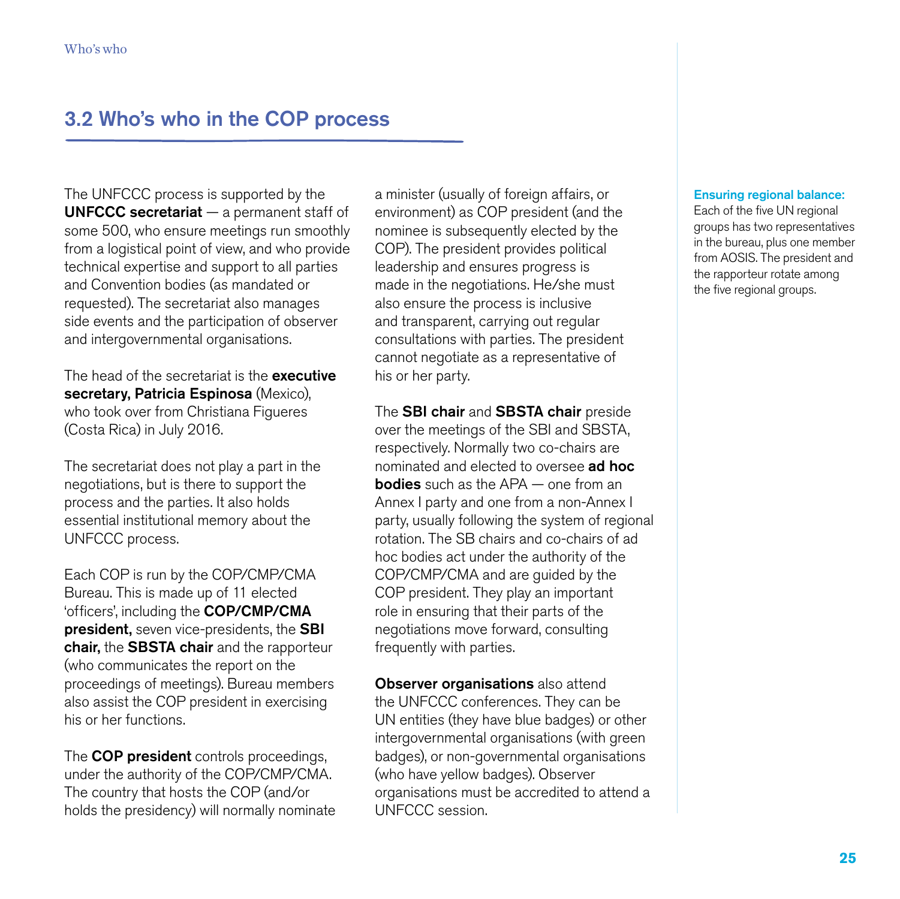## 3.2 Who's who in the COP process

The UNFCCC process is supported by the **UNFCCC secretariat** — a permanent staff of some 500, who ensure meetings run smoothly from a logistical point of view, and who provide technical expertise and support to all parties and Convention bodies (as mandated or requested). The secretariat also manages side events and the participation of observer and intergovernmental organisations.

The head of the secretariat is the **executive secretary, Patricia Espinosa** (Mexico), who took over from Christiana Figueres (Costa Rica) in July 2016.

The secretariat does not play a part in the negotiations, but is there to support the process and the parties. It also holds essential institutional memory about the UNFCCC process.

Each COP is run by the COP/CMP/CMA Bureau. This is made up of 11 elected 'officers', including the **COP/CMP/CMA president,** seven vice-presidents, the **SBI chair,** the **SBSTA chair** and the rapporteur (who communicates the report on the proceedings of meetings). Bureau members also assist the COP president in exercising his or her functions.

The **COP president** controls proceedings, under the authority of the COP/CMP/CMA. The country that hosts the COP (and/or holds the presidency) will normally nominate a minister (usually of foreign affairs, or environment) as COP president (and the nominee is subsequently elected by the COP). The president provides political leadership and ensures progress is made in the negotiations. He/she must also ensure the process is inclusive and transparent, carrying out regular consultations with parties. The president cannot negotiate as a representative of his or her party.

The **SBI chair** and **SBSTA chair** preside over the meetings of the SBI and SBSTA, respectively. Normally two co-chairs are nominated and elected to oversee **ad hoc bodies** such as the APA — one from an Annex I party and one from a non-Annex I party, usually following the system of regional rotation. The SB chairs and co-chairs of ad hoc bodies act under the authority of the COP/CMP/CMA and are guided by the COP president. They play an important role in ensuring that their parts of the negotiations move forward, consulting frequently with parties.

**Observer organisations** also attend the UNFCCC conferences. They can be UN entities (they have blue badges) or other intergovernmental organisations (with green badges), or non-governmental organisations (who have yellow badges). Observer organisations must be accredited to attend a UNFCCC session.

**Ensuring regional balance:** Each of the five UN regional groups has two representatives in the bureau, plus one member from AOSIS. The president and the rapporteur rotate among the five regional groups.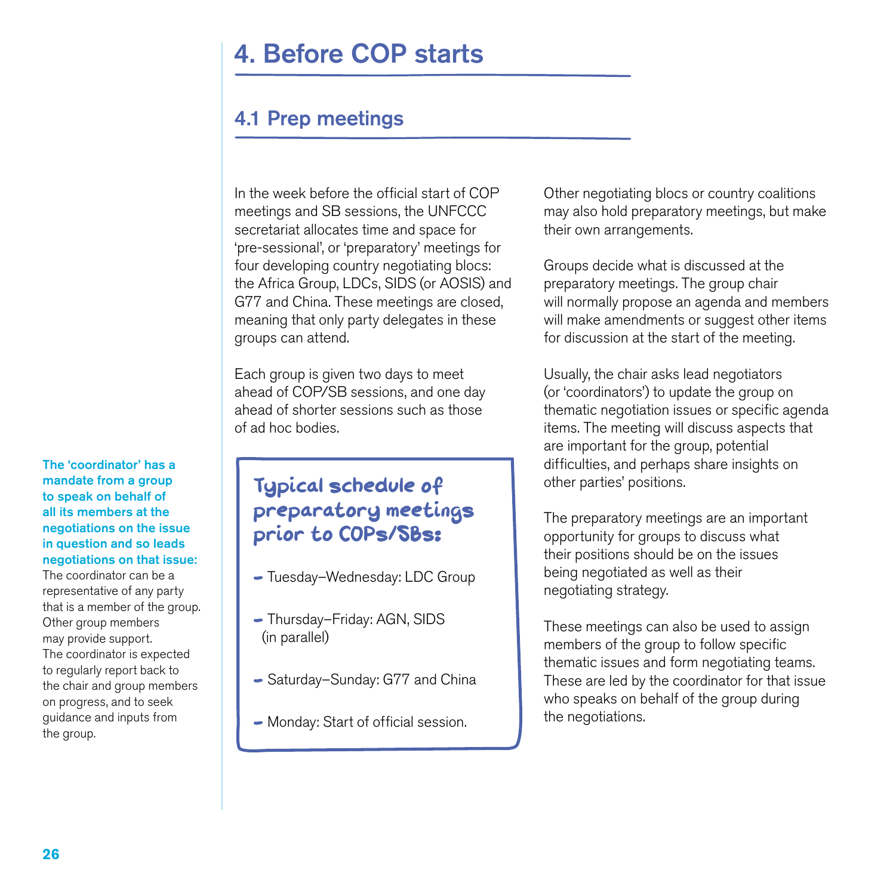# 4. Before COP starts

## 4.1 Prep meetings

In the week before the official start of COP meetings and SB sessions, the UNFCCC secretariat allocates time and space for 'pre-sessional', or 'preparatory' meetings for four developing country negotiating blocs: the Africa Group, LDCs, SIDS (or AOSIS) and G77 and China. These meetings are closed, meaning that only party delegates in these groups can attend.

Each group is given two days to meet ahead of COP/SB sessions, and one day ahead of shorter sessions such as those of ad hoc bodies.

### Typical schedule of preparatory meetings prior to COPs/SBs:

- Tuesday–Wednesday: LDC Group
- Thursday–Friday: AGN, SIDS (in parallel)
- Saturday–Sunday: G77 and China
- Monday: Start of official session.

Other negotiating blocs or country coalitions may also hold preparatory meetings, but make their own arrangements.

Groups decide what is discussed at the preparatory meetings. The group chair will normally propose an agenda and members will make amendments or suggest other items for discussion at the start of the meeting.

Usually, the chair asks lead negotiators (or 'coordinators') to update the group on thematic negotiation issues or specific agenda items. The meeting will discuss aspects that are important for the group, potential difficulties, and perhaps share insights on other parties' positions.

The preparatory meetings are an important opportunity for groups to discuss what their positions should be on the issues being negotiated as well as their negotiating strategy.

These meetings can also be used to assign members of the group to follow specific thematic issues and form negotiating teams. These are led by the coordinator for that issue who speaks on behalf of the group during the negotiations.

**The 'coordinator' has a mandate from a group to speak on behalf of all its members at the negotiations on the issue in question and so leads negotiations on that issue:** The coordinator can be a representative of any party that is a member of the group. Other group members may provide support. The coordinator is expected to regularly report back to the chair and group members on progress, and to seek guidance and inputs from the group.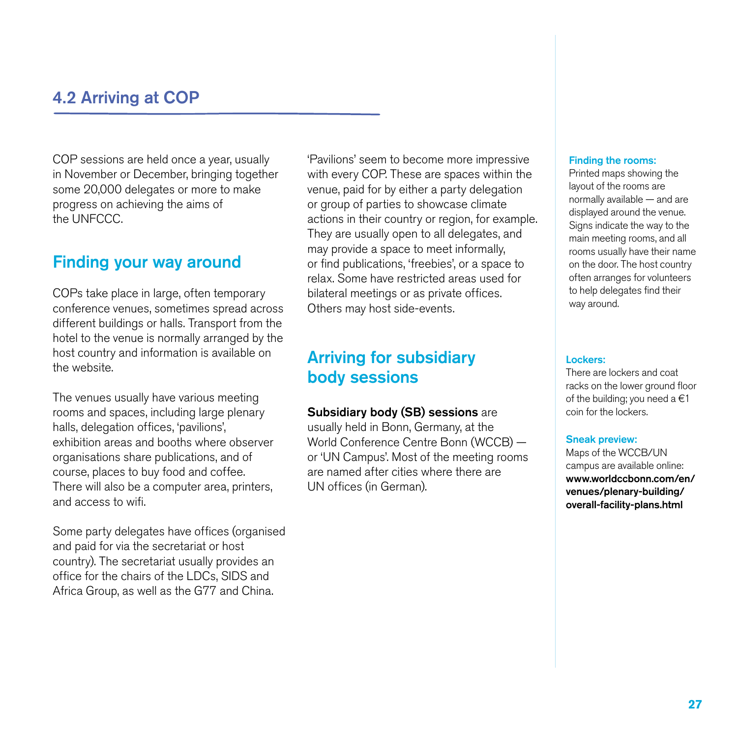## 4.2 Arriving at COP

COP sessions are held once a year, usually in November or December, bringing together some 20,000 delegates or more to make progress on achieving the aims of the UNFCCC.

### Finding your way around

COPs take place in large, often temporary conference venues, sometimes spread across different buildings or halls. Transport from the hotel to the venue is normally arranged by the host country and information is available on the website.

The venues usually have various meeting rooms and spaces, including large plenary halls, delegation offices, 'pavilions', exhibition areas and booths where observer organisations share publications, and of course, places to buy food and coffee. There will also be a computer area, printers, and access to wifi.

Some party delegates have offices (organised and paid for via the secretariat or host country). The secretariat usually provides an office for the chairs of the LDCs, SIDS and Africa Group, as well as the G77 and China.

'Pavilions' seem to become more impressive with every COP. These are spaces within the venue, paid for by either a party delegation or group of parties to showcase climate actions in their country or region, for example. They are usually open to all delegates, and may provide a space to meet informally, or find publications, 'freebies', or a space to relax. Some have restricted areas used for bilateral meetings or as private offices. Others may host side-events.

### Arriving for subsidiary body sessions

**Subsidiary body (SB) sessions** are usually held in Bonn, Germany, at the World Conference Centre Bonn (WCCB) — or 'UN Campus'. Most of the meeting rooms are named after cities where there are UN offices (in German).

**Finding the rooms:**
Printed maps showing the layout of the rooms are normally available — and are displayed around the venue. Signs indicate the way to the main meeting rooms, and all rooms usually have their name on the door. The host country often arranges for volunteers to help delegates find their way around.

**Lockers:**
There are lockers and coat racks on the lower ground floor of the building; you need a €1 coin for the lockers.

**Sneak preview:**
Maps of the WCCB/UN campus are available online: **www.worldccbonn.com/en/venues/plenary-building/overall-facility-plans.html**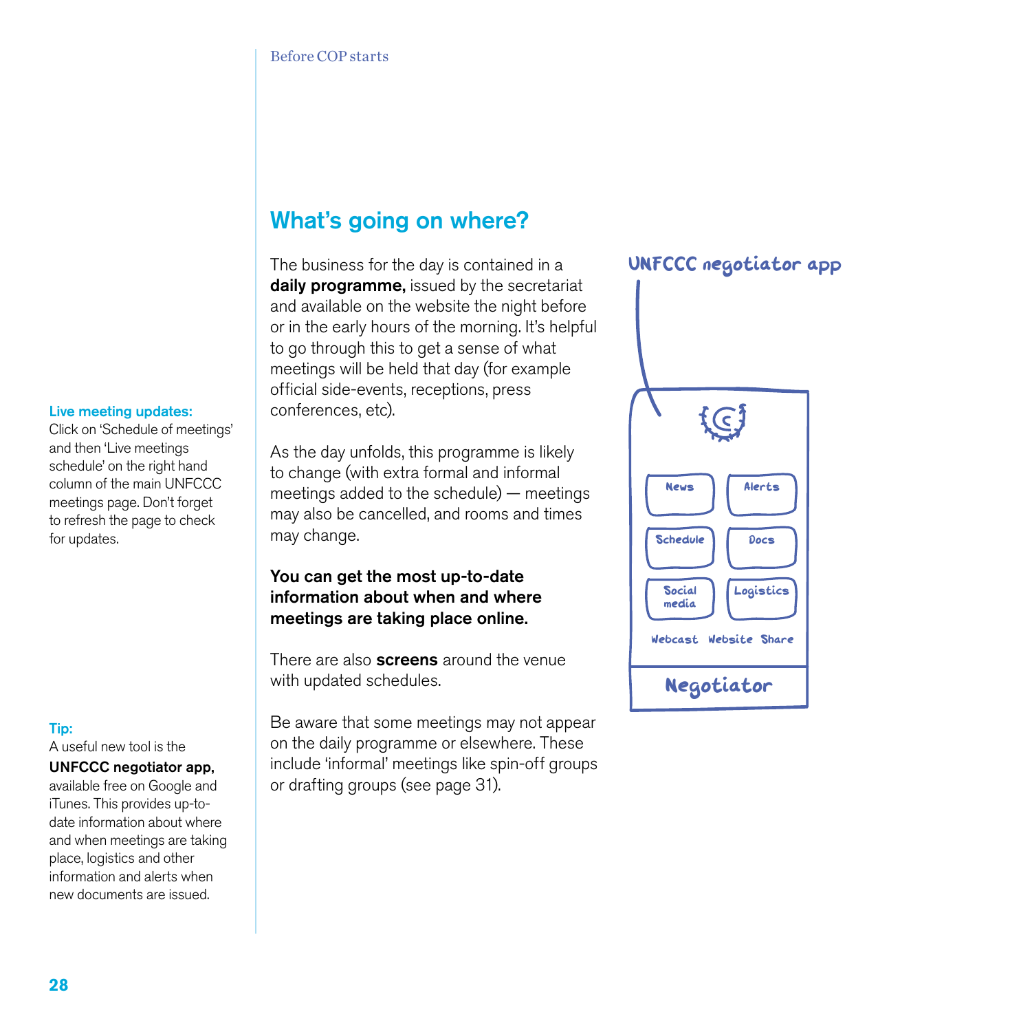## What's going on where?

The business for the day is contained in a **daily programme,** issued by the secretariat and available on the website the night before or in the early hours of the morning. It's helpful to go through this to get a sense of what meetings will be held that day (for example official side-events, receptions, press conferences, etc).

As the day unfolds, this programme is likely to change (with extra formal and informal meetings added to the schedule) — meetings may also be cancelled, and rooms and times may change.

**You can get the most up-to-date information about when and where meetings are taking place online.**

There are also **screens** around the venue with updated schedules.

Be aware that some meetings may not appear on the daily programme or elsewhere. These include 'informal' meetings like spin-off groups or drafting groups (see page 31).

**Live meeting updates:**
Click on 'Schedule of meetings' and then 'Live meetings schedule' on the right hand column of the main UNFCCC meetings page. Don't forget to refresh the page to check for updates.

**Tip:**
A useful new tool is the **UNFCCC negotiator app,** available free on Google and iTunes. This provides up-to-date information about where and when meetings are taking place, logistics and other information and alerts when new documents are issued.

UNFCCC negotiator app

News | Alerts | Schedule | Docs | Social media | Logistics | Webcast | Website | Share

Negotiator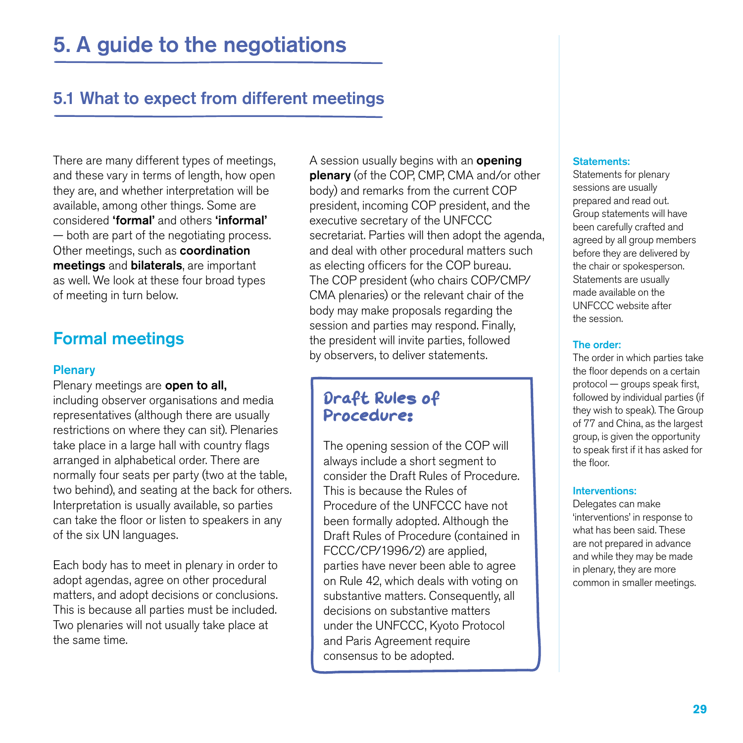# 5. A guide to the negotiations

## 5.1 What to expect from different meetings

There are many different types of meetings, and these vary in terms of length, how open they are, and whether interpretation will be available, among other things. Some are considered **'formal'** and others **'informal'** — both are part of the negotiating process. Other meetings, such as **coordination meetings** and **bilaterals**, are important as well. We look at these four broad types of meeting in turn below.

### Formal meetings

#### Plenary

Plenary meetings are **open to all,** including observer organisations and media representatives (although there are usually restrictions on where they can sit). Plenaries take place in a large hall with country flags arranged in alphabetical order. There are normally four seats per party (two at the table, two behind), and seating at the back for others. Interpretation is usually available, so parties can take the floor or listen to speakers in any of the six UN languages.

Each body has to meet in plenary in order to adopt agendas, agree on other procedural matters, and adopt decisions or conclusions. This is because all parties must be included. Two plenaries will not usually take place at the same time.

A session usually begins with an **opening plenary** (of the COP, CMP, CMA and/or other body) and remarks from the current COP president, incoming COP president, and the executive secretary of the UNFCCC secretariat. Parties will then adopt the agenda, and deal with other procedural matters such as electing officers for the COP bureau. The COP president (who chairs COP/CMP/CMA plenaries) or the relevant chair of the body may make proposals regarding the session and parties may respond. Finally, the president will invite parties, followed by observers, to deliver statements.

> **Draft Rules of Procedure:**
>
> The opening session of the COP will always include a short segment to consider the Draft Rules of Procedure. This is because the Rules of Procedure of the UNFCCC have not been formally adopted. Although the Draft Rules of Procedure (contained in FCCC/CP/1996/2) are applied, parties have never been able to agree on Rule 42, which deals with voting on substantive matters. Consequently, all decisions on substantive matters under the UNFCCC, Kyoto Protocol and Paris Agreement require consensus to be adopted.

**Statements:**
Statements for plenary sessions are usually prepared and read out. Group statements will have been carefully crafted and agreed by all group members before they are delivered by the chair or spokesperson. Statements are usually made available on the UNFCCC website after the session.

**The order:**
The order in which parties take the floor depends on a certain protocol — groups speak first, followed by individual parties (if they wish to speak). The Group of 77 and China, as the largest group, is given the opportunity to speak first if it has asked for the floor.

**Interventions:**
Delegates can make 'interventions' in response to what has been said. These are not prepared in advance and while they may be made in plenary, they are more common in smaller meetings.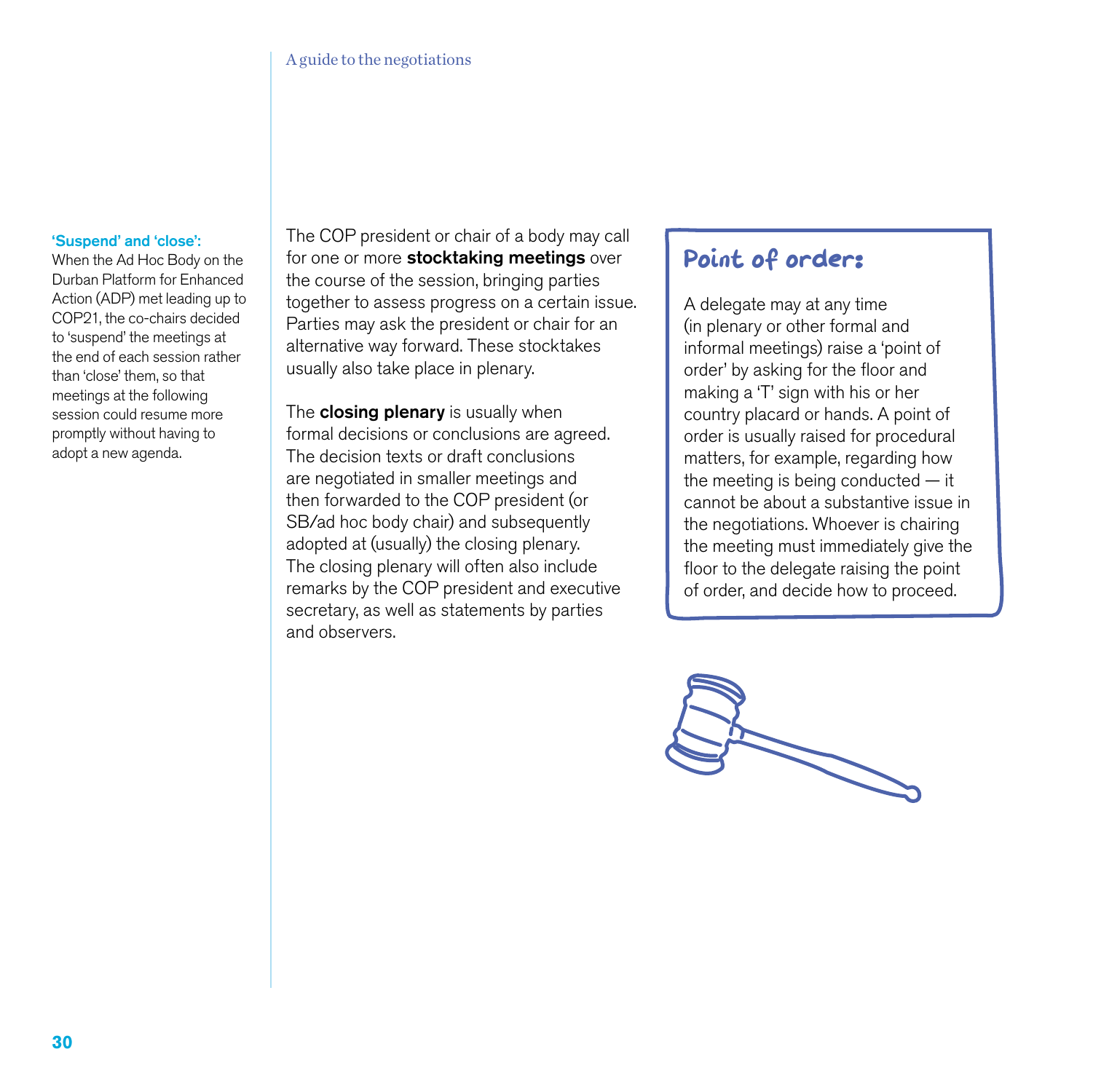**'Suspend' and 'close':**
When the Ad Hoc Body on the Durban Platform for Enhanced Action (ADP) met leading up to COP21, the co-chairs decided to 'suspend' the meetings at the end of each session rather than 'close' them, so that meetings at the following session could resume more promptly without having to adopt a new agenda.

The COP president or chair of a body may call for one or more **stocktaking meetings** over the course of the session, bringing parties together to assess progress on a certain issue. Parties may ask the president or chair for an alternative way forward. These stocktakes usually also take place in plenary.

The **closing plenary** is usually when formal decisions or conclusions are agreed. The decision texts or draft conclusions are negotiated in smaller meetings and then forwarded to the COP president (or SB/ad hoc body chair) and subsequently adopted at (usually) the closing plenary. The closing plenary will often also include remarks by the COP president and executive secretary, as well as statements by parties and observers.

## Point of order:

A delegate may at any time (in plenary or other formal and informal meetings) raise a 'point of order' by asking for the floor and making a 'T' sign with his or her country placard or hands. A point of order is usually raised for procedural matters, for example, regarding how the meeting is being conducted — it cannot be about a substantive issue in the negotiations. Whoever is chairing the meeting must immediately give the floor to the delegate raising the point of order, and decide how to proceed.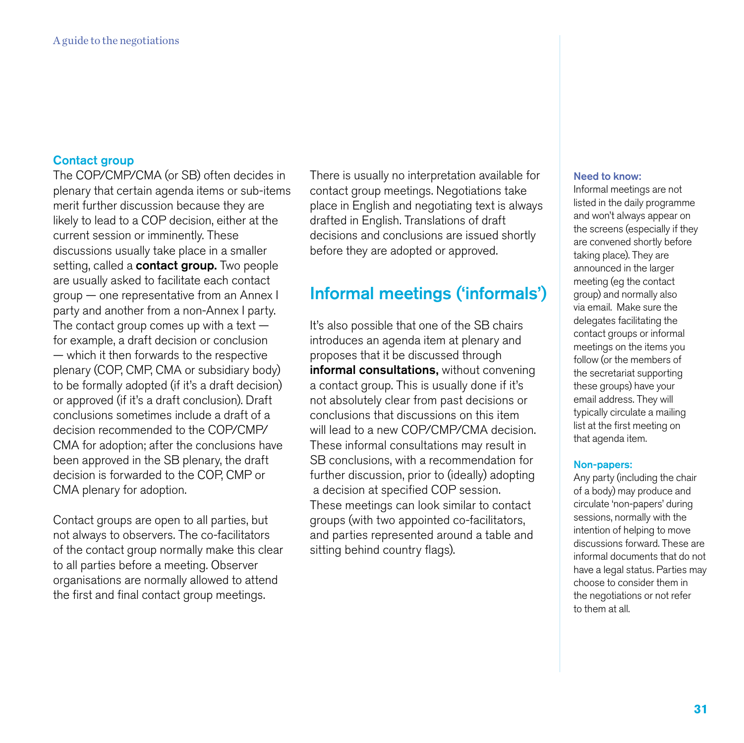### Contact group

The COP/CMP/CMA (or SB) often decides in plenary that certain agenda items or sub-items merit further discussion because they are likely to lead to a COP decision, either at the current session or imminently. These discussions usually take place in a smaller setting, called a **contact group.** Two people are usually asked to facilitate each contact group — one representative from an Annex I party and another from a non-Annex I party. The contact group comes up with a text — for example, a draft decision or conclusion — which it then forwards to the respective plenary (COP, CMP, CMA or subsidiary body) to be formally adopted (if it's a draft decision) or approved (if it's a draft conclusion). Draft conclusions sometimes include a draft of a decision recommended to the COP/CMP/CMA for adoption; after the conclusions have been approved in the SB plenary, the draft decision is forwarded to the COP, CMP or CMA plenary for adoption.

Contact groups are open to all parties, but not always to observers. The co-facilitators of the contact group normally make this clear to all parties before a meeting. Observer organisations are normally allowed to attend the first and final contact group meetings.

There is usually no interpretation available for contact group meetings. Negotiations take place in English and negotiating text is always drafted in English. Translations of draft decisions and conclusions are issued shortly before they are adopted or approved.

## Informal meetings ('informals')

It's also possible that one of the SB chairs introduces an agenda item at plenary and proposes that it be discussed through **informal consultations,** without convening a contact group. This is usually done if it's not absolutely clear from past decisions or conclusions that discussions on this item will lead to a new COP/CMP/CMA decision. These informal consultations may result in SB conclusions, with a recommendation for further discussion, prior to (ideally) adopting a decision at specified COP session. These meetings can look similar to contact groups (with two appointed co-facilitators, and parties represented around a table and sitting behind country flags).

#### Need to know:

Informal meetings are not listed in the daily programme and won't always appear on the screens (especially if they are convened shortly before taking place). They are announced in the larger meeting (eg the contact group) and normally also via email. Make sure the delegates facilitating the contact groups or informal meetings on the items you follow (or the members of the secretariat supporting these groups) have your email address. They will typically circulate a mailing list at the first meeting on that agenda item.

#### Non-papers:

Any party (including the chair of a body) may produce and circulate 'non-papers' during sessions, normally with the intention of helping to move discussions forward. These are informal documents that do not have a legal status. Parties may choose to consider them in the negotiations or not refer to them at all.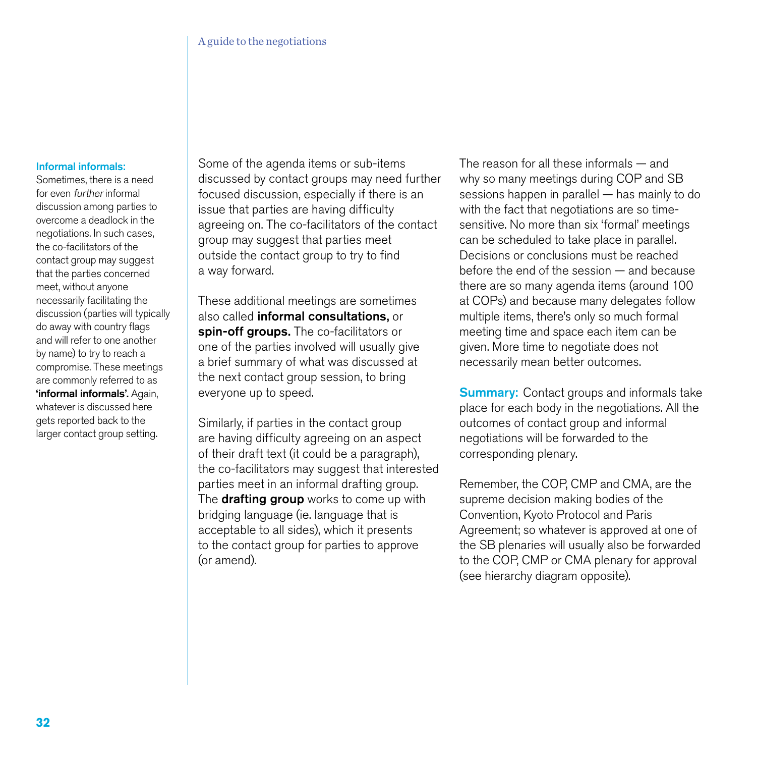**Informal informals:** Sometimes, there is a need for even *further* informal discussion among parties to overcome a deadlock in the negotiations. In such cases, the co-facilitators of the contact group may suggest that the parties concerned meet, without anyone necessarily facilitating the discussion (parties will typically do away with country flags and will refer to one another by name) to try to reach a compromise. These meetings are commonly referred to as **'informal informals'.** Again, whatever is discussed here gets reported back to the larger contact group setting.

Some of the agenda items or sub-items discussed by contact groups may need further focused discussion, especially if there is an issue that parties are having difficulty agreeing on. The co-facilitators of the contact group may suggest that parties meet outside the contact group to try to find a way forward.

These additional meetings are sometimes also called **informal consultations,** or **spin-off groups.** The co-facilitators or one of the parties involved will usually give a brief summary of what was discussed at the next contact group session, to bring everyone up to speed.

Similarly, if parties in the contact group are having difficulty agreeing on an aspect of their draft text (it could be a paragraph), the co-facilitators may suggest that interested parties meet in an informal drafting group. The **drafting group** works to come up with bridging language (ie. language that is acceptable to all sides), which it presents to the contact group for parties to approve (or amend).

The reason for all these informals — and why so many meetings during COP and SB sessions happen in parallel — has mainly to do with the fact that negotiations are so time-sensitive. No more than six 'formal' meetings can be scheduled to take place in parallel. Decisions or conclusions must be reached before the end of the session — and because there are so many agenda items (around 100 at COPs) and because many delegates follow multiple items, there's only so much formal meeting time and space each item can be given. More time to negotiate does not necessarily mean better outcomes.

**Summary:** Contact groups and informals take place for each body in the negotiations. All the outcomes of contact group and informal negotiations will be forwarded to the corresponding plenary.

Remember, the COP, CMP and CMA, are the supreme decision making bodies of the Convention, Kyoto Protocol and Paris Agreement; so whatever is approved at one of the SB plenaries will usually also be forwarded to the COP, CMP or CMA plenary for approval (see hierarchy diagram opposite).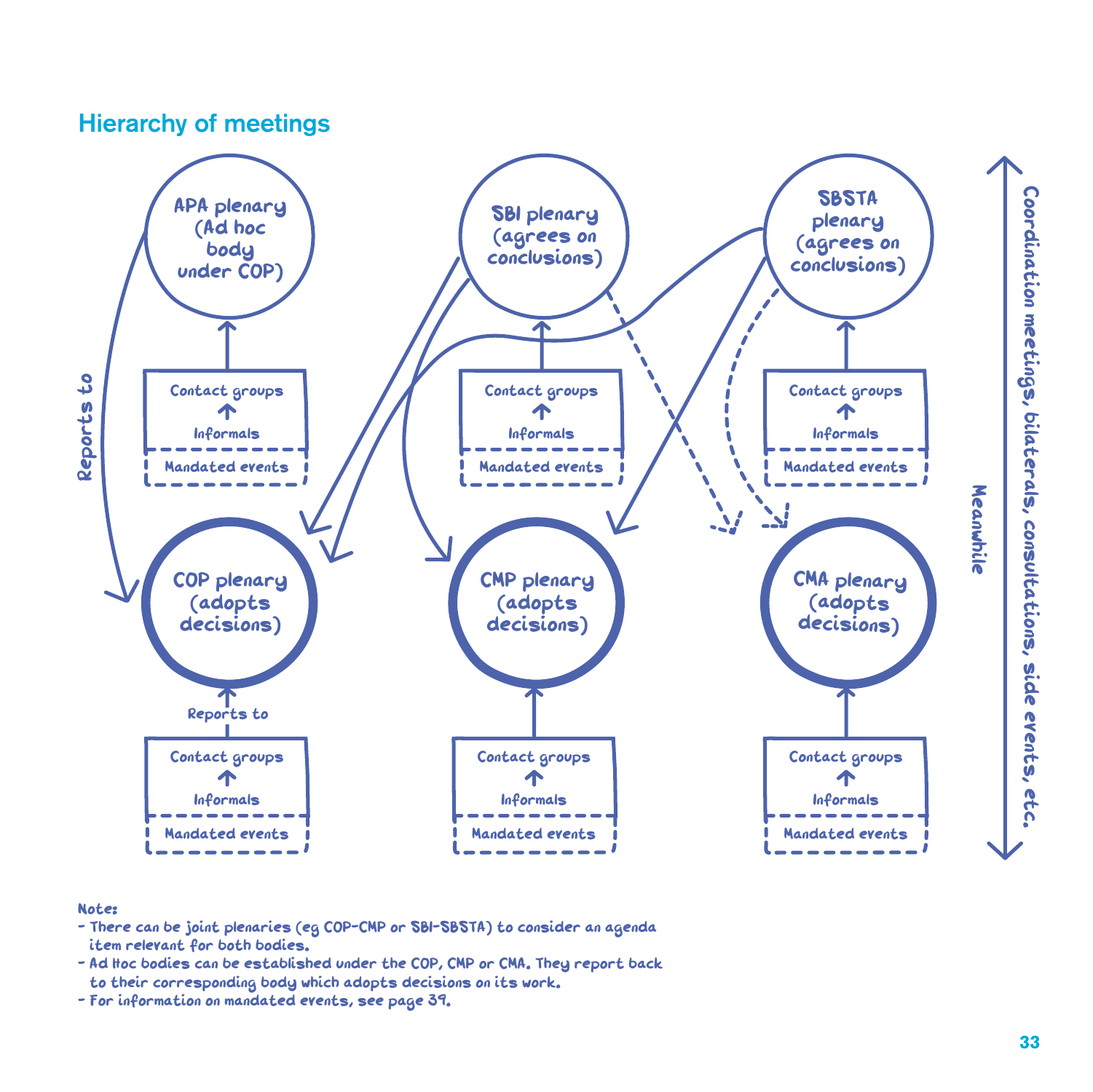## Hierarchy of meetings

APA plenary (Ad hoc body under COP)

SBI plenary (agrees on conclusions)

SBSTA plenary (agrees on conclusions)

Contact groups

Informals

Mandated events

Reports to

COP plenary (adopts decisions)

CMP plenary (adopts decisions)

CMA plenary (adopts decisions)

Meanwhile

Coordination meetings, bilaterals, consultations, side events, etc.

Note:

- There can be joint plenaries (eg COP-CMP or SBI-SBSTA) to consider an agenda item relevant for both bodies.
- Ad Hoc bodies can be established under the COP, CMP or CMA. They report back to their corresponding body which adopts decisions on its work.
- For information on mandated events, see page 39.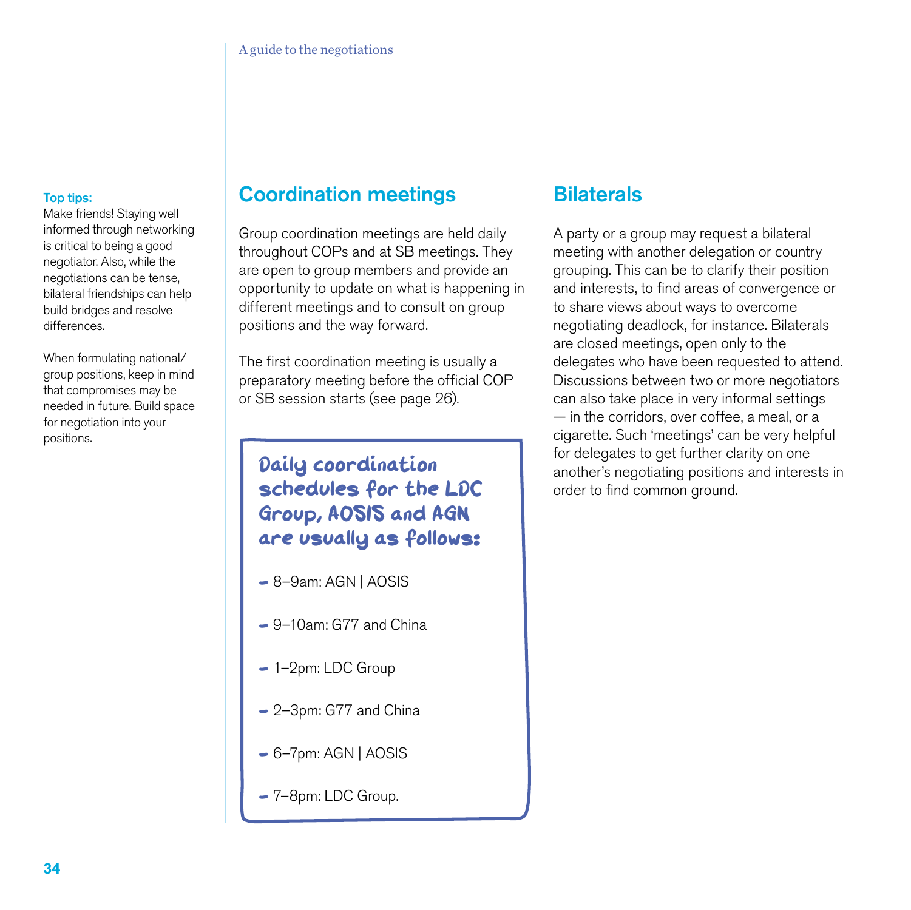**Top tips:**

Make friends! Staying well informed through networking is critical to being a good negotiator. Also, while the negotiations can be tense, bilateral friendships can help build bridges and resolve differences.

When formulating national/group positions, keep in mind that compromises may be needed in future. Build space for negotiation into your positions.

## Coordination meetings

Group coordination meetings are held daily throughout COPs and at SB meetings. They are open to group members and provide an opportunity to update on what is happening in different meetings and to consult on group positions and the way forward.

The first coordination meeting is usually a preparatory meeting before the official COP or SB session starts (see page 26).

**Daily coordination schedules for the LDC Group, AOSIS and AGN are usually as follows:**

- 8–9am: AGN | AOSIS
- 9–10am: G77 and China
- 1–2pm: LDC Group
- 2–3pm: G77 and China
- 6–7pm: AGN | AOSIS
- 7–8pm: LDC Group.

## Bilaterals

A party or a group may request a bilateral meeting with another delegation or country grouping. This can be to clarify their position and interests, to find areas of convergence or to share views about ways to overcome negotiating deadlock, for instance. Bilaterals are closed meetings, open only to the delegates who have been requested to attend. Discussions between two or more negotiators can also take place in very informal settings — in the corridors, over coffee, a meal, or a cigarette. Such 'meetings' can be very helpful for delegates to get further clarity on one another's negotiating positions and interests in order to find common ground.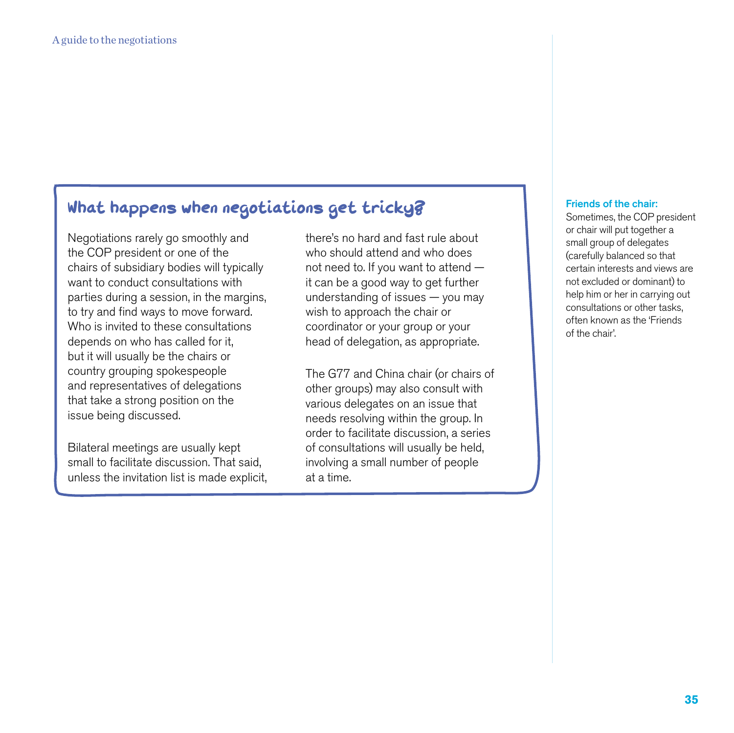## What happens when negotiations get tricky?

Negotiations rarely go smoothly and the COP president or one of the chairs of subsidiary bodies will typically want to conduct consultations with parties during a session, in the margins, to try and find ways to move forward. Who is invited to these consultations depends on who has called for it, but it will usually be the chairs or country grouping spokespeople and representatives of delegations that take a strong position on the issue being discussed.

Bilateral meetings are usually kept small to facilitate discussion. That said, unless the invitation list is made explicit, there's no hard and fast rule about who should attend and who does not need to. If you want to attend — it can be a good way to get further understanding of issues — you may wish to approach the chair or coordinator or your group or your head of delegation, as appropriate.

The G77 and China chair (or chairs of other groups) may also consult with various delegates on an issue that needs resolving within the group. In order to facilitate discussion, a series of consultations will usually be held, involving a small number of people at a time.

**Friends of the chair:**
Sometimes, the COP president or chair will put together a small group of delegates (carefully balanced so that certain interests and views are not excluded or dominant) to help him or her in carrying out consultations or other tasks, often known as the 'Friends of the chair'.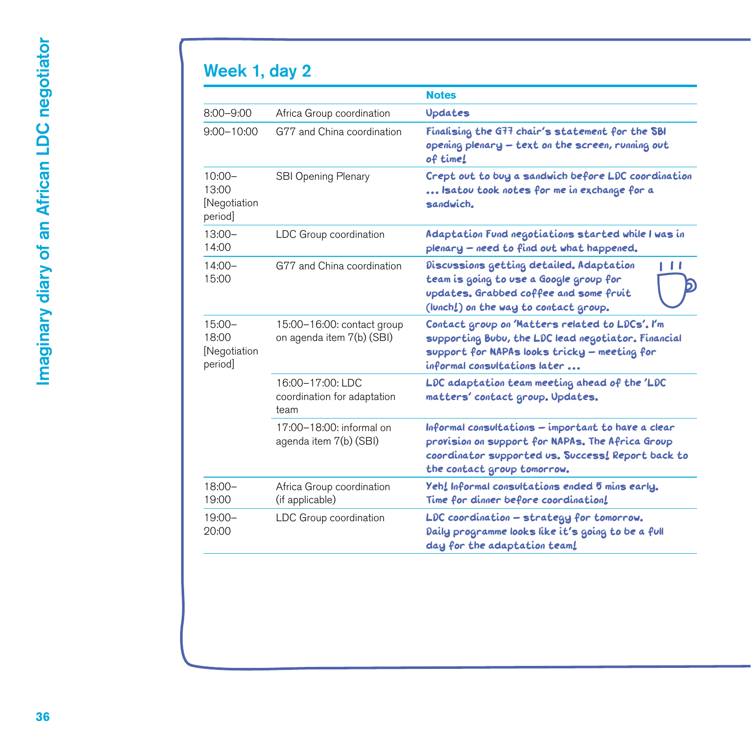## Week 1, day 2

| | | Notes |
|---|---|---|
| 8:00–9:00 | Africa Group coordination | Updates |
| 9:00–10:00 | G77 and China coordination | Finalising the G77 chair's statement for the SBI opening plenary – text on the screen, running out of time! |
| 10:00–13:00 [Negotiation period] | SBI Opening Plenary | Crept out to buy a sandwich before LDC coordination … Isatou took notes for me in exchange for a sandwich. |
| 13:00–14:00 | LDC Group coordination | Adaptation Fund negotiations started while I was in plenary – need to find out what happened. |
| 14:00–15:00 | G77 and China coordination | Discussions getting detailed. Adaptation team is going to use a Google group for updates. Grabbed coffee and some fruit (lunch!) on the way to contact group. |
| 15:00–18:00 [Negotiation period] | 15:00–16:00: contact group on agenda item 7(b) (SBI) | Contact group on 'Matters related to LDCs'. I'm supporting Bubu, the LDC lead negotiator. Financial support for NAPAs looks tricky – meeting for informal consultations later … |
| | 16:00–17:00: LDC coordination for adaptation team | LDC adaptation team meeting ahead of the 'LDC matters' contact group. Updates. |
| | 17:00–18:00: informal on agenda item 7(b) (SBI) | Informal consultations – important to have a clear provision on support for NAPAs. The Africa Group coordinator supported us. Success! Report back to the contact group tomorrow. |
| 18:00–19:00 | Africa Group coordination (if applicable) | Yeh! Informal consultations ended 5 mins early. Time for dinner before coordination! |
| 19:00–20:00 | LDC Group coordination | LDC coordination – strategy for tomorrow. Daily programme looks like it's going to be a full day for the adaptation team! |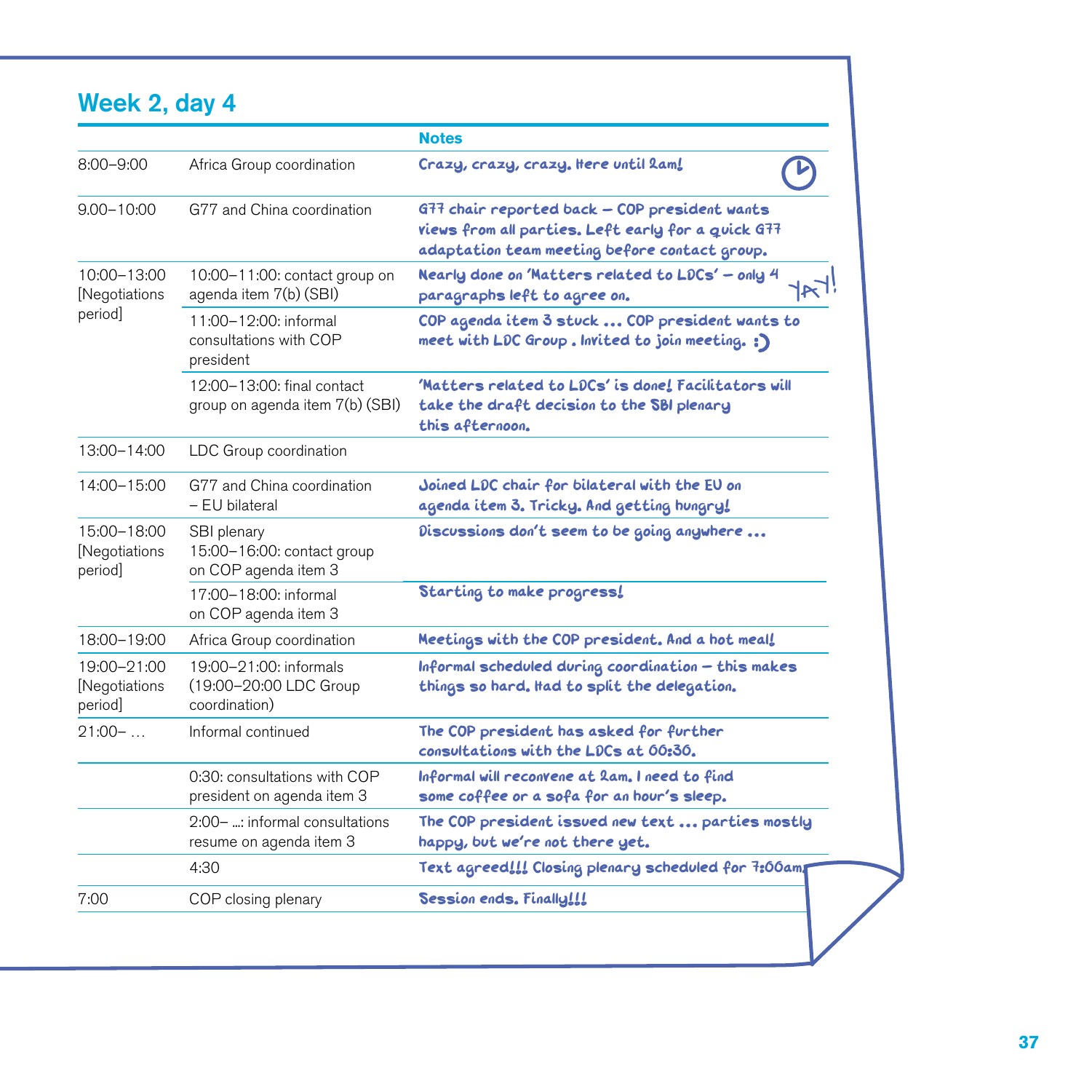## Week 2, day 4

| | | Notes |
|---|---|---|
| 8:00–9:00 | Africa Group coordination | Crazy, crazy, crazy. Here until 2am! |
| 9.00–10:00 | G77 and China coordination | G77 chair reported back – COP president wants views from all parties. Left early for a quick G77 adaptation team meeting before contact group. |
| 10:00–13:00 [Negotiations period] | 10:00–11:00: contact group on agenda item 7(b) (SBI) | Nearly done on 'Matters related to LDCs' – only 4 paragraphs left to agree on. YAY! |
| | 11:00–12:00: informal consultations with COP president | COP agenda item 3 stuck … COP president wants to meet with LDC Group. Invited to join meeting. :) |
| | 12:00–13:00: final contact group on agenda item 7(b) (SBI) | 'Matters related to LDCs' is done! Facilitators will take the draft decision to the SBI plenary this afternoon. |
| 13:00–14:00 | LDC Group coordination | |
| 14:00–15:00 | G77 and China coordination – EU bilateral | Joined LDC chair for bilateral with the EU on agenda item 3. Tricky. And getting hungry! |
| 15:00–18:00 [Negotiations period] | SBI plenary 15:00–16:00: contact group on COP agenda item 3 | Discussions don't seem to be going anywhere … |
| | 17:00–18:00: informal on COP agenda item 3 | Starting to make progress! |
| 18:00–19:00 | Africa Group coordination | Meetings with the COP president. And a hot meal! |
| 19:00–21:00 [Negotiations period] | 19:00–21:00: informals (19:00–20:00 LDC Group coordination) | Informal scheduled during coordination – this makes things so hard. Had to split the delegation. |
| 21:00– … | Informal continued | The COP president has asked for further consultations with the LDCs at 00:30. |
| | 0:30: consultations with COP president on agenda item 3 | Informal will reconvene at 2am. I need to find some coffee or a sofa for an hour's sleep. |
| | 2:00– ...: informal consultations resume on agenda item 3 | The COP president issued new text … parties mostly happy, but we're not there yet. |
| | 4:30 | Text agreed!!! Closing plenary scheduled for 7:00am. |
| 7:00 | COP closing plenary | Session ends. Finally!!! |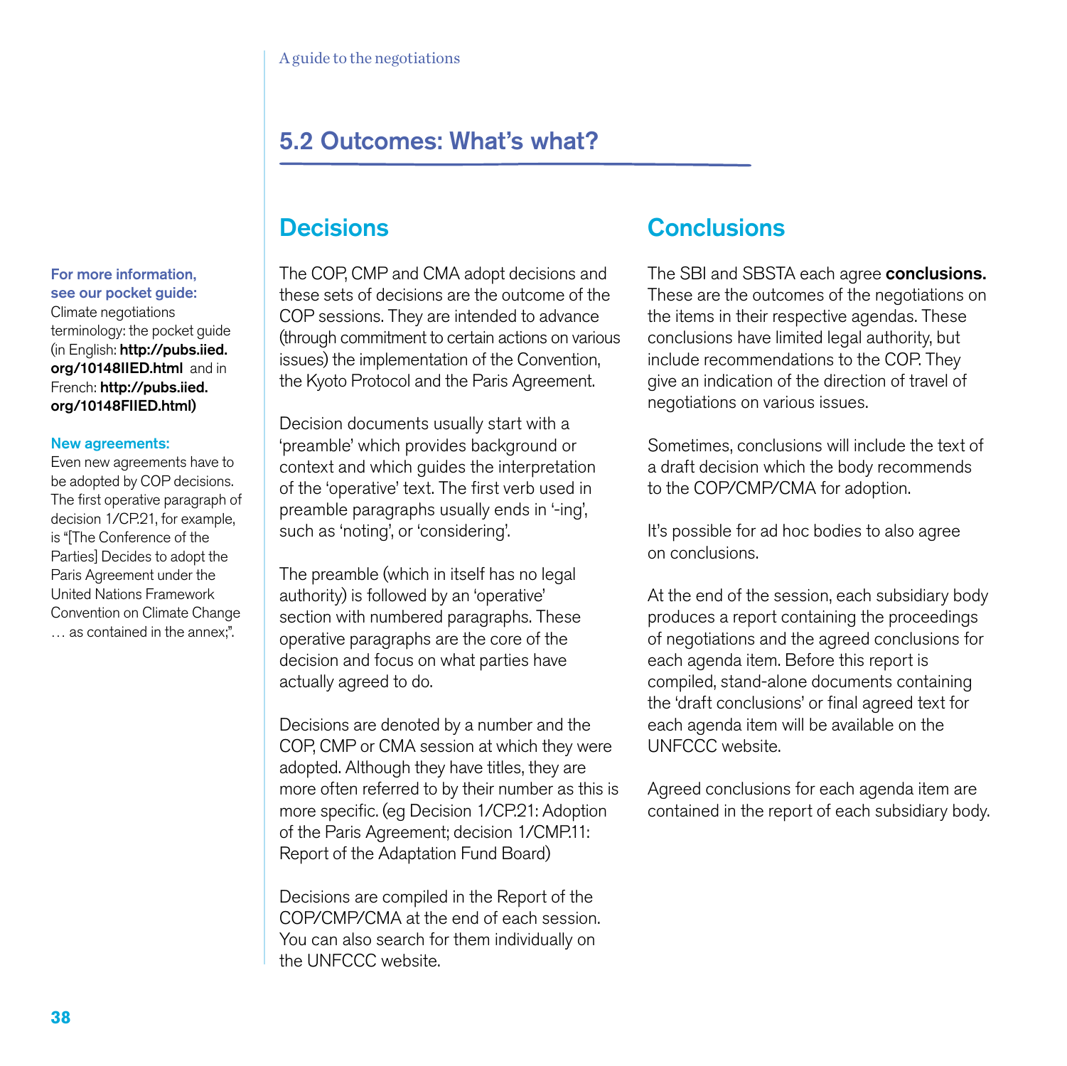## 5.2 Outcomes: What's what?

### Decisions

The COP, CMP and CMA adopt decisions and these sets of decisions are the outcome of the COP sessions. They are intended to advance (through commitment to certain actions on various issues) the implementation of the Convention, the Kyoto Protocol and the Paris Agreement.

Decision documents usually start with a 'preamble' which provides background or context and which guides the interpretation of the 'operative' text. The first verb used in preamble paragraphs usually ends in '-ing', such as 'noting', or 'considering'.

The preamble (which in itself has no legal authority) is followed by an 'operative' section with numbered paragraphs. These operative paragraphs are the core of the decision and focus on what parties have actually agreed to do.

Decisions are denoted by a number and the COP, CMP or CMA session at which they were adopted. Although they have titles, they are more often referred to by their number as this is more specific. (eg Decision 1/CP.21: Adoption of the Paris Agreement; decision 1/CMP.11: Report of the Adaptation Fund Board)

Decisions are compiled in the Report of the COP/CMP/CMA at the end of each session. You can also search for them individually on the UNFCCC website.

### Conclusions

The SBI and SBSTA each agree **conclusions.** These are the outcomes of the negotiations on the items in their respective agendas. These conclusions have limited legal authority, but include recommendations to the COP. They give an indication of the direction of travel of negotiations on various issues.

Sometimes, conclusions will include the text of a draft decision which the body recommends to the COP/CMP/CMA for adoption.

It's possible for ad hoc bodies to also agree on conclusions.

At the end of the session, each subsidiary body produces a report containing the proceedings of negotiations and the agreed conclusions for each agenda item. Before this report is compiled, stand-alone documents containing the 'draft conclusions' or final agreed text for each agenda item will be available on the UNFCCC website.

Agreed conclusions for each agenda item are contained in the report of each subsidiary body.

**For more information, see our pocket guide:**
Climate negotiations terminology: the pocket guide (in English: **http://pubs.iied.org/10148IIED.html** and in French: **http://pubs.iied.org/10148FIIED.html)**

**New agreements:**
Even new agreements have to be adopted by COP decisions. The first operative paragraph of decision 1/CP.21, for example, is "[The Conference of the Parties] Decides to adopt the Paris Agreement under the United Nations Framework Convention on Climate Change … as contained in the annex;".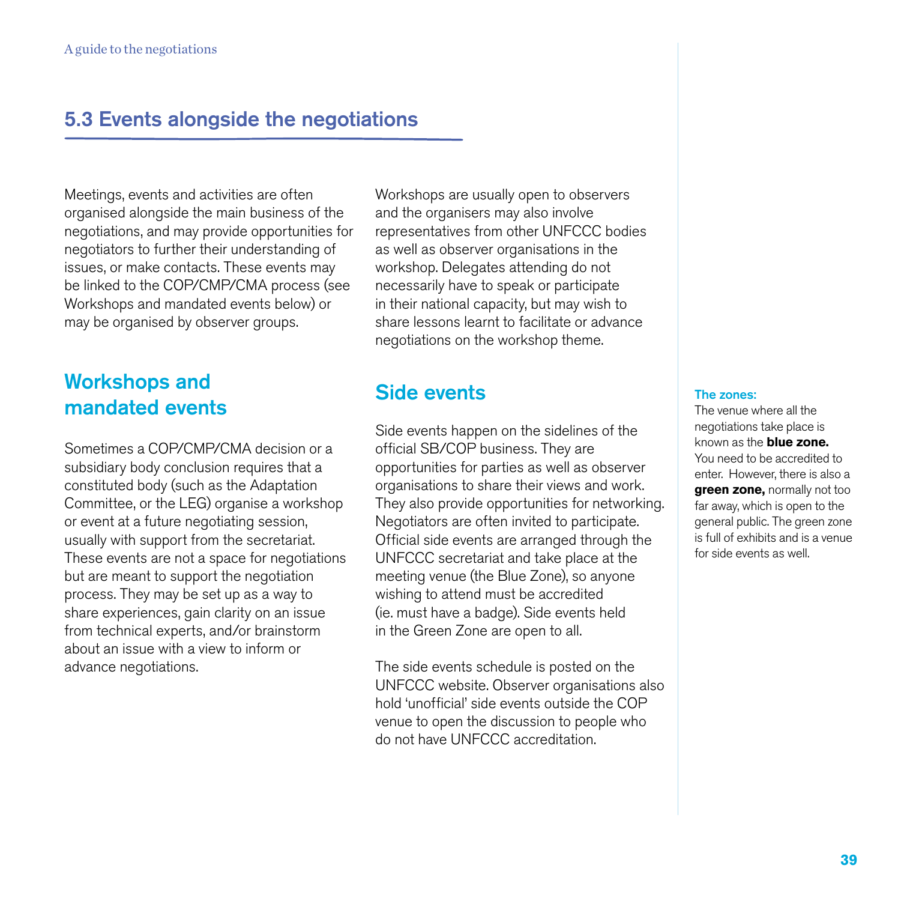## 5.3 Events alongside the negotiations

Meetings, events and activities are often organised alongside the main business of the negotiations, and may provide opportunities for negotiators to further their understanding of issues, or make contacts. These events may be linked to the COP/CMP/CMA process (see Workshops and mandated events below) or may be organised by observer groups.

### Workshops and mandated events

Sometimes a COP/CMP/CMA decision or a subsidiary body conclusion requires that a constituted body (such as the Adaptation Committee, or the LEG) organise a workshop or event at a future negotiating session, usually with support from the secretariat. These events are not a space for negotiations but are meant to support the negotiation process. They may be set up as a way to share experiences, gain clarity on an issue from technical experts, and/or brainstorm about an issue with a view to inform or advance negotiations.

Workshops are usually open to observers and the organisers may also involve representatives from other UNFCCC bodies as well as observer organisations in the workshop. Delegates attending do not necessarily have to speak or participate in their national capacity, but may wish to share lessons learnt to facilitate or advance negotiations on the workshop theme.

### Side events

Side events happen on the sidelines of the official SB/COP business. They are opportunities for parties as well as observer organisations to share their views and work. They also provide opportunities for networking. Negotiators are often invited to participate. Official side events are arranged through the UNFCCC secretariat and take place at the meeting venue (the Blue Zone), so anyone wishing to attend must be accredited (ie. must have a badge). Side events held in the Green Zone are open to all.

The side events schedule is posted on the UNFCCC website. Observer organisations also hold 'unofficial' side events outside the COP venue to open the discussion to people who do not have UNFCCC accreditation.

**The zones:**
The venue where all the negotiations take place is known as the **blue zone.** You need to be accredited to enter. However, there is also a **green zone,** normally not too far away, which is open to the general public. The green zone is full of exhibits and is a venue for side events as well.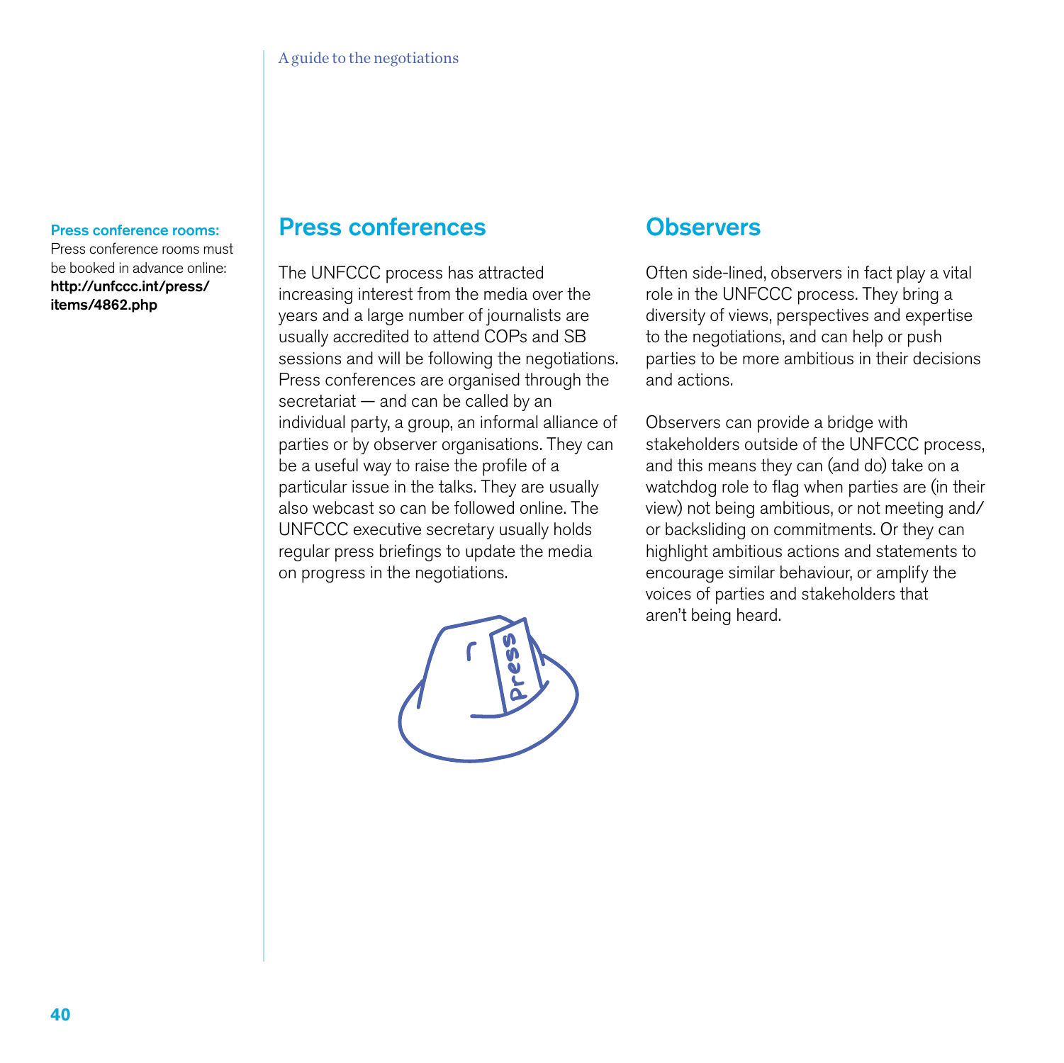**Press conference rooms:**
Press conference rooms must be booked in advance online: **http://unfccc.int/press/items/4862.php**

## Press conferences

The UNFCCC process has attracted increasing interest from the media over the years and a large number of journalists are usually accredited to attend COPs and SB sessions and will be following the negotiations. Press conferences are organised through the secretariat — and can be called by an individual party, a group, an informal alliance of parties or by observer organisations. They can be a useful way to raise the profile of a particular issue in the talks. They are usually also webcast so can be followed online. The UNFCCC executive secretary usually holds regular press briefings to update the media on progress in the negotiations.

## Observers

Often side-lined, observers in fact play a vital role in the UNFCCC process. They bring a diversity of views, perspectives and expertise to the negotiations, and can help or push parties to be more ambitious in their decisions and actions.

Observers can provide a bridge with stakeholders outside of the UNFCCC process, and this means they can (and do) take on a watchdog role to flag when parties are (in their view) not being ambitious, or not meeting and/or backsliding on commitments. Or they can highlight ambitious actions and statements to encourage similar behaviour, or amplify the voices of parties and stakeholders that aren't being heard.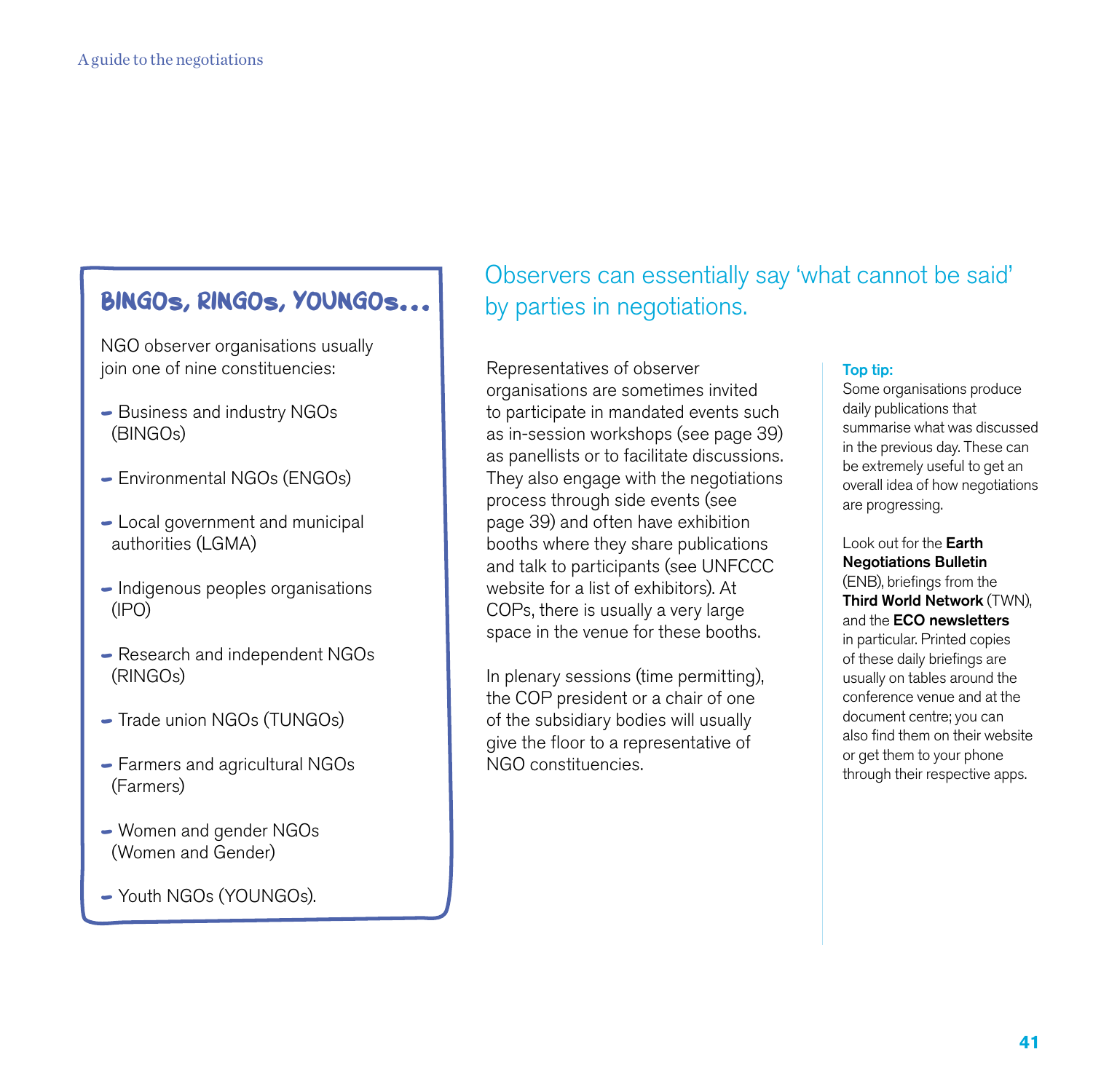### BINGOs, RINGOs, YOUNGOs…

NGO observer organisations usually join one of nine constituencies:

- Business and industry NGOs (BINGOs)
- Environmental NGOs (ENGOs)
- Local government and municipal authorities (LGMA)
- Indigenous peoples organisations (IPO)
- Research and independent NGOs (RINGOs)
- Trade union NGOs (TUNGOs)
- Farmers and agricultural NGOs (Farmers)
- Women and gender NGOs (Women and Gender)
- Youth NGOs (YOUNGOs).

## Observers can essentially say 'what cannot be said' by parties in negotiations.

Representatives of observer organisations are sometimes invited to participate in mandated events such as in-session workshops (see page 39) as panellists or to facilitate discussions. They also engage with the negotiations process through side events (see page 39) and often have exhibition booths where they share publications and talk to participants (see UNFCCC website for a list of exhibitors). At COPs, there is usually a very large space in the venue for these booths.

In plenary sessions (time permitting), the COP president or a chair of one of the subsidiary bodies will usually give the floor to a representative of NGO constituencies.

**Top tip:**
Some organisations produce daily publications that summarise what was discussed in the previous day. These can be extremely useful to get an overall idea of how negotiations are progressing.

Look out for the **Earth Negotiations Bulletin** (ENB), briefings from the **Third World Network** (TWN), and the **ECO newsletters** in particular. Printed copies of these daily briefings are usually on tables around the conference venue and at the document centre; you can also find them on their website or get them to your phone through their respective apps.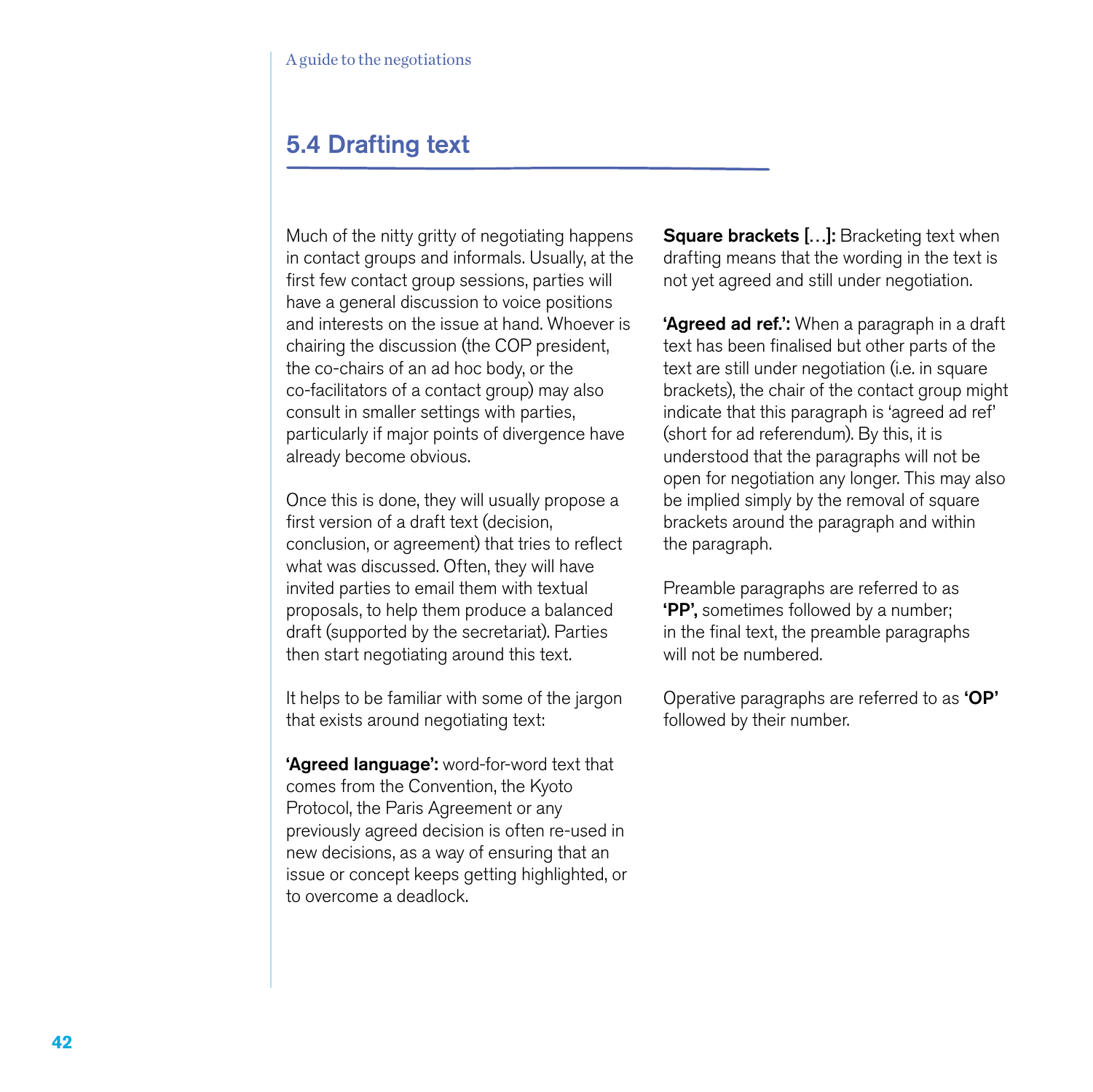## 5.4 Drafting text

Much of the nitty gritty of negotiating happens in contact groups and informals. Usually, at the first few contact group sessions, parties will have a general discussion to voice positions and interests on the issue at hand. Whoever is chairing the discussion (the COP president, the co-chairs of an ad hoc body, or the co-facilitators of a contact group) may also consult in smaller settings with parties, particularly if major points of divergence have already become obvious.

Once this is done, they will usually propose a first version of a draft text (decision, conclusion, or agreement) that tries to reflect what was discussed. Often, they will have invited parties to email them with textual proposals, to help them produce a balanced draft (supported by the secretariat). Parties then start negotiating around this text.

It helps to be familiar with some of the jargon that exists around negotiating text:

**'Agreed language':** word-for-word text that comes from the Convention, the Kyoto Protocol, the Paris Agreement or any previously agreed decision is often re-used in new decisions, as a way of ensuring that an issue or concept keeps getting highlighted, or to overcome a deadlock.

**Square brackets […]:** Bracketing text when drafting means that the wording in the text is not yet agreed and still under negotiation.

**'Agreed ad ref.':** When a paragraph in a draft text has been finalised but other parts of the text are still under negotiation (i.e. in square brackets), the chair of the contact group might indicate that this paragraph is 'agreed ad ref' (short for ad referendum). By this, it is understood that the paragraphs will not be open for negotiation any longer. This may also be implied simply by the removal of square brackets around the paragraph and within the paragraph.

Preamble paragraphs are referred to as **'PP',** sometimes followed by a number; in the final text, the preamble paragraphs will not be numbered.

Operative paragraphs are referred to as **'OP'** followed by their number.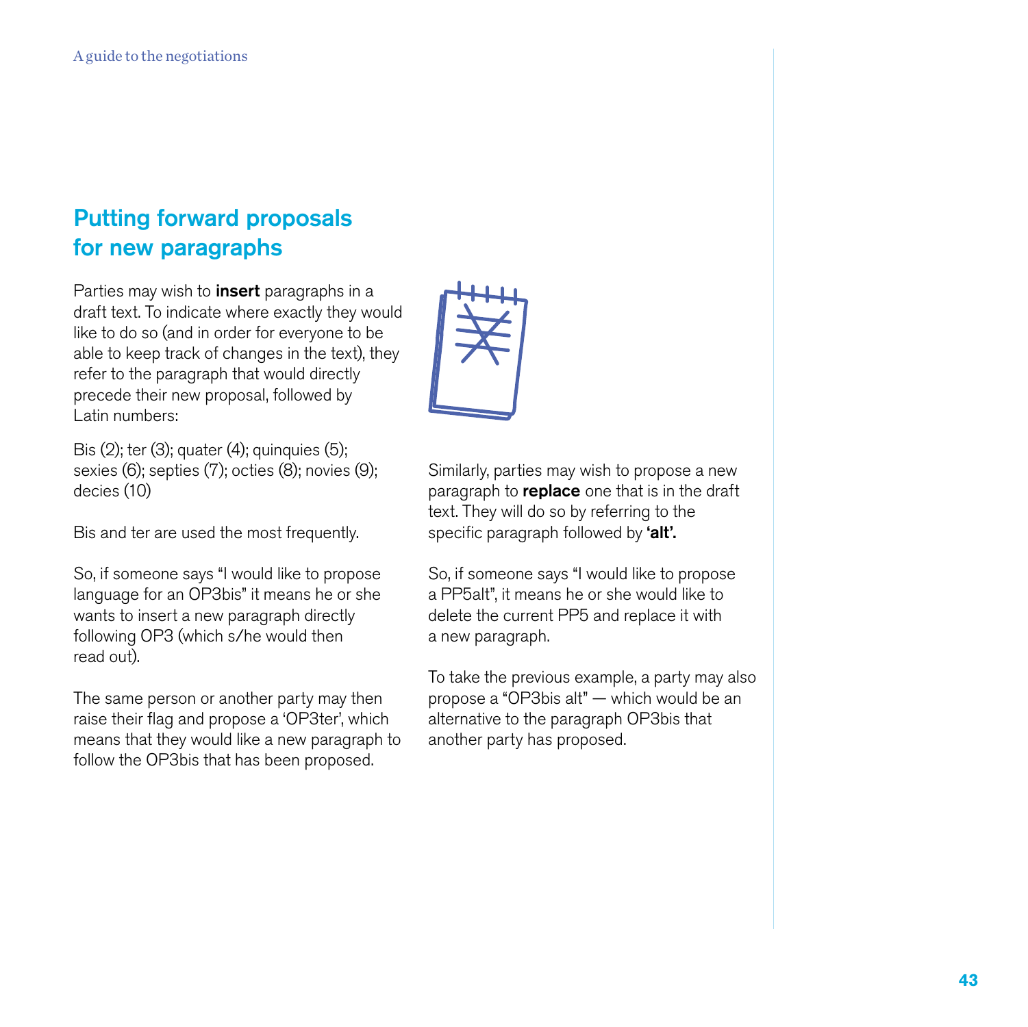## Putting forward proposals for new paragraphs

Parties may wish to **insert** paragraphs in a draft text. To indicate where exactly they would like to do so (and in order for everyone to be able to keep track of changes in the text), they refer to the paragraph that would directly precede their new proposal, followed by Latin numbers:

Bis (2); ter (3); quater (4); quinquies (5); sexies (6); septies (7); octies (8); novies (9); decies (10)

Bis and ter are used the most frequently.

So, if someone says "I would like to propose language for an OP3bis" it means he or she wants to insert a new paragraph directly following OP3 (which s/he would then read out).

The same person or another party may then raise their flag and propose a 'OP3ter', which means that they would like a new paragraph to follow the OP3bis that has been proposed.

Similarly, parties may wish to propose a new paragraph to **replace** one that is in the draft text. They will do so by referring to the specific paragraph followed by **'alt'.**

So, if someone says "I would like to propose a PP5alt", it means he or she would like to delete the current PP5 and replace it with a new paragraph.

To take the previous example, a party may also propose a "OP3bis alt" — which would be an alternative to the paragraph OP3bis that another party has proposed.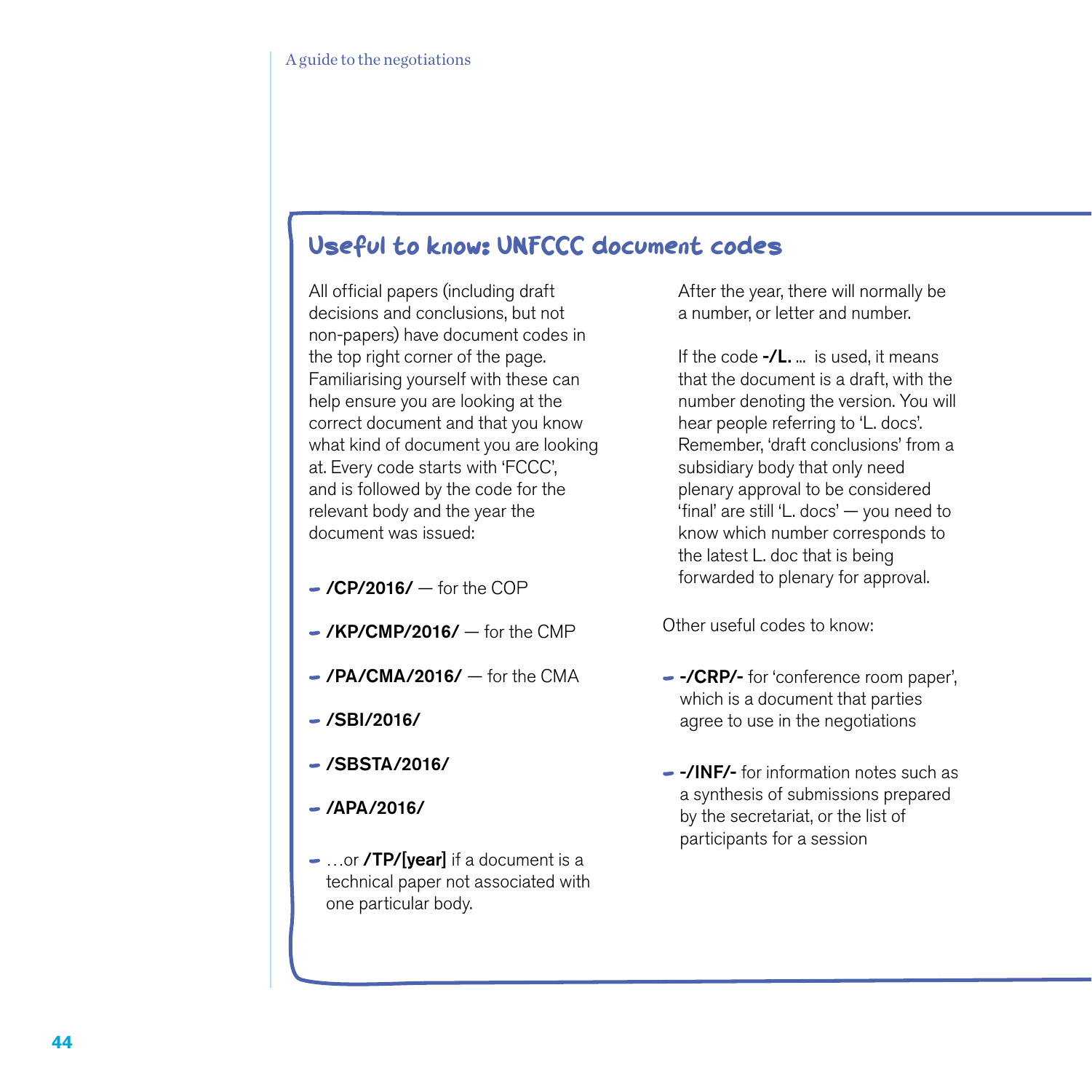## Useful to know: UNFCCC document codes

All official papers (including draft decisions and conclusions, but not non-papers) have document codes in the top right corner of the page. Familiarising yourself with these can help ensure you are looking at the correct document and that you know what kind of document you are looking at. Every code starts with 'FCCC', and is followed by the code for the relevant body and the year the document was issued:

- **/CP/2016/** — for the COP
- **/KP/CMP/2016/** — for the CMP
- **/PA/CMA/2016/** — for the CMA
- **/SBI/2016/**
- **/SBSTA/2016/**
- **/APA/2016/**
- …or **/TP/[year]** if a document is a technical paper not associated with one particular body.

After the year, there will normally be a number, or letter and number.

If the code **-/L.** ... is used, it means that the document is a draft, with the number denoting the version. You will hear people referring to 'L. docs'. Remember, 'draft conclusions' from a subsidiary body that only need plenary approval to be considered 'final' are still 'L. docs' — you need to know which number corresponds to the latest L. doc that is being forwarded to plenary for approval.

Other useful codes to know:

- **-/CRP/-** for 'conference room paper', which is a document that parties agree to use in the negotiations
- **-/INF/-** for information notes such as a synthesis of submissions prepared by the secretariat, or the list of participants for a session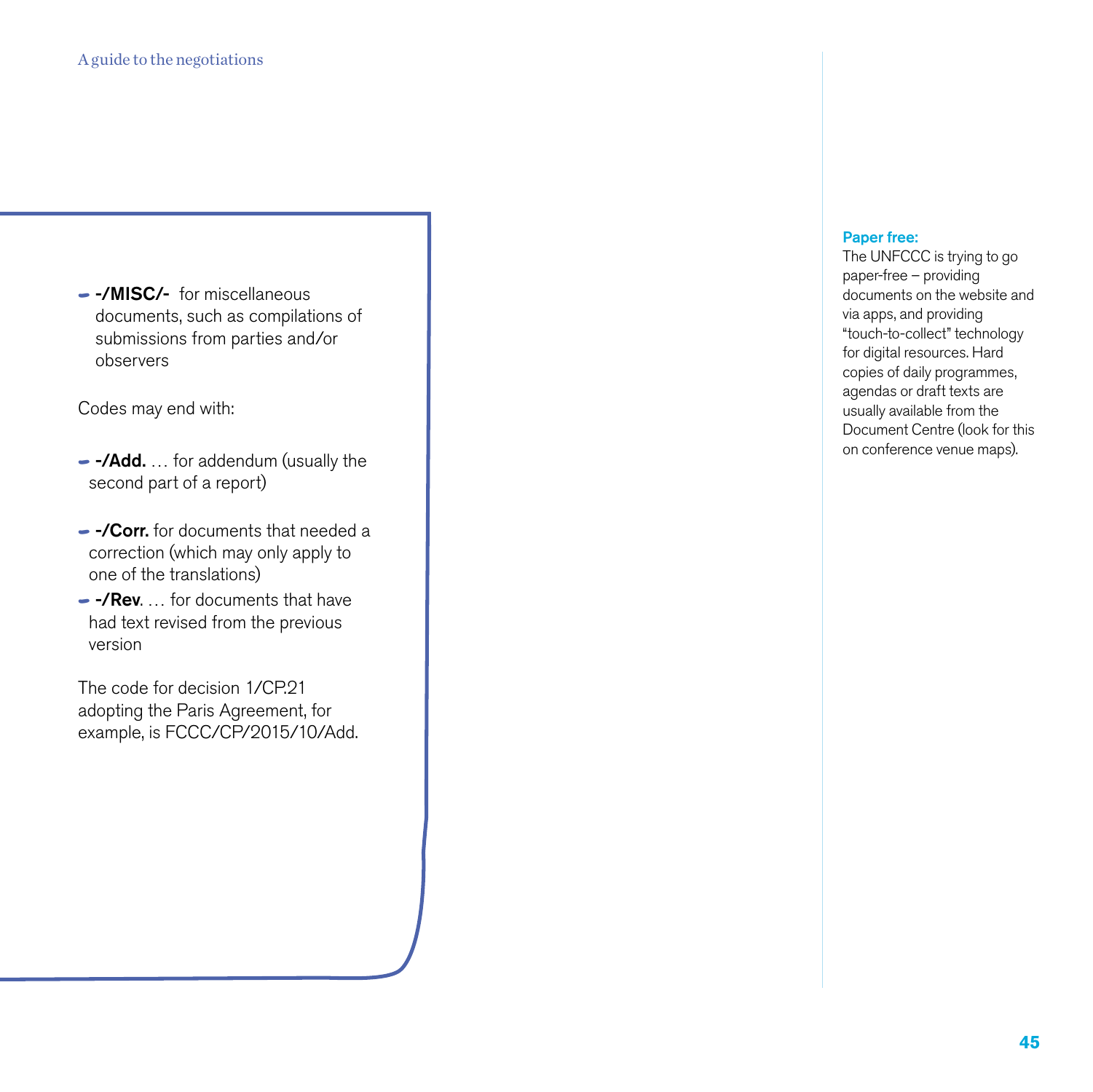- **-/MISC/-** for miscellaneous documents, such as compilations of submissions from parties and/or observers

Codes may end with:

- **-/Add.** … for addendum (usually the second part of a report)
- **-/Corr.** for documents that needed a correction (which may only apply to one of the translations)
- **-/Rev**. … for documents that have had text revised from the previous version

The code for decision 1/CP.21 adopting the Paris Agreement, for example, is FCCC/CP/2015/10/Add.

**Paper free:**
The UNFCCC is trying to go paper-free – providing documents on the website and via apps, and providing "touch-to-collect" technology for digital resources. Hard copies of daily programmes, agendas or draft texts are usually available from the Document Centre (look for this on conference venue maps).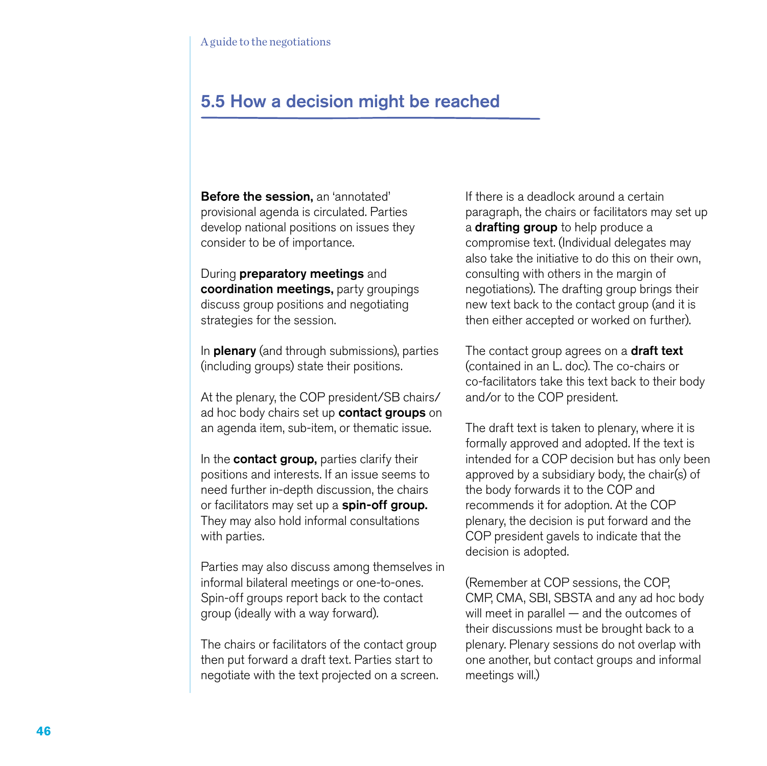## 5.5 How a decision might be reached

**Before the session,** an 'annotated' provisional agenda is circulated. Parties develop national positions on issues they consider to be of importance.

During **preparatory meetings** and **coordination meetings,** party groupings discuss group positions and negotiating strategies for the session.

In **plenary** (and through submissions), parties (including groups) state their positions.

At the plenary, the COP president/SB chairs/ ad hoc body chairs set up **contact groups** on an agenda item, sub-item, or thematic issue.

In the **contact group,** parties clarify their positions and interests. If an issue seems to need further in-depth discussion, the chairs or facilitators may set up a **spin-off group.** They may also hold informal consultations with parties.

Parties may also discuss among themselves in informal bilateral meetings or one-to-ones. Spin-off groups report back to the contact group (ideally with a way forward).

The chairs or facilitators of the contact group then put forward a draft text. Parties start to negotiate with the text projected on a screen.

If there is a deadlock around a certain paragraph, the chairs or facilitators may set up a **drafting group** to help produce a compromise text. (Individual delegates may also take the initiative to do this on their own, consulting with others in the margin of negotiations). The drafting group brings their new text back to the contact group (and it is then either accepted or worked on further).

The contact group agrees on a **draft text** (contained in an L. doc). The co-chairs or co-facilitators take this text back to their body and/or to the COP president.

The draft text is taken to plenary, where it is formally approved and adopted. If the text is intended for a COP decision but has only been approved by a subsidiary body, the chair(s) of the body forwards it to the COP and recommends it for adoption. At the COP plenary, the decision is put forward and the COP president gavels to indicate that the decision is adopted.

(Remember at COP sessions, the COP, CMP, CMA, SBI, SBSTA and any ad hoc body will meet in parallel — and the outcomes of their discussions must be brought back to a plenary. Plenary sessions do not overlap with one another, but contact groups and informal meetings will.)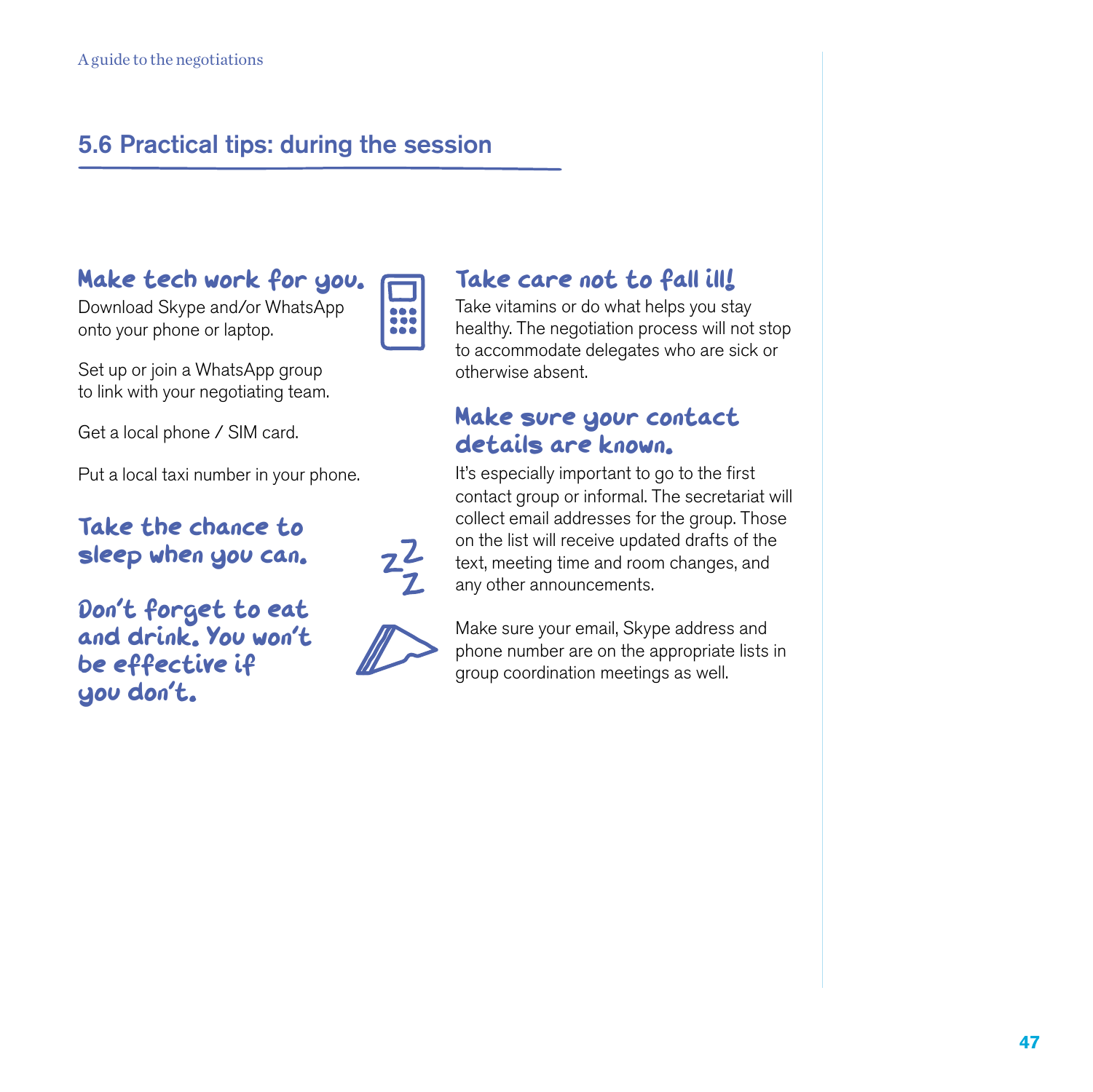## 5.6 Practical tips: during the session

### Make tech work for you.

Download Skype and/or WhatsApp onto your phone or laptop.

Set up or join a WhatsApp group to link with your negotiating team.

Get a local phone / SIM card.

Put a local taxi number in your phone.

### Take the chance to sleep when you can.

### Don't forget to eat and drink. You won't be effective if you don't.

### Take care not to fall ill!

Take vitamins or do what helps you stay healthy. The negotiation process will not stop to accommodate delegates who are sick or otherwise absent.

### Make sure your contact details are known.

It's especially important to go to the first contact group or informal. The secretariat will collect email addresses for the group. Those on the list will receive updated drafts of the text, meeting time and room changes, and any other announcements.

Make sure your email, Skype address and phone number are on the appropriate lists in group coordination meetings as well.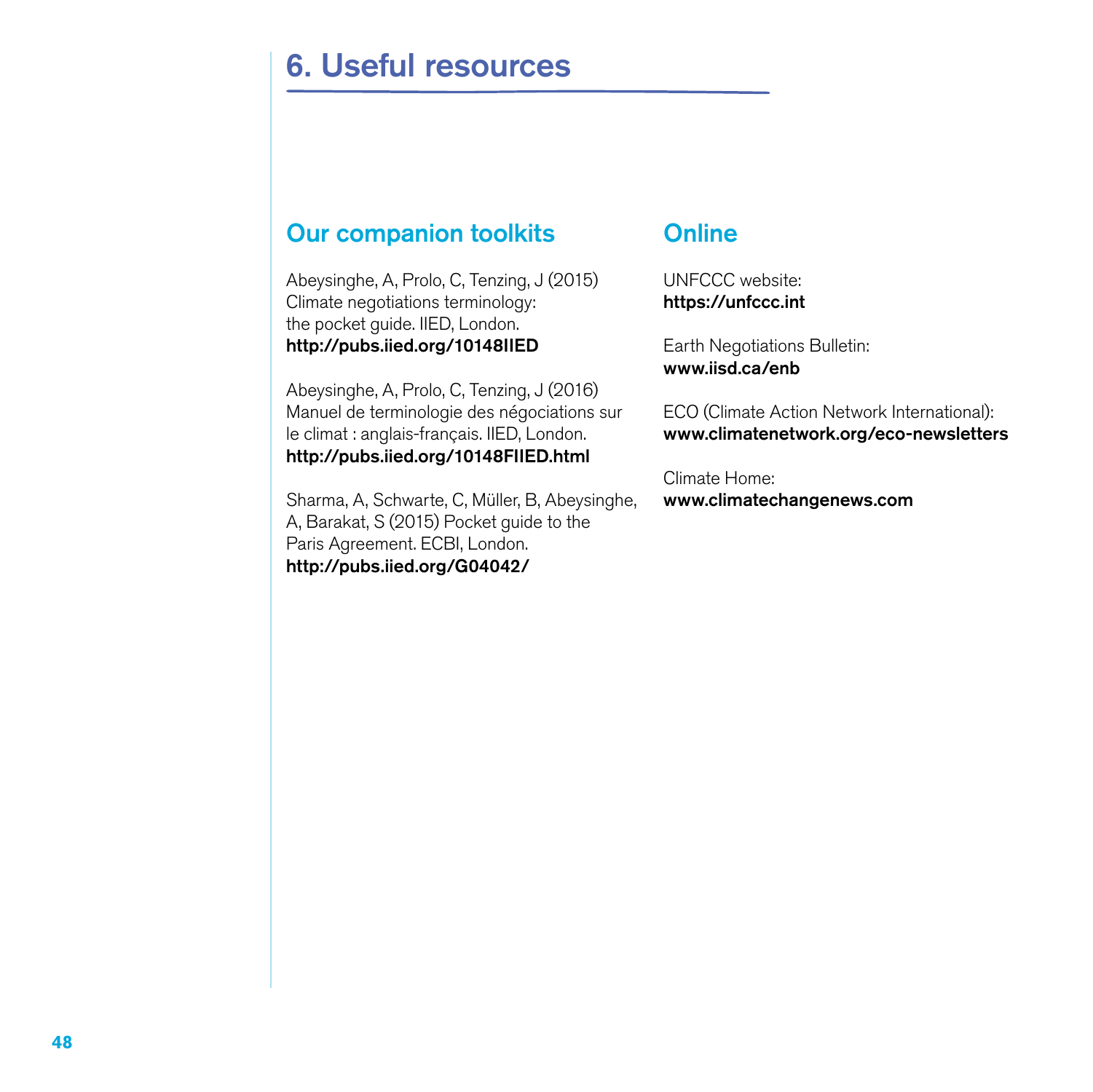# 6. Useful resources

## Our companion toolkits

Abeysinghe, A, Prolo, C, Tenzing, J (2015) Climate negotiations terminology: the pocket guide. IIED, London.
**http://pubs.iied.org/10148IIED**

Abeysinghe, A, Prolo, C, Tenzing, J (2016) Manuel de terminologie des négociations sur le climat : anglais-français. IIED, London.
**http://pubs.iied.org/10148FIIED.html**

Sharma, A, Schwarte, C, Müller, B, Abeysinghe, A, Barakat, S (2015) Pocket guide to the Paris Agreement. ECBI, London.
**http://pubs.iied.org/G04042/**

## Online

UNFCCC website:
**https://unfccc.int**

Earth Negotiations Bulletin:
**www.iisd.ca/enb**

ECO (Climate Action Network International):
**www.climatenetwork.org/eco-newsletters**

Climate Home:
**www.climatechangenews.com**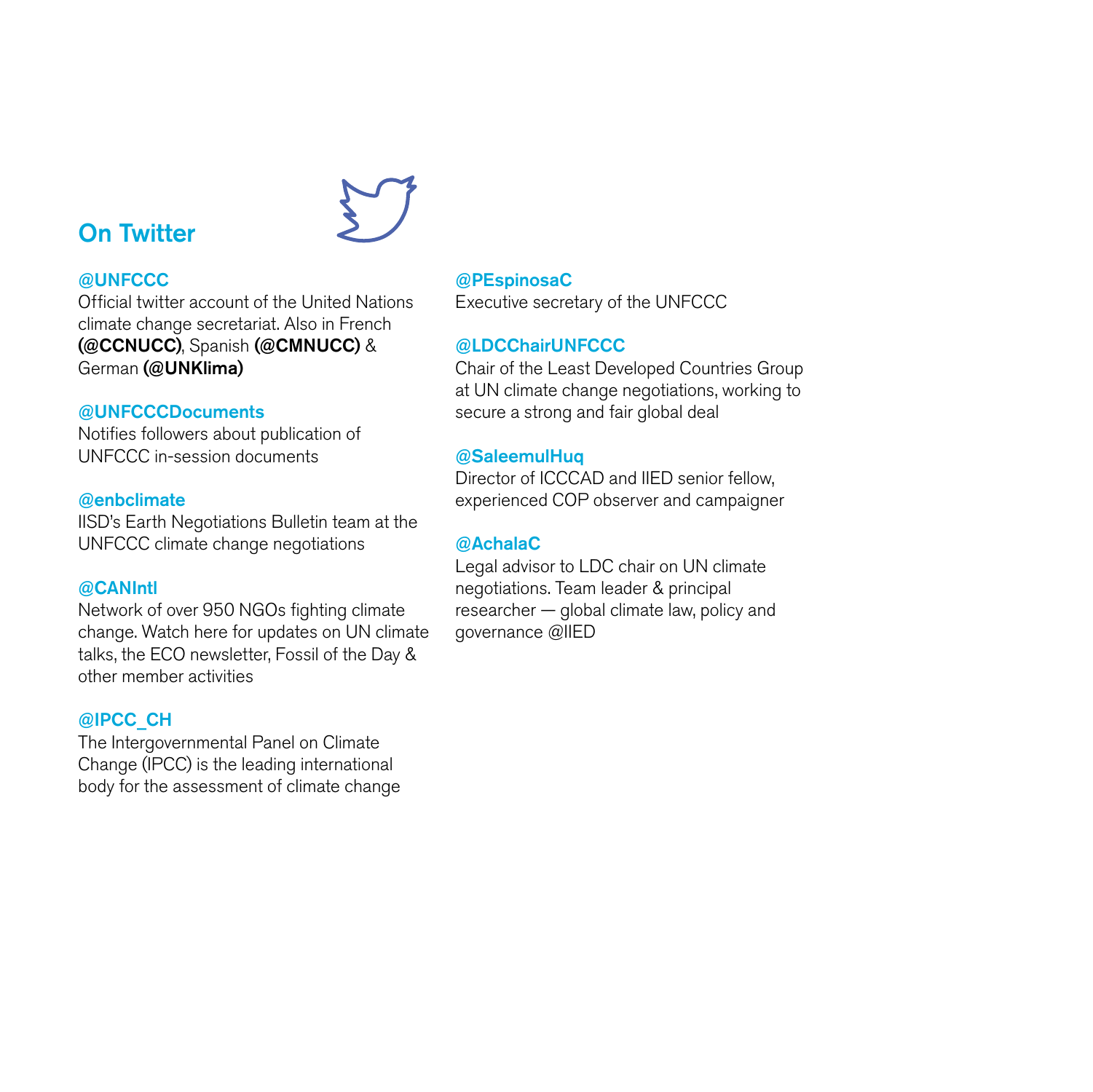## On Twitter

**@UNFCCC**
Official twitter account of the United Nations climate change secretariat. Also in French **(@CCNUCC)**, Spanish **(@CMNUCC)** & German **(@UNKlima)**

**@UNFCCCDocuments**
Notifies followers about publication of UNFCCC in-session documents

**@enbclimate**
IISD's Earth Negotiations Bulletin team at the UNFCCC climate change negotiations

**@CANIntl**
Network of over 950 NGOs fighting climate change. Watch here for updates on UN climate talks, the ECO newsletter, Fossil of the Day & other member activities

**@IPCC_CH**
The Intergovernmental Panel on Climate Change (IPCC) is the leading international body for the assessment of climate change

**@PEspinosaC**
Executive secretary of the UNFCCC

**@LDCChairUNFCCC**
Chair of the Least Developed Countries Group at UN climate change negotiations, working to secure a strong and fair global deal

**@SaleemulHuq**
Director of ICCCAD and IIED senior fellow, experienced COP observer and campaigner

**@AchalaC**
Legal advisor to LDC chair on UN climate negotiations. Team leader & principal researcher — global climate law, policy and governance @IIED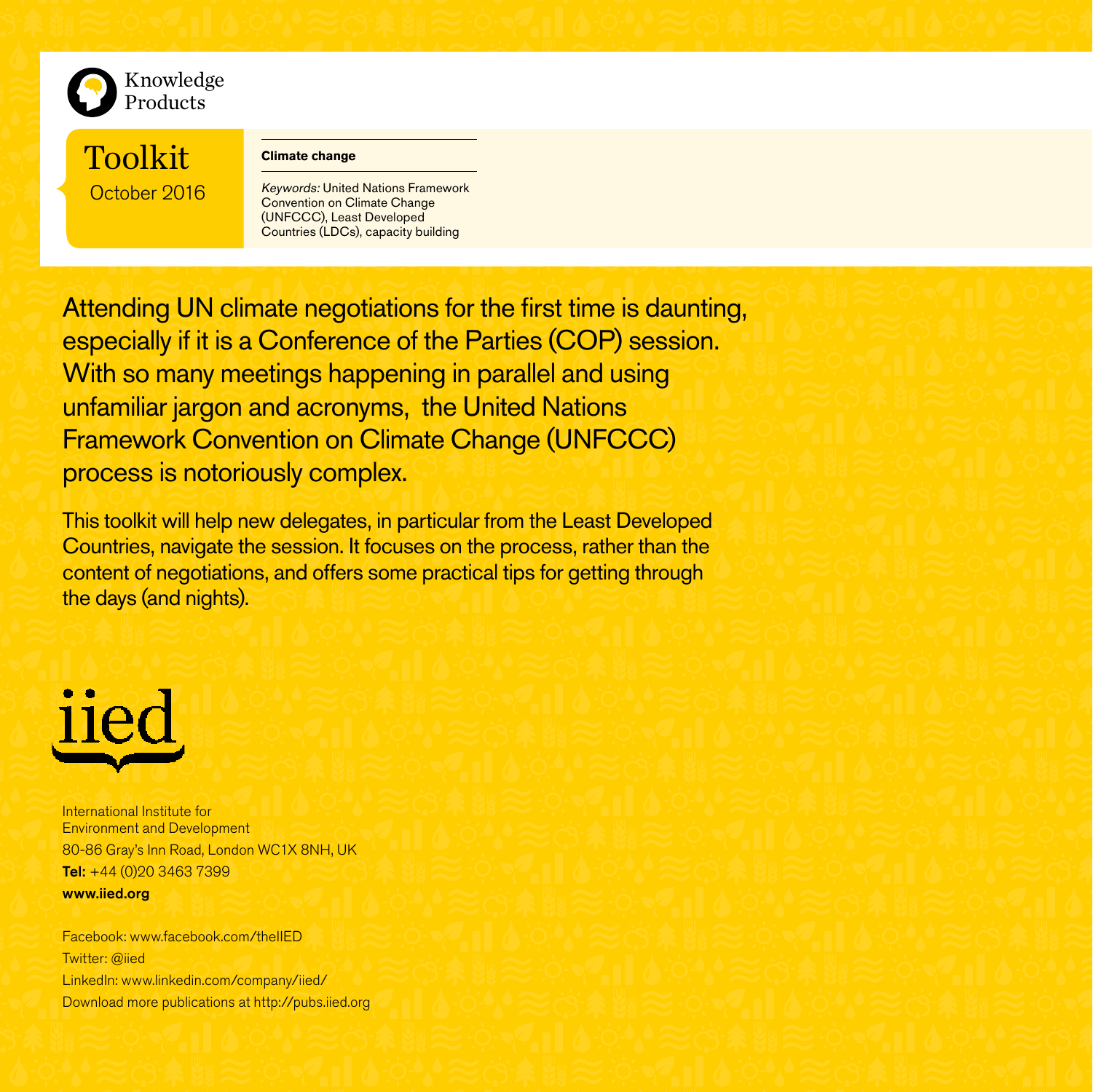Knowledge Products

# Toolkit

October 2016

**Climate change**

*Keywords:* United Nations Framework Convention on Climate Change (UNFCCC), Least Developed Countries (LDCs), capacity building

Attending UN climate negotiations for the first time is daunting, especially if it is a Conference of the Parties (COP) session. With so many meetings happening in parallel and using unfamiliar jargon and acronyms, the United Nations Framework Convention on Climate Change (UNFCCC) process is notoriously complex.

This toolkit will help new delegates, in particular from the Least Developed Countries, navigate the session. It focuses on the process, rather than the content of negotiations, and offers some practical tips for getting through the days (and nights).

iied

International Institute for Environment and Development
80-86 Gray's Inn Road, London WC1X 8NH, UK
**Tel:** +44 (0)20 3463 7399
**www.iied.org**

Facebook: www.facebook.com/theIIED
Twitter: @iied
LinkedIn: www.linkedin.com/company/iied/
Download more publications at http://pubs.iied.org